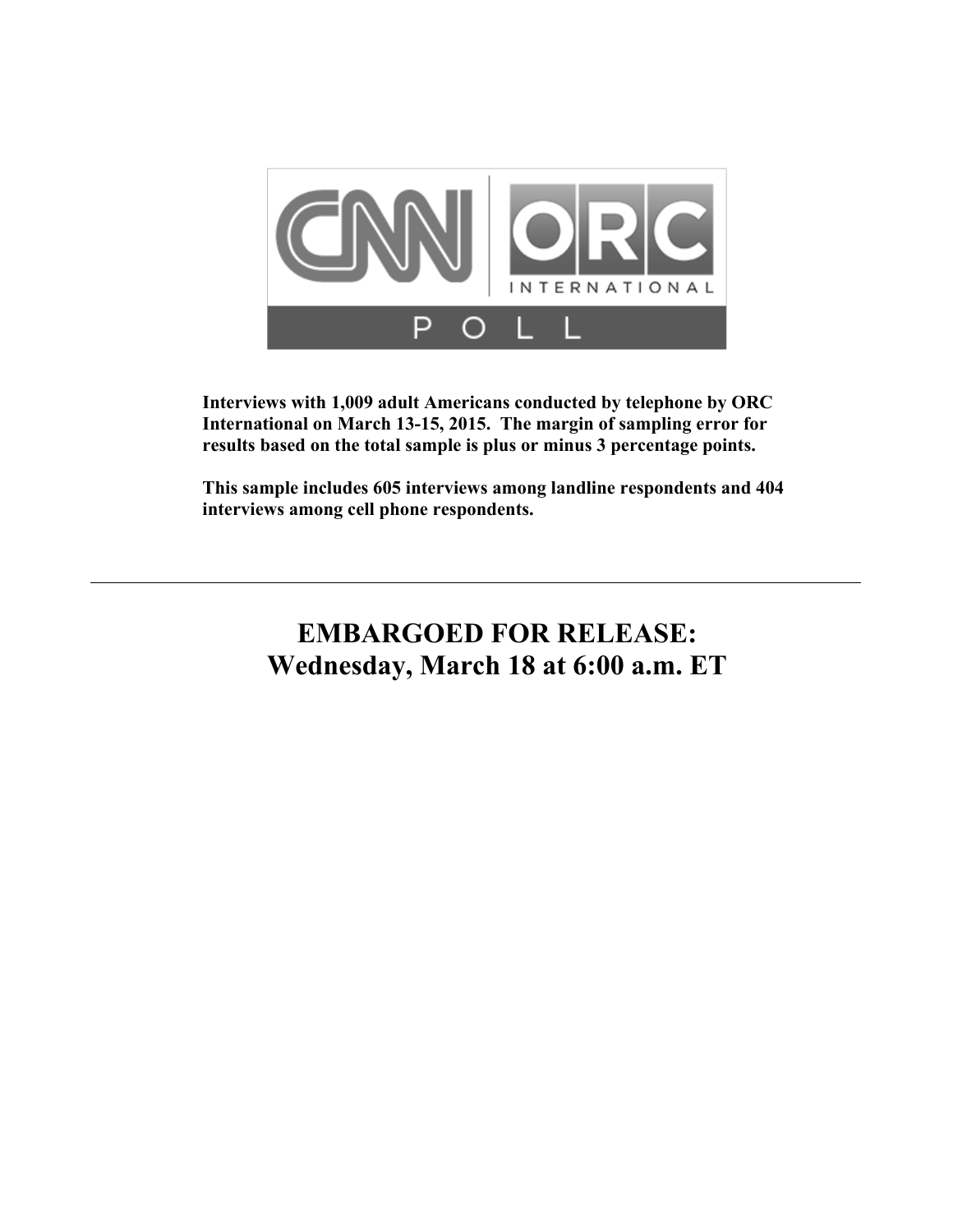CNN | ORC INTERNATIONAL POLL

**Interviews with 1,009 adult Americans conducted by telephone by ORC International on March 13-15, 2015. The margin of sampling error for results based on the total sample is plus or minus 3 percentage points.**

**This sample includes 605 interviews among landline respondents and 404 interviews among cell phone respondents.**

---

## EMBARGOED FOR RELEASE:
## Wednesday, March 18 at 6:00 a.m. ET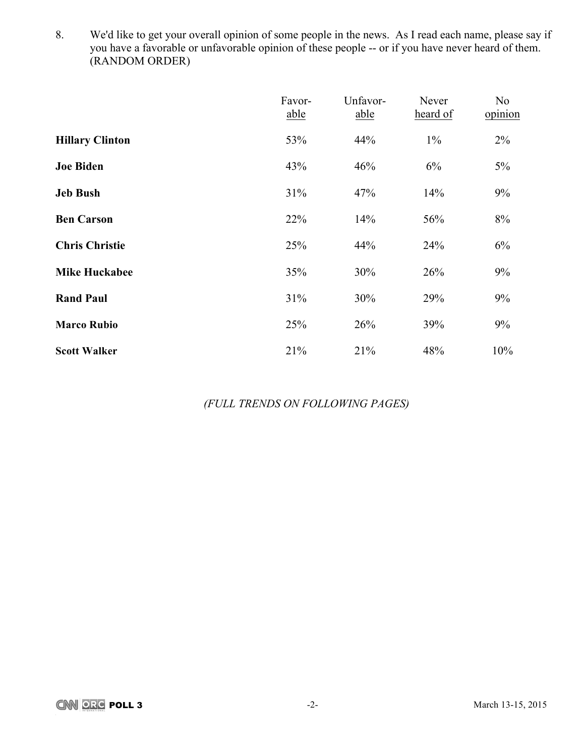8. We'd like to get your overall opinion of some people in the news. As I read each name, please say if you have a favorable or unfavorable opinion of these people -- or if you have never heard of them. (RANDOM ORDER)

| | Favorable | Unfavorable | Never heard of | No opinion |
|---|---|---|---|---|
| **Hillary Clinton** | 53% | 44% | 1% | 2% |
| **Joe Biden** | 43% | 46% | 6% | 5% |
| **Jeb Bush** | 31% | 47% | 14% | 9% |
| **Ben Carson** | 22% | 14% | 56% | 8% |
| **Chris Christie** | 25% | 44% | 24% | 6% |
| **Mike Huckabee** | 35% | 30% | 26% | 9% |
| **Rand Paul** | 31% | 30% | 29% | 9% |
| **Marco Rubio** | 25% | 26% | 39% | 9% |
| **Scott Walker** | 21% | 21% | 48% | 10% |

*(FULL TRENDS ON FOLLOWING PAGES)*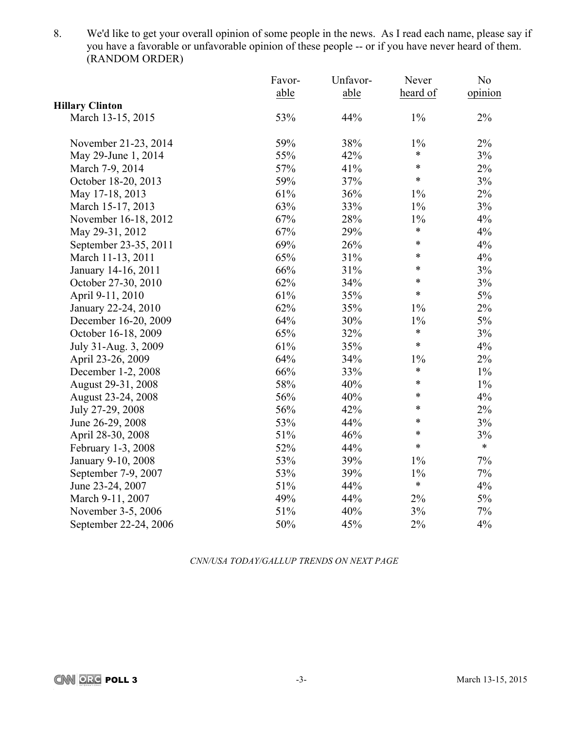8. We'd like to get your overall opinion of some people in the news. As I read each name, please say if you have a favorable or unfavorable opinion of these people -- or if you have never heard of them. (RANDOM ORDER)

| | Favor-able | Unfavor-able | Never heard of | No opinion |
|---|---|---|---|---|
| **Hillary Clinton** | | | | |
| March 13-15, 2015 | 53% | 44% | 1% | 2% |
| | | | | |
| November 21-23, 2014 | 59% | 38% | 1% | 2% |
| May 29-June 1, 2014 | 55% | 42% | * | 3% |
| March 7-9, 2014 | 57% | 41% | * | 2% |
| October 18-20, 2013 | 59% | 37% | * | 3% |
| May 17-18, 2013 | 61% | 36% | 1% | 2% |
| March 15-17, 2013 | 63% | 33% | 1% | 3% |
| November 16-18, 2012 | 67% | 28% | 1% | 4% |
| May 29-31, 2012 | 67% | 29% | * | 4% |
| September 23-35, 2011 | 69% | 26% | * | 4% |
| March 11-13, 2011 | 65% | 31% | * | 4% |
| January 14-16, 2011 | 66% | 31% | * | 3% |
| October 27-30, 2010 | 62% | 34% | * | 3% |
| April 9-11, 2010 | 61% | 35% | * | 5% |
| January 22-24, 2010 | 62% | 35% | 1% | 2% |
| December 16-20, 2009 | 64% | 30% | 1% | 5% |
| October 16-18, 2009 | 65% | 32% | * | 3% |
| July 31-Aug. 3, 2009 | 61% | 35% | * | 4% |
| April 23-26, 2009 | 64% | 34% | 1% | 2% |
| December 1-2, 2008 | 66% | 33% | * | 1% |
| August 29-31, 2008 | 58% | 40% | * | 1% |
| August 23-24, 2008 | 56% | 40% | * | 4% |
| July 27-29, 2008 | 56% | 42% | * | 2% |
| June 26-29, 2008 | 53% | 44% | * | 3% |
| April 28-30, 2008 | 51% | 46% | * | 3% |
| February 1-3, 2008 | 52% | 44% | * | * |
| January 9-10, 2008 | 53% | 39% | 1% | 7% |
| September 7-9, 2007 | 53% | 39% | 1% | 7% |
| June 23-24, 2007 | 51% | 44% | * | 4% |
| March 9-11, 2007 | 49% | 44% | 2% | 5% |
| November 3-5, 2006 | 51% | 40% | 3% | 7% |
| September 22-24, 2006 | 50% | 45% | 2% | 4% |

*CNN/USA TODAY/GALLUP TRENDS ON NEXT PAGE*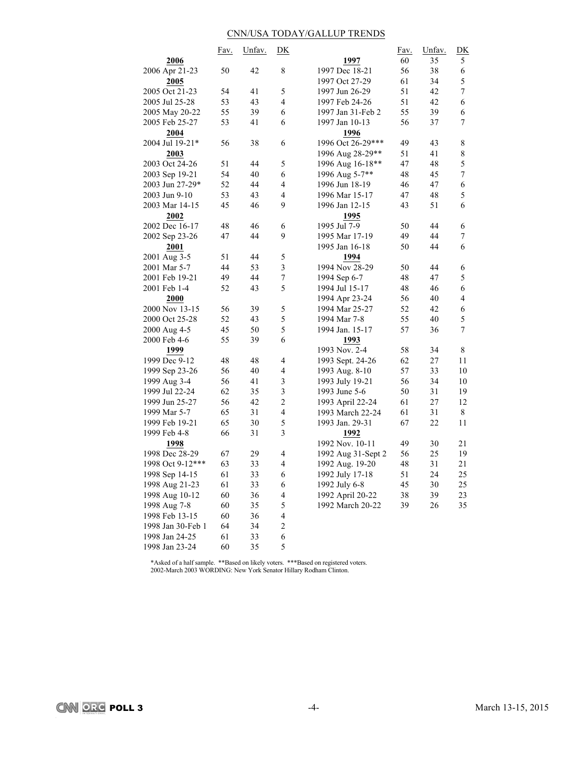CNN/USA TODAY/GALLUP TRENDS

| | Fav. | Unfav. | DK |
|---|---|---|---|
| **2006** | | | |
| 2006 Apr 21-23 | 50 | 42 | 8 |
| **2005** | | | |
| 2005 Oct 21-23 | 54 | 41 | 5 |
| 2005 Jul 25-28 | 53 | 43 | 4 |
| 2005 May 20-22 | 55 | 39 | 6 |
| 2005 Feb 25-27 | 53 | 41 | 6 |
| **2004** | | | |
| 2004 Jul 19-21* | 56 | 38 | 6 |
| **2003** | | | |
| 2003 Oct 24-26 | 51 | 44 | 5 |
| 2003 Sep 19-21 | 54 | 40 | 6 |
| 2003 Jun 27-29* | 52 | 44 | 4 |
| 2003 Jun 9-10 | 53 | 43 | 4 |
| 2003 Mar 14-15 | 45 | 46 | 9 |
| **2002** | | | |
| 2002 Dec 16-17 | 48 | 46 | 6 |
| 2002 Sep 23-26 | 47 | 44 | 9 |
| **2001** | | | |
| 2001 Aug 3-5 | 51 | 44 | 5 |
| 2001 Mar 5-7 | 44 | 53 | 3 |
| 2001 Feb 19-21 | 49 | 44 | 7 |
| 2001 Feb 1-4 | 52 | 43 | 5 |
| **2000** | | | |
| 2000 Nov 13-15 | 56 | 39 | 5 |
| 2000 Oct 25-28 | 52 | 43 | 5 |
| 2000 Aug 4-5 | 45 | 50 | 5 |
| 2000 Feb 4-6 | 55 | 39 | 6 |
| **1999** | | | |
| 1999 Dec 9-12 | 48 | 48 | 4 |
| 1999 Sep 23-26 | 56 | 40 | 4 |
| 1999 Aug 3-4 | 56 | 41 | 3 |
| 1999 Jul 22-24 | 62 | 35 | 3 |
| 1999 Jun 25-27 | 56 | 42 | 2 |
| 1999 Mar 5-7 | 65 | 31 | 4 |
| 1999 Feb 19-21 | 65 | 30 | 5 |
| 1999 Feb 4-8 | 66 | 31 | 3 |
| **1998** | | | |
| 1998 Dec 28-29 | 67 | 29 | 4 |
| 1998 Oct 9-12*** | 63 | 33 | 4 |
| 1998 Sep 14-15 | 61 | 33 | 6 |
| 1998 Aug 21-23 | 61 | 33 | 6 |
| 1998 Aug 10-12 | 60 | 36 | 4 |
| 1998 Aug 7-8 | 60 | 35 | 5 |
| 1998 Feb 13-15 | 60 | 36 | 4 |
| 1998 Jan 30-Feb 1 | 64 | 34 | 2 |
| 1998 Jan 24-25 | 61 | 33 | 6 |
| 1998 Jan 23-24 | 60 | 35 | 5 |
| **1997** | 60 | 35 | 5 |
| 1997 Dec 18-21 | 56 | 38 | 6 |
| 1997 Oct 27-29 | 61 | 34 | 5 |
| 1997 Jun 26-29 | 51 | 42 | 7 |
| 1997 Feb 24-26 | 51 | 42 | 6 |
| 1997 Jan 31-Feb 2 | 55 | 39 | 6 |
| 1997 Jan 10-13 | 56 | 37 | 7 |
| **1996** | | | |
| 1996 Oct 26-29*** | 49 | 43 | 8 |
| 1996 Aug 28-29** | 51 | 41 | 8 |
| 1996 Aug 16-18** | 47 | 48 | 5 |
| 1996 Aug 5-7** | 48 | 45 | 7 |
| 1996 Jun 18-19 | 46 | 47 | 6 |
| 1996 Mar 15-17 | 47 | 48 | 5 |
| 1996 Jan 12-15 | 43 | 51 | 6 |
| **1995** | | | |
| 1995 Jul 7-9 | 50 | 44 | 6 |
| 1995 Mar 17-19 | 49 | 44 | 7 |
| 1995 Jan 16-18 | 50 | 44 | 6 |
| **1994** | | | |
| 1994 Nov 28-29 | 50 | 44 | 6 |
| 1994 Sep 6-7 | 48 | 47 | 5 |
| 1994 Jul 15-17 | 48 | 46 | 6 |
| 1994 Apr 23-24 | 56 | 40 | 4 |
| 1994 Mar 25-27 | 52 | 42 | 6 |
| 1994 Mar 7-8 | 55 | 40 | 5 |
| 1994 Jan. 15-17 | 57 | 36 | 7 |
| **1993** | | | |
| 1993 Nov. 2-4 | 58 | 34 | 8 |
| 1993 Sept. 24-26 | 62 | 27 | 11 |
| 1993 Aug. 8-10 | 57 | 33 | 10 |
| 1993 July 19-21 | 56 | 34 | 10 |
| 1993 June 5-6 | 50 | 31 | 19 |
| 1993 April 22-24 | 61 | 27 | 12 |
| 1993 March 22-24 | 61 | 31 | 8 |
| 1993 Jan. 29-31 | 67 | 22 | 11 |
| **1992** | | | |
| 1992 Nov. 10-11 | 49 | 30 | 21 |
| 1992 Aug 31-Sept 2 | 56 | 25 | 19 |
| 1992 Aug. 19-20 | 48 | 31 | 21 |
| 1992 July 17-18 | 51 | 24 | 25 |
| 1992 July 6-8 | 45 | 30 | 25 |
| 1992 April 20-22 | 38 | 39 | 23 |
| 1992 March 20-22 | 39 | 26 | 35 |

*Asked of a half sample. **Based on likely voters. ***Based on registered voters.
2002-March 2003 WORDING: New York Senator Hillary Rodham Clinton.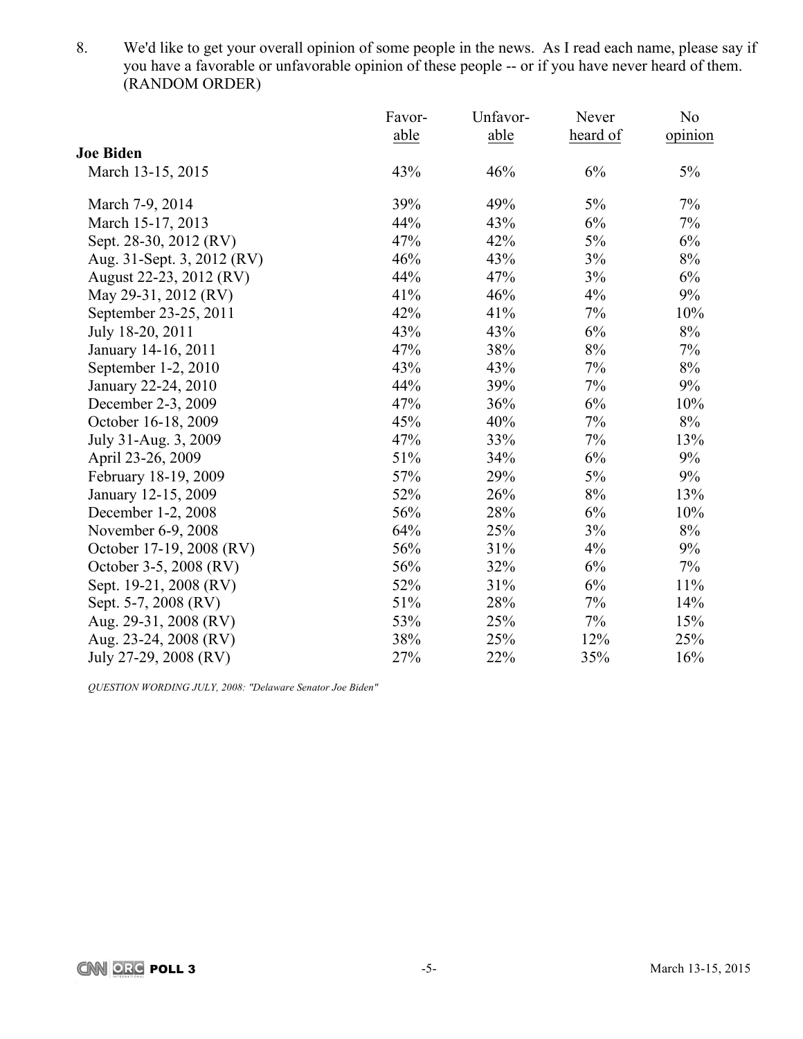8. We'd like to get your overall opinion of some people in the news. As I read each name, please say if you have a favorable or unfavorable opinion of these people -- or if you have never heard of them. (RANDOM ORDER)

| | Favor-able | Unfavor-able | Never heard of | No opinion |
|---|---|---|---|---|
| **Joe Biden** | | | | |
| March 13-15, 2015 | 43% | 46% | 6% | 5% |
| March 7-9, 2014 | 39% | 49% | 5% | 7% |
| March 15-17, 2013 | 44% | 43% | 6% | 7% |
| Sept. 28-30, 2012 (RV) | 47% | 42% | 5% | 6% |
| Aug. 31-Sept. 3, 2012 (RV) | 46% | 43% | 3% | 8% |
| August 22-23, 2012 (RV) | 44% | 47% | 3% | 6% |
| May 29-31, 2012 (RV) | 41% | 46% | 4% | 9% |
| September 23-25, 2011 | 42% | 41% | 7% | 10% |
| July 18-20, 2011 | 43% | 43% | 6% | 8% |
| January 14-16, 2011 | 47% | 38% | 8% | 7% |
| September 1-2, 2010 | 43% | 43% | 7% | 8% |
| January 22-24, 2010 | 44% | 39% | 7% | 9% |
| December 2-3, 2009 | 47% | 36% | 6% | 10% |
| October 16-18, 2009 | 45% | 40% | 7% | 8% |
| July 31-Aug. 3, 2009 | 47% | 33% | 7% | 13% |
| April 23-26, 2009 | 51% | 34% | 6% | 9% |
| February 18-19, 2009 | 57% | 29% | 5% | 9% |
| January 12-15, 2009 | 52% | 26% | 8% | 13% |
| December 1-2, 2008 | 56% | 28% | 6% | 10% |
| November 6-9, 2008 | 64% | 25% | 3% | 8% |
| October 17-19, 2008 (RV) | 56% | 31% | 4% | 9% |
| October 3-5, 2008 (RV) | 56% | 32% | 6% | 7% |
| Sept. 19-21, 2008 (RV) | 52% | 31% | 6% | 11% |
| Sept. 5-7, 2008 (RV) | 51% | 28% | 7% | 14% |
| Aug. 29-31, 2008 (RV) | 53% | 25% | 7% | 15% |
| Aug. 23-24, 2008 (RV) | 38% | 25% | 12% | 25% |
| July 27-29, 2008 (RV) | 27% | 22% | 35% | 16% |

*QUESTION WORDING JULY, 2008: "Delaware Senator Joe Biden"*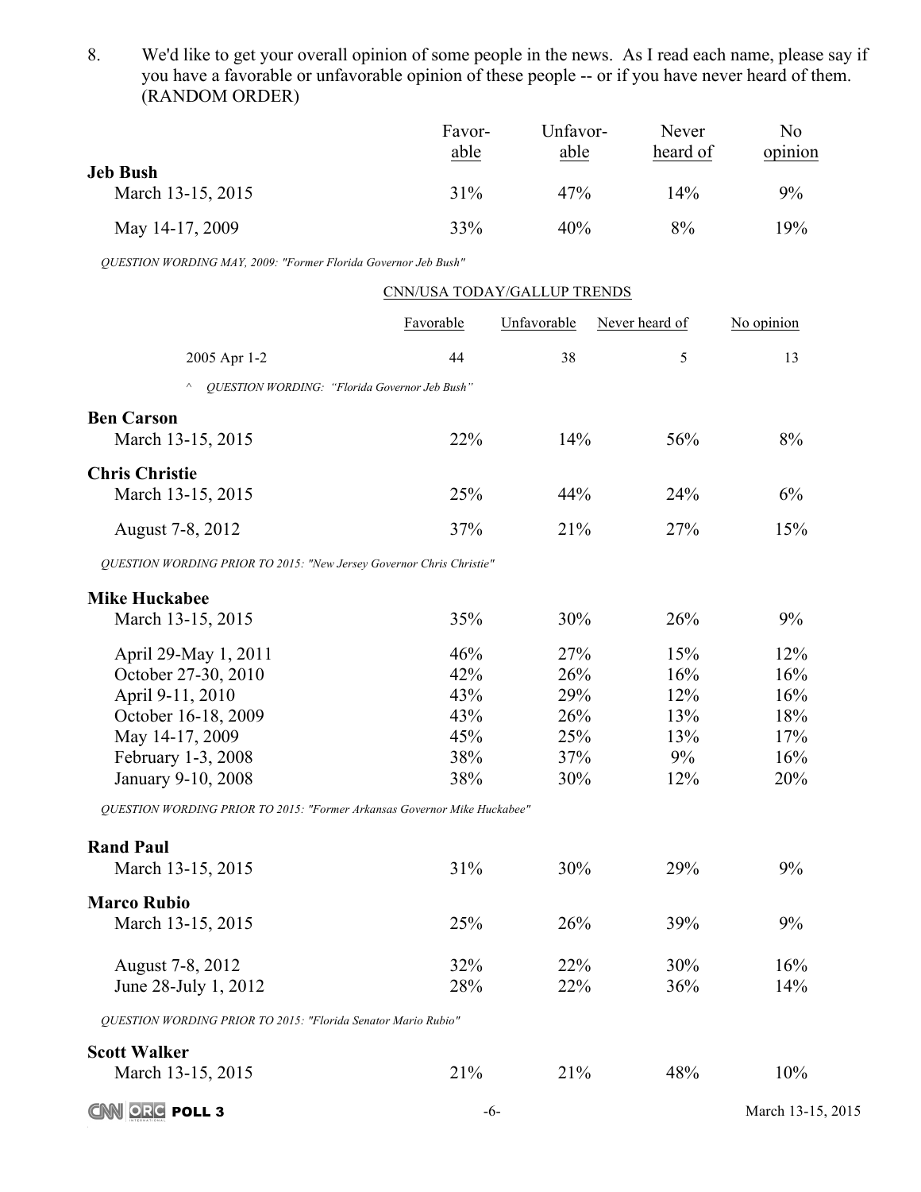8. We'd like to get your overall opinion of some people in the news. As I read each name, please say if you have a favorable or unfavorable opinion of these people -- or if you have never heard of them. (RANDOM ORDER)

| | Favorable | Unfavorable | Never heard of | No opinion |
|---|---|---|---|---|
| **Jeb Bush** | | | | |
| March 13-15, 2015 | 31% | 47% | 14% | 9% |
| May 14-17, 2009 | 33% | 40% | 8% | 19% |

*QUESTION WORDING MAY, 2009: "Former Florida Governor Jeb Bush"*

CNN/USA TODAY/GALLUP TRENDS

| | Favorable | Unfavorable | Never heard of | No opinion |
|---|---|---|---|---|
| 2005 Apr 1-2 | 44 | 38 | 5 | 13 |

^ *QUESTION WORDING: "Florida Governor Jeb Bush"*

| | Favorable | Unfavorable | Never heard of | No opinion |
|---|---|---|---|---|
| **Ben Carson** | | | | |
| March 13-15, 2015 | 22% | 14% | 56% | 8% |
| **Chris Christie** | | | | |
| March 13-15, 2015 | 25% | 44% | 24% | 6% |
| August 7-8, 2012 | 37% | 21% | 27% | 15% |

*QUESTION WORDING PRIOR TO 2015: "New Jersey Governor Chris Christie"*

| | Favorable | Unfavorable | Never heard of | No opinion |
|---|---|---|---|---|
| **Mike Huckabee** | | | | |
| March 13-15, 2015 | 35% | 30% | 26% | 9% |
| April 29-May 1, 2011 | 46% | 27% | 15% | 12% |
| October 27-30, 2010 | 42% | 26% | 16% | 16% |
| April 9-11, 2010 | 43% | 29% | 12% | 16% |
| October 16-18, 2009 | 43% | 26% | 13% | 18% |
| May 14-17, 2009 | 45% | 25% | 13% | 17% |
| February 1-3, 2008 | 38% | 37% | 9% | 16% |
| January 9-10, 2008 | 38% | 30% | 12% | 20% |

*QUESTION WORDING PRIOR TO 2015: "Former Arkansas Governor Mike Huckabee"*

| | Favorable | Unfavorable | Never heard of | No opinion |
|---|---|---|---|---|
| **Rand Paul** | | | | |
| March 13-15, 2015 | 31% | 30% | 29% | 9% |
| **Marco Rubio** | | | | |
| March 13-15, 2015 | 25% | 26% | 39% | 9% |
| August 7-8, 2012 | 32% | 22% | 30% | 16% |
| June 28-July 1, 2012 | 28% | 22% | 36% | 14% |

*QUESTION WORDING PRIOR TO 2015: "Florida Senator Mario Rubio"*

| | Favorable | Unfavorable | Never heard of | No opinion |
|---|---|---|---|---|
| **Scott Walker** | | | | |
| March 13-15, 2015 | 21% | 21% | 48% | 10% |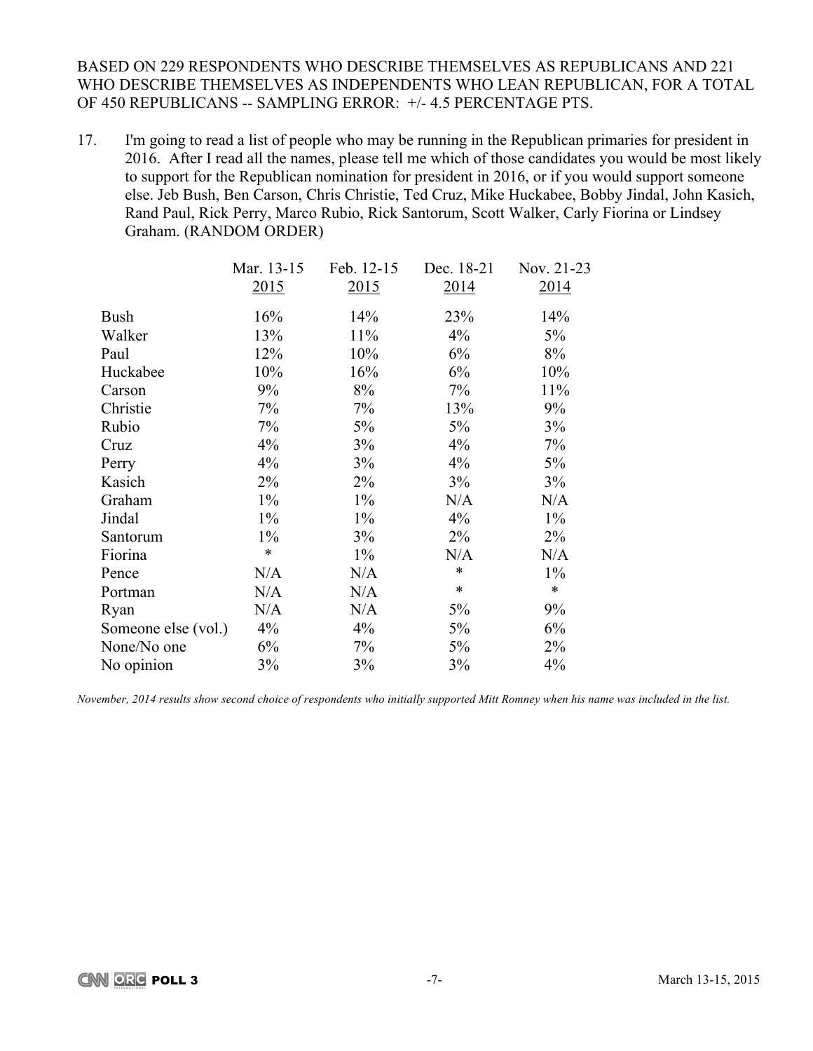BASED ON 229 RESPONDENTS WHO DESCRIBE THEMSELVES AS REPUBLICANS AND 221 WHO DESCRIBE THEMSELVES AS INDEPENDENTS WHO LEAN REPUBLICAN, FOR A TOTAL OF 450 REPUBLICANS -- SAMPLING ERROR: +/- 4.5 PERCENTAGE PTS.

17. I'm going to read a list of people who may be running in the Republican primaries for president in 2016. After I read all the names, please tell me which of those candidates you would be most likely to support for the Republican nomination for president in 2016, or if you would support someone else. Jeb Bush, Ben Carson, Chris Christie, Ted Cruz, Mike Huckabee, Bobby Jindal, John Kasich, Rand Paul, Rick Perry, Marco Rubio, Rick Santorum, Scott Walker, Carly Fiorina or Lindsey Graham. (RANDOM ORDER)

| | Mar. 13-15 2015 | Feb. 12-15 2015 | Dec. 18-21 2014 | Nov. 21-23 2014 |
|---|---|---|---|---|
| Bush | 16% | 14% | 23% | 14% |
| Walker | 13% | 11% | 4% | 5% |
| Paul | 12% | 10% | 6% | 8% |
| Huckabee | 10% | 16% | 6% | 10% |
| Carson | 9% | 8% | 7% | 11% |
| Christie | 7% | 7% | 13% | 9% |
| Rubio | 7% | 5% | 5% | 3% |
| Cruz | 4% | 3% | 4% | 7% |
| Perry | 4% | 3% | 4% | 5% |
| Kasich | 2% | 2% | 3% | 3% |
| Graham | 1% | 1% | N/A | N/A |
| Jindal | 1% | 1% | 4% | 1% |
| Santorum | 1% | 3% | 2% | 2% |
| Fiorina | * | 1% | N/A | N/A |
| Pence | N/A | N/A | * | 1% |
| Portman | N/A | N/A | * | * |
| Ryan | N/A | N/A | 5% | 9% |
| Someone else (vol.) | 4% | 4% | 5% | 6% |
| None/No one | 6% | 7% | 5% | 2% |
| No opinion | 3% | 3% | 3% | 4% |

*November, 2014 results show second choice of respondents who initially supported Mitt Romney when his name was included in the list.*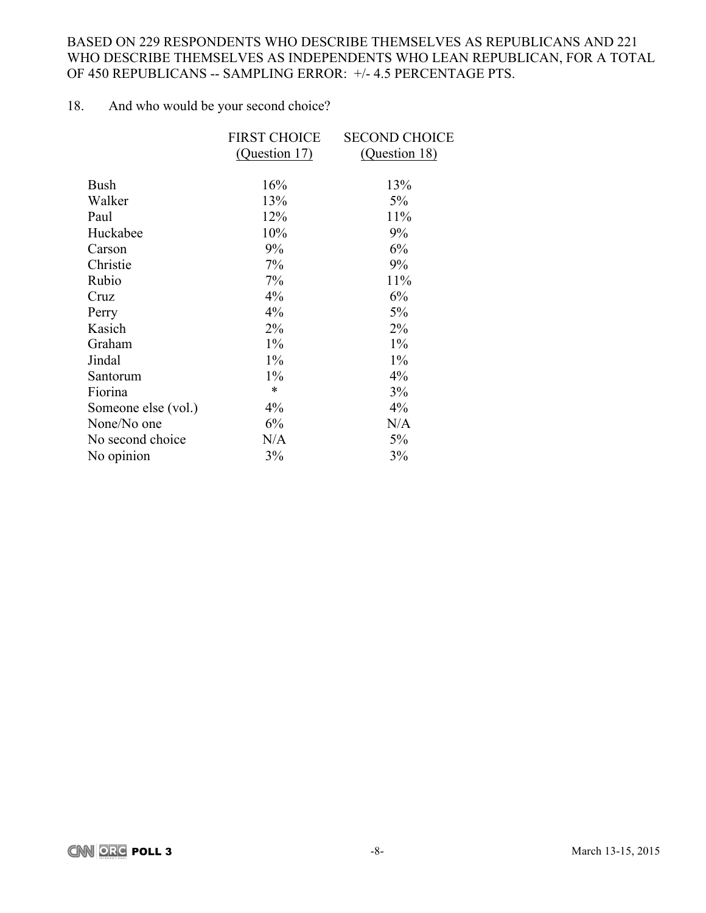BASED ON 229 RESPONDENTS WHO DESCRIBE THEMSELVES AS REPUBLICANS AND 221 WHO DESCRIBE THEMSELVES AS INDEPENDENTS WHO LEAN REPUBLICAN, FOR A TOTAL OF 450 REPUBLICANS -- SAMPLING ERROR: +/- 4.5 PERCENTAGE PTS.

18. And who would be your second choice?

| | FIRST CHOICE (Question 17) | SECOND CHOICE (Question 18) |
|---|---|---|
| Bush | 16% | 13% |
| Walker | 13% | 5% |
| Paul | 12% | 11% |
| Huckabee | 10% | 9% |
| Carson | 9% | 6% |
| Christie | 7% | 9% |
| Rubio | 7% | 11% |
| Cruz | 4% | 6% |
| Perry | 4% | 5% |
| Kasich | 2% | 2% |
| Graham | 1% | 1% |
| Jindal | 1% | 1% |
| Santorum | 1% | 4% |
| Fiorina | * | 3% |
| Someone else (vol.) | 4% | 4% |
| None/No one | 6% | N/A |
| No second choice | N/A | 5% |
| No opinion | 3% | 3% |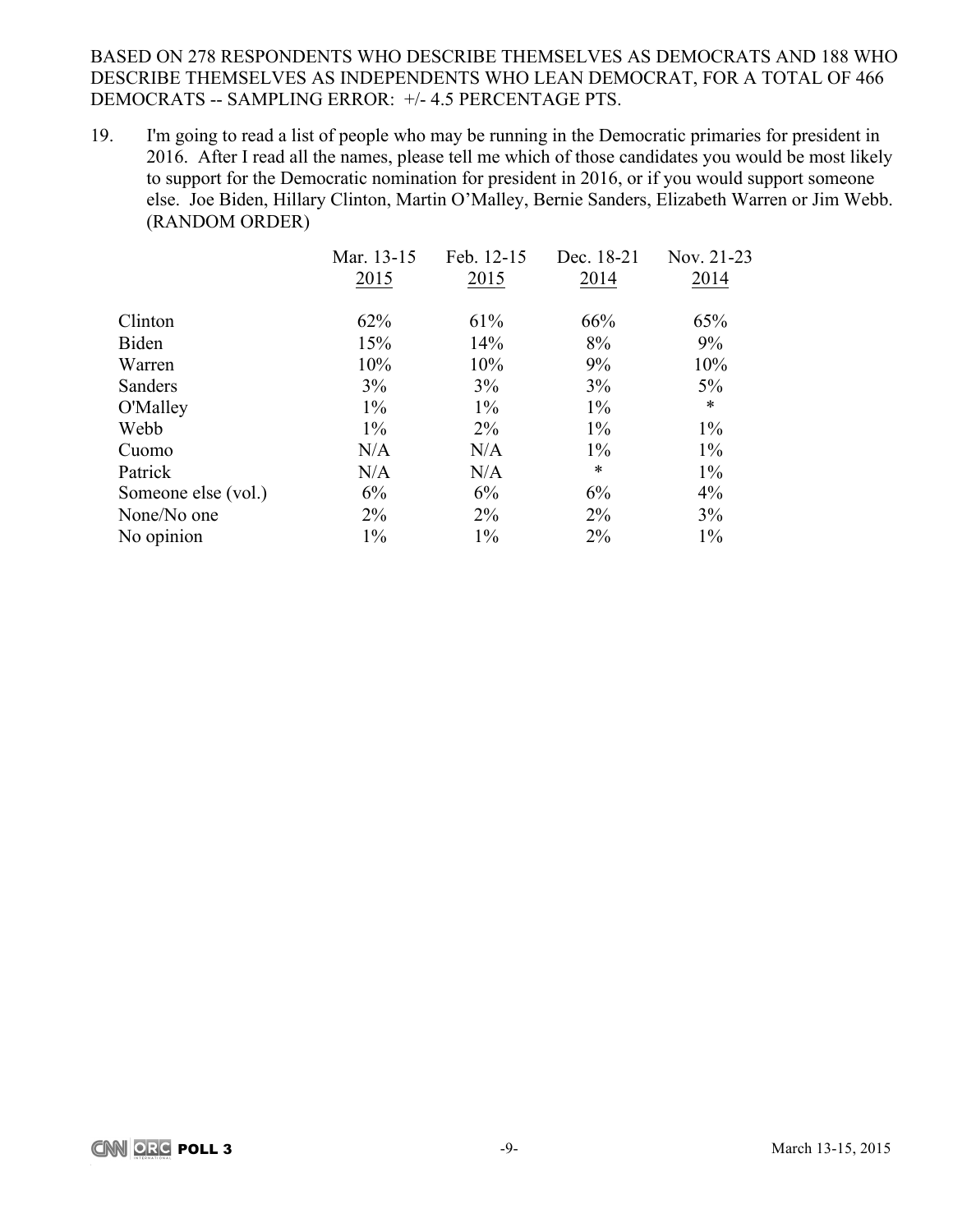BASED ON 278 RESPONDENTS WHO DESCRIBE THEMSELVES AS DEMOCRATS AND 188 WHO DESCRIBE THEMSELVES AS INDEPENDENTS WHO LEAN DEMOCRAT, FOR A TOTAL OF 466 DEMOCRATS -- SAMPLING ERROR: +/- 4.5 PERCENTAGE PTS.

19. I'm going to read a list of people who may be running in the Democratic primaries for president in 2016. After I read all the names, please tell me which of those candidates you would be most likely to support for the Democratic nomination for president in 2016, or if you would support someone else. Joe Biden, Hillary Clinton, Martin O'Malley, Bernie Sanders, Elizabeth Warren or Jim Webb. (RANDOM ORDER)

| | Mar. 13-15 2015 | Feb. 12-15 2015 | Dec. 18-21 2014 | Nov. 21-23 2014 |
|---|---|---|---|---|
| Clinton | 62% | 61% | 66% | 65% |
| Biden | 15% | 14% | 8% | 9% |
| Warren | 10% | 10% | 9% | 10% |
| Sanders | 3% | 3% | 3% | 5% |
| O'Malley | 1% | 1% | 1% | * |
| Webb | 1% | 2% | 1% | 1% |
| Cuomo | N/A | N/A | 1% | 1% |
| Patrick | N/A | N/A | * | 1% |
| Someone else (vol.) | 6% | 6% | 6% | 4% |
| None/No one | 2% | 2% | 2% | 3% |
| No opinion | 1% | 1% | 2% | 1% |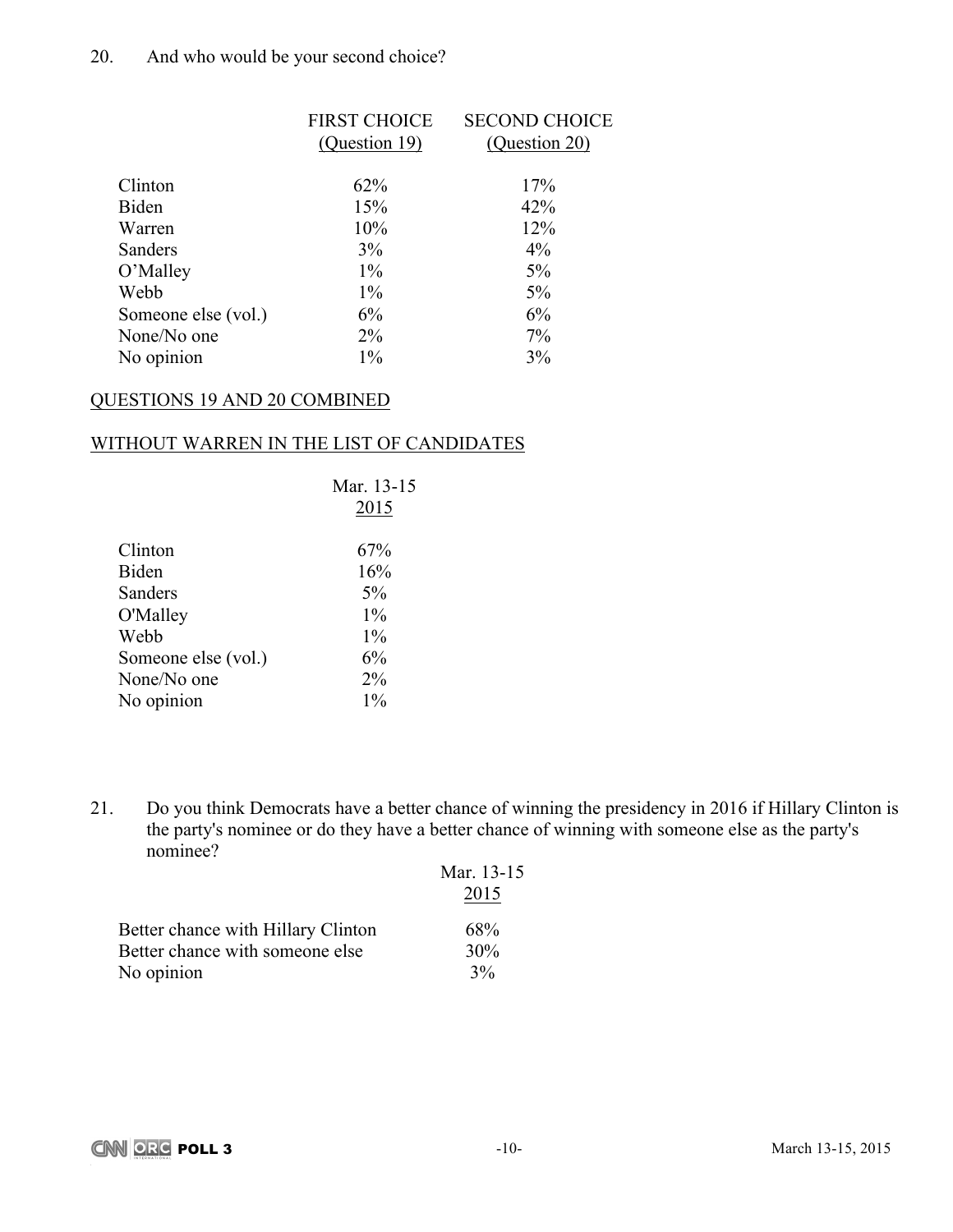20. And who would be your second choice?

| | FIRST CHOICE (Question 19) | SECOND CHOICE (Question 20) |
|---|---|---|
| Clinton | 62% | 17% |
| Biden | 15% | 42% |
| Warren | 10% | 12% |
| Sanders | 3% | 4% |
| O'Malley | 1% | 5% |
| Webb | 1% | 5% |
| Someone else (vol.) | 6% | 6% |
| None/No one | 2% | 7% |
| No opinion | 1% | 3% |

QUESTIONS 19 AND 20 COMBINED

WITHOUT WARREN IN THE LIST OF CANDIDATES

| | Mar. 13-15 2015 |
|---|---|
| Clinton | 67% |
| Biden | 16% |
| Sanders | 5% |
| O'Malley | 1% |
| Webb | 1% |
| Someone else (vol.) | 6% |
| None/No one | 2% |
| No opinion | 1% |

21. Do you think Democrats have a better chance of winning the presidency in 2016 if Hillary Clinton is the party's nominee or do they have a better chance of winning with someone else as the party's nominee?

| | Mar. 13-15 2015 |
|---|---|
| Better chance with Hillary Clinton | 68% |
| Better chance with someone else | 30% |
| No opinion | 3% |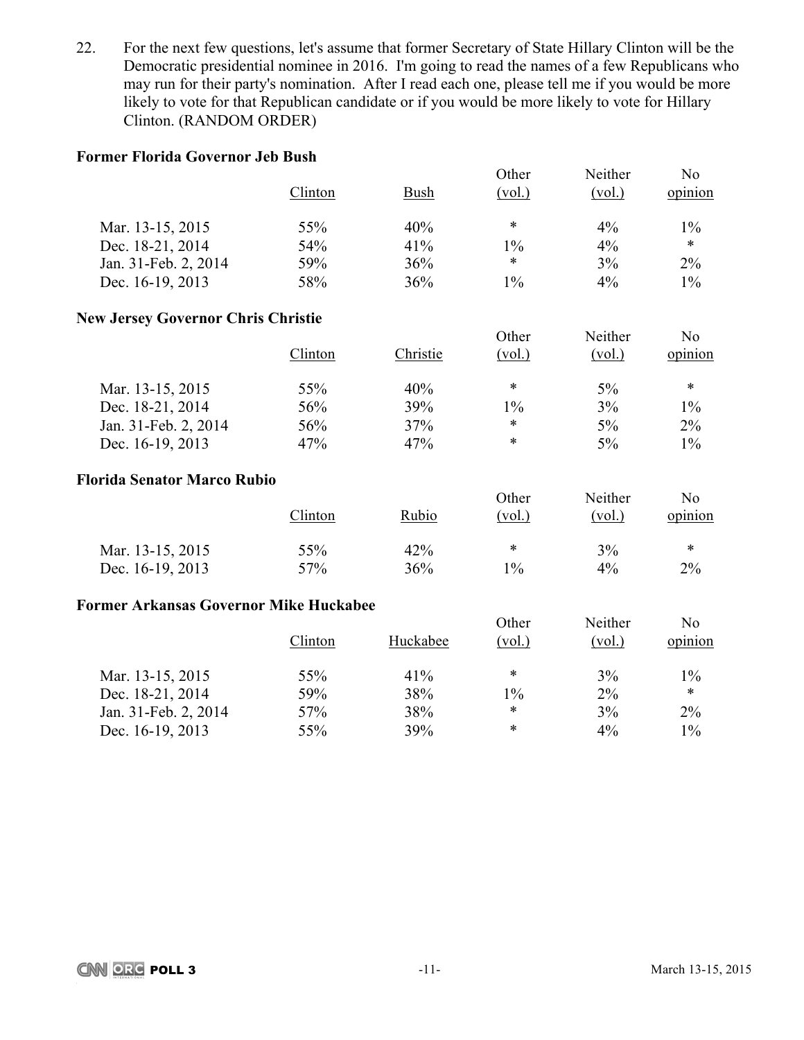22. For the next few questions, let's assume that former Secretary of State Hillary Clinton will be the Democratic presidential nominee in 2016. I'm going to read the names of a few Republicans who may run for their party's nomination. After I read each one, please tell me if you would be more likely to vote for that Republican candidate or if you would be more likely to vote for Hillary Clinton. (RANDOM ORDER)

**Former Florida Governor Jeb Bush**

| | Clinton | Bush | Other (vol.) | Neither (vol.) | No opinion |
|---|---|---|---|---|---|
| Mar. 13-15, 2015 | 55% | 40% | * | 4% | 1% |
| Dec. 18-21, 2014 | 54% | 41% | 1% | 4% | * |
| Jan. 31-Feb. 2, 2014 | 59% | 36% | * | 3% | 2% |
| Dec. 16-19, 2013 | 58% | 36% | 1% | 4% | 1% |

**New Jersey Governor Chris Christie**

| | Clinton | Christie | Other (vol.) | Neither (vol.) | No opinion |
|---|---|---|---|---|---|
| Mar. 13-15, 2015 | 55% | 40% | * | 5% | * |
| Dec. 18-21, 2014 | 56% | 39% | 1% | 3% | 1% |
| Jan. 31-Feb. 2, 2014 | 56% | 37% | * | 5% | 2% |
| Dec. 16-19, 2013 | 47% | 47% | * | 5% | 1% |

**Florida Senator Marco Rubio**

| | Clinton | Rubio | Other (vol.) | Neither (vol.) | No opinion |
|---|---|---|---|---|---|
| Mar. 13-15, 2015 | 55% | 42% | * | 3% | * |
| Dec. 16-19, 2013 | 57% | 36% | 1% | 4% | 2% |

**Former Arkansas Governor Mike Huckabee**

| | Clinton | Huckabee | Other (vol.) | Neither (vol.) | No opinion |
|---|---|---|---|---|---|
| Mar. 13-15, 2015 | 55% | 41% | * | 3% | 1% |
| Dec. 18-21, 2014 | 59% | 38% | 1% | 2% | * |
| Jan. 31-Feb. 2, 2014 | 57% | 38% | * | 3% | 2% |
| Dec. 16-19, 2013 | 55% | 39% | * | 4% | 1% |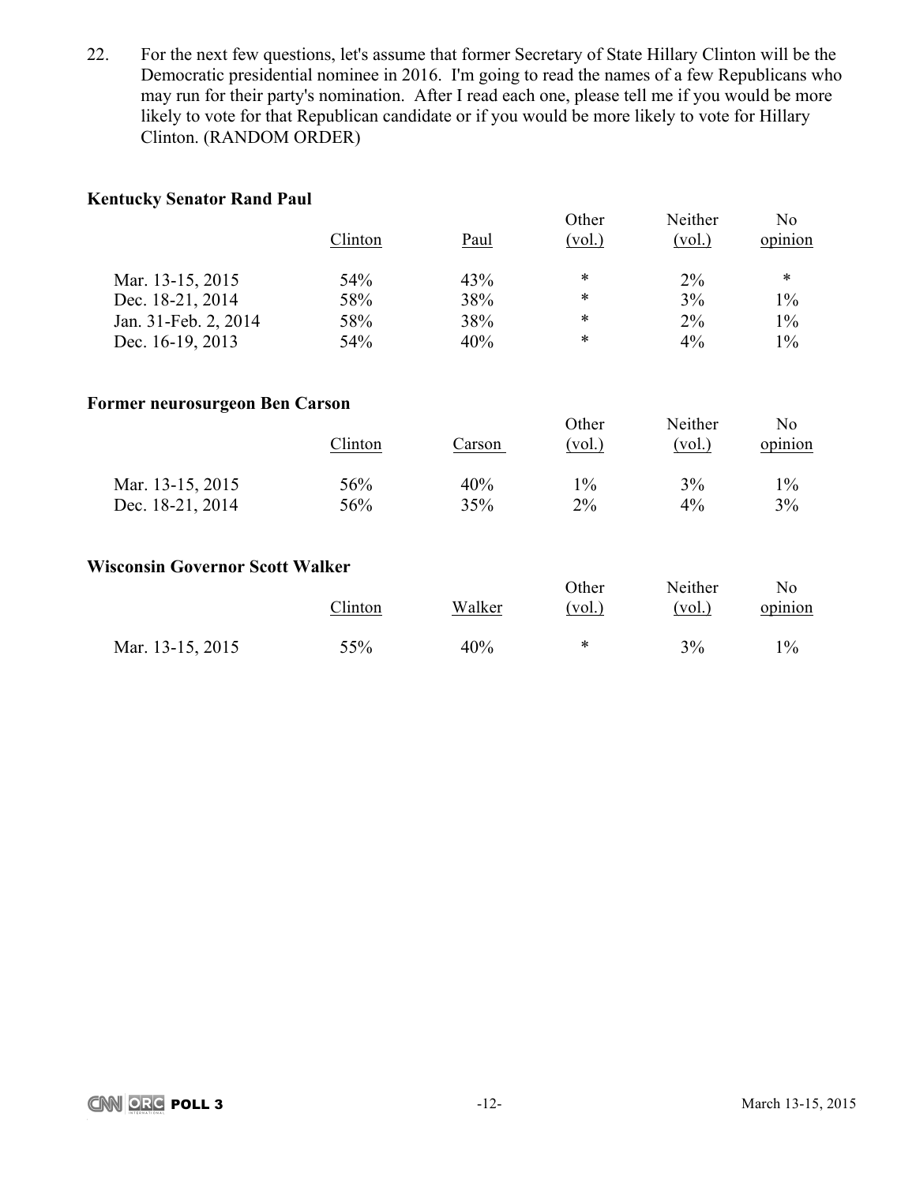22. For the next few questions, let's assume that former Secretary of State Hillary Clinton will be the Democratic presidential nominee in 2016. I'm going to read the names of a few Republicans who may run for their party's nomination. After I read each one, please tell me if you would be more likely to vote for that Republican candidate or if you would be more likely to vote for Hillary Clinton. (RANDOM ORDER)

**Kentucky Senator Rand Paul**

| | Clinton | Paul | Other (vol.) | Neither (vol.) | No opinion |
|---|---|---|---|---|---|
| Mar. 13-15, 2015 | 54% | 43% | * | 2% | * |
| Dec. 18-21, 2014 | 58% | 38% | * | 3% | 1% |
| Jan. 31-Feb. 2, 2014 | 58% | 38% | * | 2% | 1% |
| Dec. 16-19, 2013 | 54% | 40% | * | 4% | 1% |

**Former neurosurgeon Ben Carson**

| | Clinton | Carson | Other (vol.) | Neither (vol.) | No opinion |
|---|---|---|---|---|---|
| Mar. 13-15, 2015 | 56% | 40% | 1% | 3% | 1% |
| Dec. 18-21, 2014 | 56% | 35% | 2% | 4% | 3% |

**Wisconsin Governor Scott Walker**

| | Clinton | Walker | Other (vol.) | Neither (vol.) | No opinion |
|---|---|---|---|---|---|
| Mar. 13-15, 2015 | 55% | 40% | * | 3% | 1% |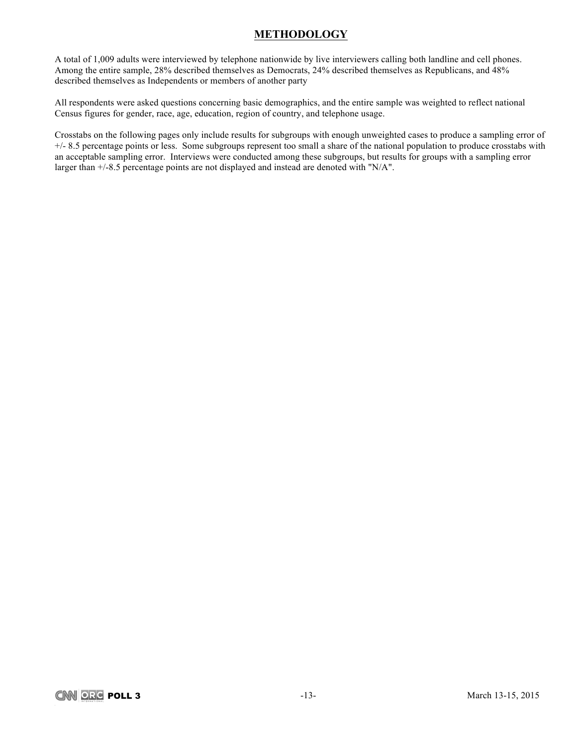# METHODOLOGY

A total of 1,009 adults were interviewed by telephone nationwide by live interviewers calling both landline and cell phones. Among the entire sample, 28% described themselves as Democrats, 24% described themselves as Republicans, and 48% described themselves as Independents or members of another party

All respondents were asked questions concerning basic demographics, and the entire sample was weighted to reflect national Census figures for gender, race, age, education, region of country, and telephone usage.

Crosstabs on the following pages only include results for subgroups with enough unweighted cases to produce a sampling error of +/- 8.5 percentage points or less. Some subgroups represent too small a share of the national population to produce crosstabs with an acceptable sampling error. Interviews were conducted among these subgroups, but results for groups with a sampling error larger than +/-8.5 percentage points are not displayed and instead are denoted with "N/A".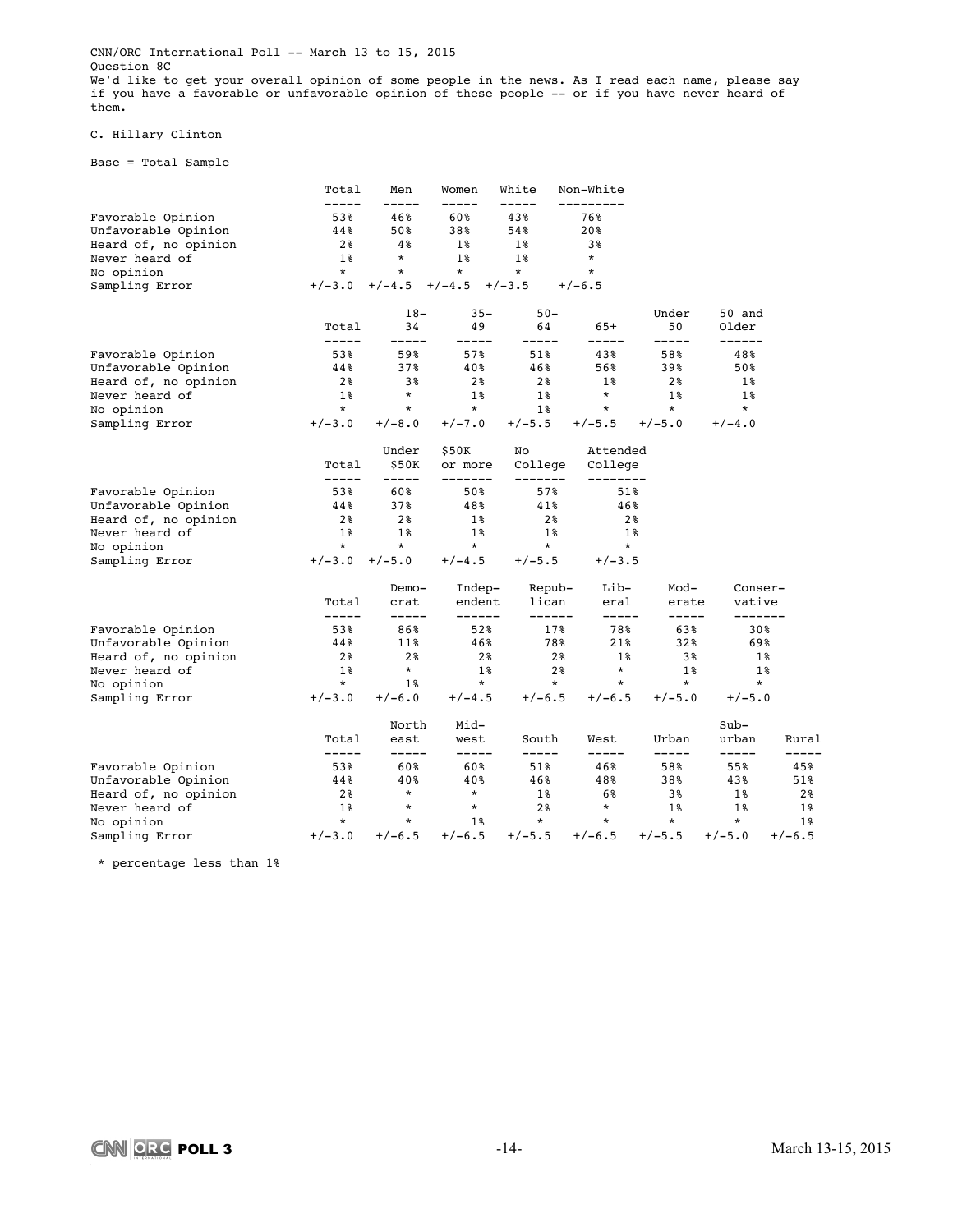CNN/ORC International Poll -- March 13 to 15, 2015
Question 8C
We'd like to get your overall opinion of some people in the news. As I read each name, please say if you have a favorable or unfavorable opinion of these people -- or if you have never heard of them.

C. Hillary Clinton

Base = Total Sample

| | Total | Men | Women | White | Non-White |
|---|---|---|---|---|---|
| Favorable Opinion | 53% | 46% | 60% | 43% | 76% |
| Unfavorable Opinion | 44% | 50% | 38% | 54% | 20% |
| Heard of, no opinion | 2% | 4% | 1% | 1% | 3% |
| Never heard of | 1% | * | 1% | 1% | * |
| No opinion | * | * | * | * | * |
| Sampling Error | +/-3.0 | +/-4.5 | +/-4.5 | +/-3.5 | +/-6.5 |

| | Total | 18-34 | 35-49 | 50-64 | 65+ | Under 50 | 50 and Older |
|---|---|---|---|---|---|---|---|
| Favorable Opinion | 53% | 59% | 57% | 51% | 43% | 58% | 48% |
| Unfavorable Opinion | 44% | 37% | 40% | 46% | 56% | 39% | 50% |
| Heard of, no opinion | 2% | 3% | 2% | 2% | 1% | 2% | 1% |
| Never heard of | 1% | * | 1% | 1% | * | 1% | 1% |
| No opinion | * | * | * | 1% | * | * | * |
| Sampling Error | +/-3.0 | +/-8.0 | +/-7.0 | +/-5.5 | +/-5.5 | +/-5.0 | +/-4.0 |

| | Total | Under $50K | $50K or more | No College | Attended College |
|---|---|---|---|---|---|
| Favorable Opinion | 53% | 60% | 50% | 57% | 51% |
| Unfavorable Opinion | 44% | 37% | 48% | 41% | 46% |
| Heard of, no opinion | 2% | 2% | 1% | 2% | 2% |
| Never heard of | 1% | 1% | 1% | 1% | 1% |
| No opinion | * | * | * | * | * |
| Sampling Error | +/-3.0 | +/-5.0 | +/-4.5 | +/-5.5 | +/-3.5 |

| | Total | Democrat | Independent | Republican | Liberal | Moderate | Conservative |
|---|---|---|---|---|---|---|---|
| Favorable Opinion | 53% | 86% | 52% | 17% | 78% | 63% | 30% |
| Unfavorable Opinion | 44% | 11% | 46% | 78% | 21% | 32% | 69% |
| Heard of, no opinion | 2% | 2% | 2% | 2% | 1% | 3% | 1% |
| Never heard of | 1% | * | 1% | 2% | * | 1% | 1% |
| No opinion | * | 1% | * | * | * | * | * |
| Sampling Error | +/-3.0 | +/-6.0 | +/-4.5 | +/-6.5 | +/-6.5 | +/-5.0 | +/-5.0 |

| | Total | North east | Midwest | South | West | Urban | Suburban | Rural |
|---|---|---|---|---|---|---|---|---|
| Favorable Opinion | 53% | 60% | 60% | 51% | 46% | 58% | 55% | 45% |
| Unfavorable Opinion | 44% | 40% | 40% | 46% | 48% | 38% | 43% | 51% |
| Heard of, no opinion | 2% | * | * | 1% | 6% | 3% | 1% | 2% |
| Never heard of | 1% | * | * | 2% | * | 1% | 1% | 1% |
| No opinion | * | * | 1% | * | * | * | * | 1% |
| Sampling Error | +/-3.0 | +/-6.5 | +/-6.5 | +/-5.5 | +/-6.5 | +/-5.5 | +/-5.0 | +/-6.5 |

* percentage less than 1%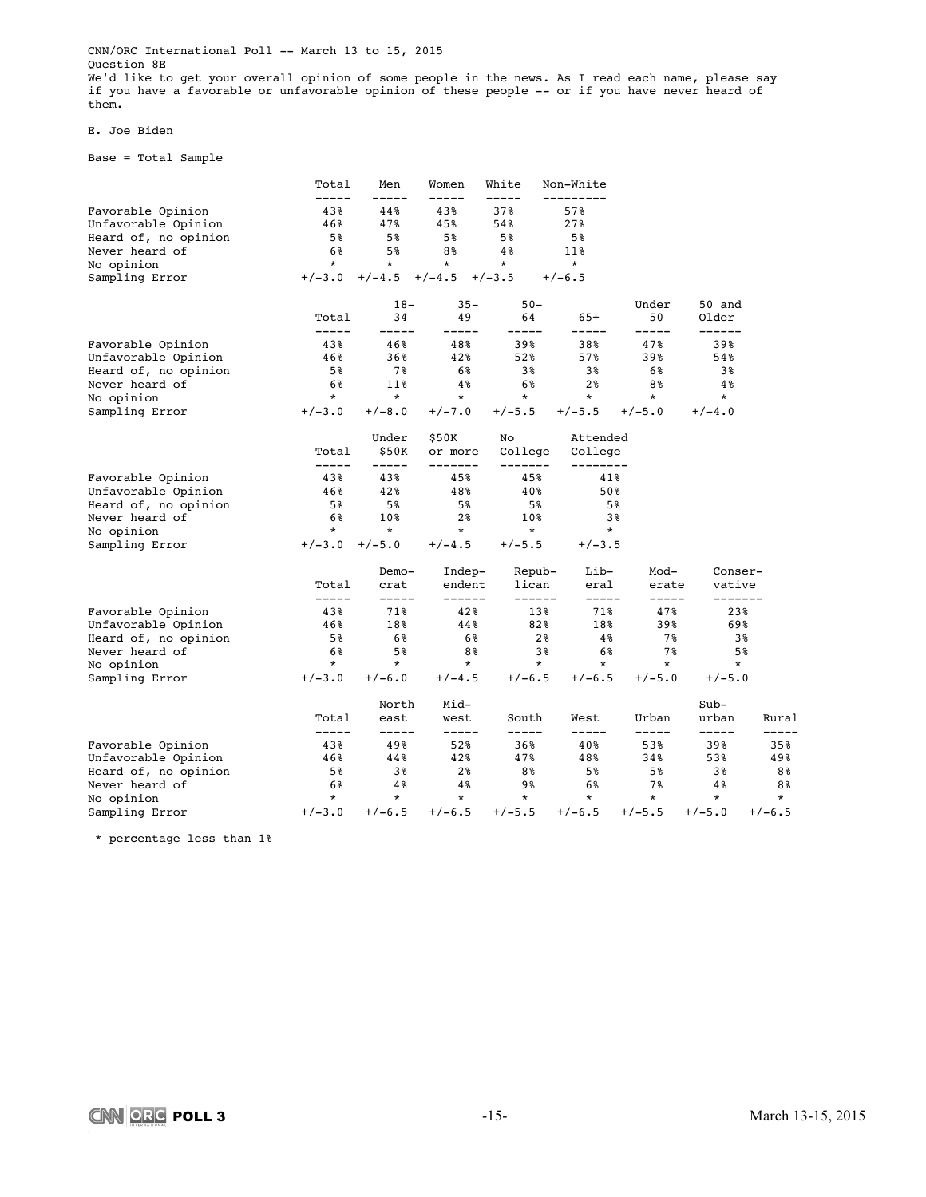CNN/ORC International Poll -- March 13 to 15, 2015
Question 8E
We'd like to get your overall opinion of some people in the news. As I read each name, please say if you have a favorable or unfavorable opinion of these people -- or if you have never heard of them.

E. Joe Biden

Base = Total Sample

| | Total | Men | Women | White | Non-White |
|---|---|---|---|---|---|
| Favorable Opinion | 43% | 44% | 43% | 37% | 57% |
| Unfavorable Opinion | 46% | 47% | 45% | 54% | 27% |
| Heard of, no opinion | 5% | 5% | 5% | 5% | 5% |
| Never heard of | 6% | 5% | 8% | 4% | 11% |
| No opinion | * | * | * | * | * |
| Sampling Error | +/-3.0 | +/-4.5 | +/-4.5 | +/-3.5 | +/-6.5 |

| | Total | 18-34 | 35-49 | 50-64 | 65+ | Under 50 | 50 and Older |
|---|---|---|---|---|---|---|---|
| Favorable Opinion | 43% | 46% | 48% | 39% | 38% | 47% | 39% |
| Unfavorable Opinion | 46% | 36% | 42% | 52% | 57% | 39% | 54% |
| Heard of, no opinion | 5% | 7% | 6% | 3% | 3% | 6% | 3% |
| Never heard of | 6% | 11% | 4% | 6% | 2% | 8% | 4% |
| No opinion | * | * | * | * | * | * | * |
| Sampling Error | +/-3.0 | +/-8.0 | +/-7.0 | +/-5.5 | +/-5.5 | +/-5.0 | +/-4.0 |

| | Total | Under $50K | $50K or more | No College | Attended College |
|---|---|---|---|---|---|
| Favorable Opinion | 43% | 43% | 45% | 45% | 41% |
| Unfavorable Opinion | 46% | 42% | 48% | 40% | 50% |
| Heard of, no opinion | 5% | 5% | 5% | 5% | 5% |
| Never heard of | 6% | 10% | 2% | 10% | 3% |
| No opinion | * | * | * | * | * |
| Sampling Error | +/-3.0 | +/-5.0 | +/-4.5 | +/-5.5 | +/-3.5 |

| | Total | Democrat | Independent | Republican | Liberal | Moderate | Conservative |
|---|---|---|---|---|---|---|---|
| Favorable Opinion | 43% | 71% | 42% | 13% | 71% | 47% | 23% |
| Unfavorable Opinion | 46% | 18% | 44% | 82% | 18% | 39% | 69% |
| Heard of, no opinion | 5% | 6% | 6% | 2% | 4% | 7% | 3% |
| Never heard of | 6% | 5% | 8% | 3% | 6% | 7% | 5% |
| No opinion | * | * | * | * | * | * | * |
| Sampling Error | +/-3.0 | +/-6.0 | +/-4.5 | +/-6.5 | +/-6.5 | +/-5.0 | +/-5.0 |

| | Total | North east | Midwest | South | West | Urban | Suburban | Rural |
|---|---|---|---|---|---|---|---|---|
| Favorable Opinion | 43% | 49% | 52% | 36% | 40% | 53% | 39% | 35% |
| Unfavorable Opinion | 46% | 44% | 42% | 47% | 48% | 34% | 53% | 49% |
| Heard of, no opinion | 5% | 3% | 2% | 8% | 5% | 5% | 3% | 8% |
| Never heard of | 6% | 4% | 4% | 9% | 6% | 7% | 4% | 8% |
| No opinion | * | * | * | * | * | * | * | * |
| Sampling Error | +/-3.0 | +/-6.5 | +/-6.5 | +/-5.5 | +/-6.5 | +/-5.5 | +/-5.0 | +/-6.5 |

* percentage less than 1%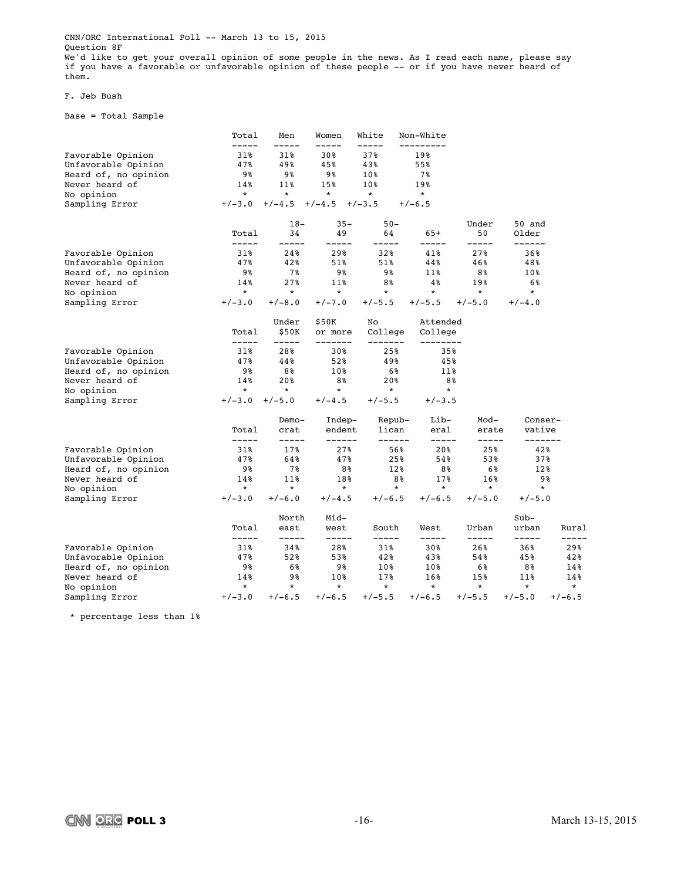CNN/ORC International Poll -- March 13 to 15, 2015
Question 8F
We'd like to get your overall opinion of some people in the news. As I read each name, please say if you have a favorable or unfavorable opinion of these people -- or if you have never heard of them.

F. Jeb Bush

Base = Total Sample

| | Total | Men | Women | White | Non-White |
|---|---|---|---|---|---|
| Favorable Opinion | 31% | 31% | 30% | 37% | 19% |
| Unfavorable Opinion | 47% | 49% | 45% | 43% | 55% |
| Heard of, no opinion | 9% | 9% | 9% | 10% | 7% |
| Never heard of | 14% | 11% | 15% | 10% | 19% |
| No opinion | * | * | * | * | * |
| Sampling Error | +/-3.0 | +/-4.5 | +/-4.5 | +/-3.5 | +/-6.5 |

| | Total | 18-34 | 35-49 | 50-64 | 65+ | Under 50 | 50 and Older |
|---|---|---|---|---|---|---|---|
| Favorable Opinion | 31% | 24% | 29% | 32% | 41% | 27% | 36% |
| Unfavorable Opinion | 47% | 42% | 51% | 51% | 44% | 46% | 48% |
| Heard of, no opinion | 9% | 7% | 9% | 9% | 11% | 8% | 10% |
| Never heard of | 14% | 27% | 11% | 8% | 4% | 19% | 6% |
| No opinion | * | * | * | * | * | * | * |
| Sampling Error | +/-3.0 | +/-8.0 | +/-7.0 | +/-5.5 | +/-5.5 | +/-5.0 | +/-4.0 |

| | Total | Under $50K | $50K or more | No College | Attended College |
|---|---|---|---|---|---|
| Favorable Opinion | 31% | 28% | 30% | 25% | 35% |
| Unfavorable Opinion | 47% | 44% | 52% | 49% | 45% |
| Heard of, no opinion | 9% | 8% | 10% | 6% | 11% |
| Never heard of | 14% | 20% | 8% | 20% | 8% |
| No opinion | * | * | * | * | * |
| Sampling Error | +/-3.0 | +/-5.0 | +/-4.5 | +/-5.5 | +/-3.5 |

| | Total | Democrat | Independent | Republican | Liberal | Moderate | Conservative |
|---|---|---|---|---|---|---|---|
| Favorable Opinion | 31% | 17% | 27% | 56% | 20% | 25% | 42% |
| Unfavorable Opinion | 47% | 64% | 47% | 25% | 54% | 53% | 37% |
| Heard of, no opinion | 9% | 7% | 8% | 12% | 8% | 6% | 12% |
| Never heard of | 14% | 11% | 18% | 8% | 17% | 16% | 9% |
| No opinion | * | * | * | * | * | * | * |
| Sampling Error | +/-3.0 | +/-6.0 | +/-4.5 | +/-6.5 | +/-6.5 | +/-5.0 | +/-5.0 |

| | Total | North east | Midwest | South | West | Urban | Suburban | Rural |
|---|---|---|---|---|---|---|---|---|
| Favorable Opinion | 31% | 34% | 28% | 31% | 30% | 26% | 36% | 29% |
| Unfavorable Opinion | 47% | 52% | 53% | 42% | 43% | 54% | 45% | 42% |
| Heard of, no opinion | 9% | 6% | 9% | 10% | 10% | 6% | 8% | 14% |
| Never heard of | 14% | 9% | 10% | 17% | 16% | 15% | 11% | 14% |
| No opinion | * | * | * | * | * | * | * | * |
| Sampling Error | +/-3.0 | +/-6.5 | +/-6.5 | +/-5.5 | +/-6.5 | +/-5.5 | +/-5.0 | +/-6.5 |

\* percentage less than 1%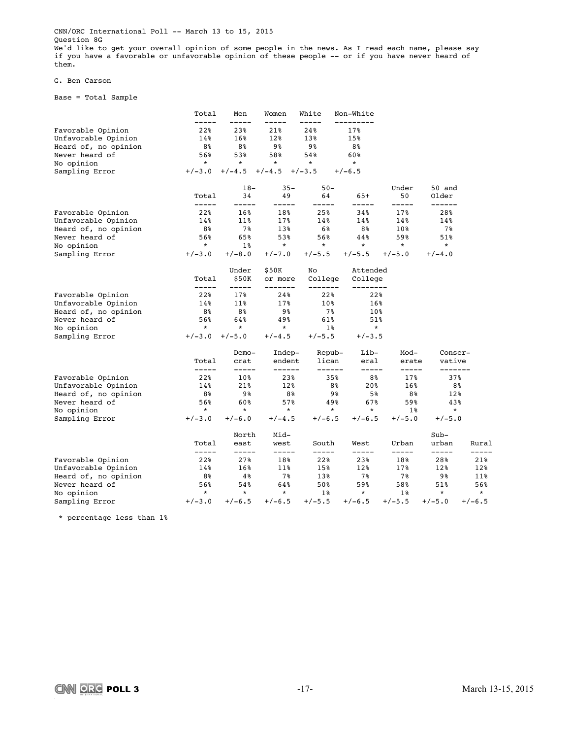CNN/ORC International Poll -- March 13 to 15, 2015
Question 8G
We'd like to get your overall opinion of some people in the news. As I read each name, please say if you have a favorable or unfavorable opinion of these people -- or if you have never heard of them.

G. Ben Carson

Base = Total Sample

| | Total | Men | Women | White | Non-White |
|---|---|---|---|---|---|
| Favorable Opinion | 22% | 23% | 21% | 24% | 17% |
| Unfavorable Opinion | 14% | 16% | 12% | 13% | 15% |
| Heard of, no opinion | 8% | 8% | 9% | 9% | 8% |
| Never heard of | 56% | 53% | 58% | 54% | 60% |
| No opinion | * | * | * | * | * |
| Sampling Error | +/-3.0 | +/-4.5 | +/-4.5 | +/-3.5 | +/-6.5 |

| | Total | 18-34 | 35-49 | 50-64 | 65+ | Under 50 | 50 and Older |
|---|---|---|---|---|---|---|---|
| Favorable Opinion | 22% | 16% | 18% | 25% | 34% | 17% | 28% |
| Unfavorable Opinion | 14% | 11% | 17% | 14% | 14% | 14% | 14% |
| Heard of, no opinion | 8% | 7% | 13% | 6% | 8% | 10% | 7% |
| Never heard of | 56% | 65% | 53% | 56% | 44% | 59% | 51% |
| No opinion | * | 1% | * | * | * | * | * |
| Sampling Error | +/-3.0 | +/-8.0 | +/-7.0 | +/-5.5 | +/-5.5 | +/-5.0 | +/-4.0 |

| | Total | Under $50K | $50K or more | No College | Attended College |
|---|---|---|---|---|---|
| Favorable Opinion | 22% | 17% | 24% | 22% | 22% |
| Unfavorable Opinion | 14% | 11% | 17% | 10% | 16% |
| Heard of, no opinion | 8% | 8% | 9% | 7% | 10% |
| Never heard of | 56% | 64% | 49% | 61% | 51% |
| No opinion | * | * | * | 1% | * |
| Sampling Error | +/-3.0 | +/-5.0 | +/-4.5 | +/-5.5 | +/-3.5 |

| | Total | Democrat | Independent | Republican | Liberal | Moderate | Conservative |
|---|---|---|---|---|---|---|---|
| Favorable Opinion | 22% | 10% | 23% | 35% | 8% | 17% | 37% |
| Unfavorable Opinion | 14% | 21% | 12% | 8% | 20% | 16% | 8% |
| Heard of, no opinion | 8% | 9% | 8% | 9% | 5% | 8% | 12% |
| Never heard of | 56% | 60% | 57% | 49% | 67% | 59% | 43% |
| No opinion | * | * | * | * | * | 1% | * |
| Sampling Error | +/-3.0 | +/-6.0 | +/-4.5 | +/-6.5 | +/-6.5 | +/-5.0 | +/-5.0 |

| | Total | North east | Midwest | South | West | Urban | Suburban | Rural |
|---|---|---|---|---|---|---|---|---|
| Favorable Opinion | 22% | 27% | 18% | 22% | 23% | 18% | 28% | 21% |
| Unfavorable Opinion | 14% | 16% | 11% | 15% | 12% | 17% | 12% | 12% |
| Heard of, no opinion | 8% | 4% | 7% | 13% | 7% | 7% | 9% | 11% |
| Never heard of | 56% | 54% | 64% | 50% | 59% | 58% | 51% | 56% |
| No opinion | * | * | * | 1% | * | 1% | * | * |
| Sampling Error | +/-3.0 | +/-6.5 | +/-6.5 | +/-5.5 | +/-6.5 | +/-5.5 | +/-5.0 | +/-6.5 |

* percentage less than 1%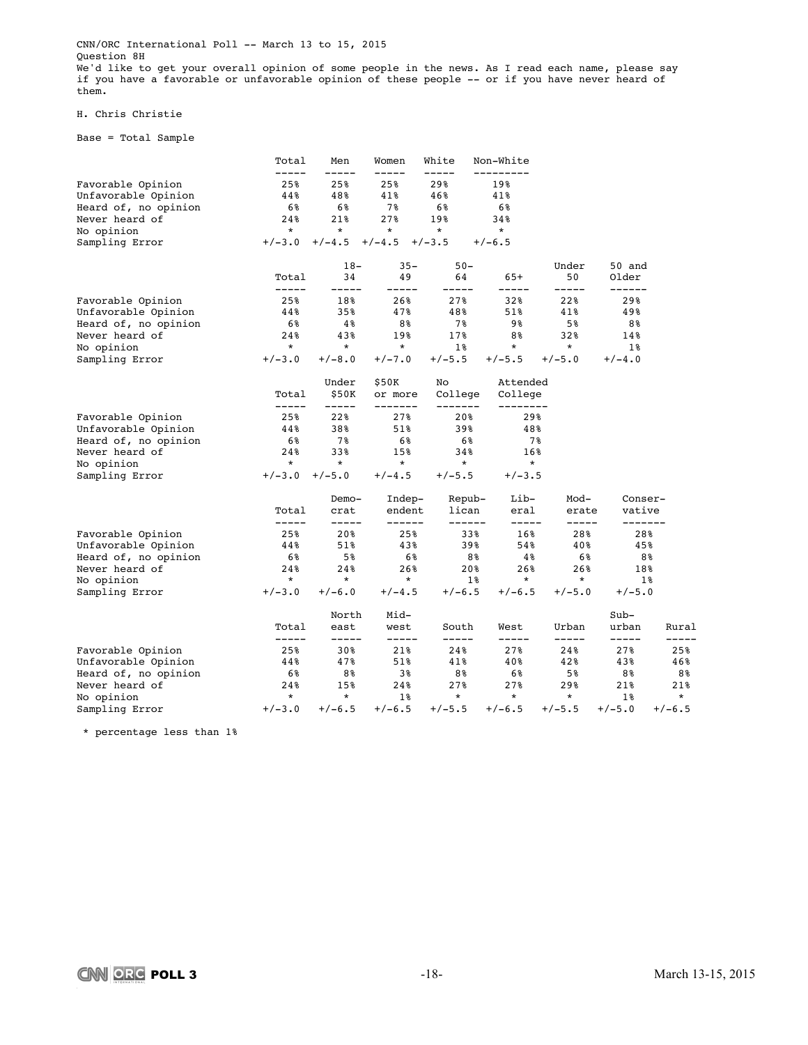CNN/ORC International Poll -- March 13 to 15, 2015
Question 8H
We'd like to get your overall opinion of some people in the news. As I read each name, please say if you have a favorable or unfavorable opinion of these people -- or if you have never heard of them.

H. Chris Christie

Base = Total Sample

| | Total | Men | Women | White | Non-White |
|---|---|---|---|---|---|
| Favorable Opinion | 25% | 25% | 25% | 29% | 19% |
| Unfavorable Opinion | 44% | 48% | 41% | 46% | 41% |
| Heard of, no opinion | 6% | 6% | 7% | 6% | 6% |
| Never heard of | 24% | 21% | 27% | 19% | 34% |
| No opinion | * | * | * | * | * |
| Sampling Error | +/-3.0 | +/-4.5 | +/-4.5 | +/-3.5 | +/-6.5 |

| | Total | 18-34 | 35-49 | 50-64 | 65+ | Under 50 | 50 and Older |
|---|---|---|---|---|---|---|---|
| Favorable Opinion | 25% | 18% | 26% | 27% | 32% | 22% | 29% |
| Unfavorable Opinion | 44% | 35% | 47% | 48% | 51% | 41% | 49% |
| Heard of, no opinion | 6% | 4% | 8% | 7% | 9% | 5% | 8% |
| Never heard of | 24% | 43% | 19% | 17% | 8% | 32% | 14% |
| No opinion | * | * | * | 1% | * | * | 1% |
| Sampling Error | +/-3.0 | +/-8.0 | +/-7.0 | +/-5.5 | +/-5.5 | +/-5.0 | +/-4.0 |

| | Total | Under $50K | $50K or more | No College | Attended College |
|---|---|---|---|---|---|
| Favorable Opinion | 25% | 22% | 27% | 20% | 29% |
| Unfavorable Opinion | 44% | 38% | 51% | 39% | 48% |
| Heard of, no opinion | 6% | 7% | 6% | 6% | 7% |
| Never heard of | 24% | 33% | 15% | 34% | 16% |
| No opinion | * | * | * | * | * |
| Sampling Error | +/-3.0 | +/-5.0 | +/-4.5 | +/-5.5 | +/-3.5 |

| | Total | Democrat | Independent | Republican | Liberal | Moderate | Conservative |
|---|---|---|---|---|---|---|---|
| Favorable Opinion | 25% | 20% | 25% | 33% | 16% | 28% | 28% |
| Unfavorable Opinion | 44% | 51% | 43% | 39% | 54% | 40% | 45% |
| Heard of, no opinion | 6% | 5% | 6% | 8% | 4% | 6% | 8% |
| Never heard of | 24% | 24% | 26% | 20% | 26% | 26% | 18% |
| No opinion | * | * | * | 1% | * | * | 1% |
| Sampling Error | +/-3.0 | +/-6.0 | +/-4.5 | +/-6.5 | +/-6.5 | +/-5.0 | +/-5.0 |

| | Total | North east | Midwest | South | West | Urban | Suburban | Rural |
|---|---|---|---|---|---|---|---|---|
| Favorable Opinion | 25% | 30% | 21% | 24% | 27% | 24% | 27% | 25% |
| Unfavorable Opinion | 44% | 47% | 51% | 41% | 40% | 42% | 43% | 46% |
| Heard of, no opinion | 6% | 8% | 3% | 8% | 6% | 5% | 8% | 8% |
| Never heard of | 24% | 15% | 24% | 27% | 27% | 29% | 21% | 21% |
| No opinion | * | * | 1% | * | * | * | 1% | * |
| Sampling Error | +/-3.0 | +/-6.5 | +/-6.5 | +/-5.5 | +/-6.5 | +/-5.5 | +/-5.0 | +/-6.5 |

* percentage less than 1%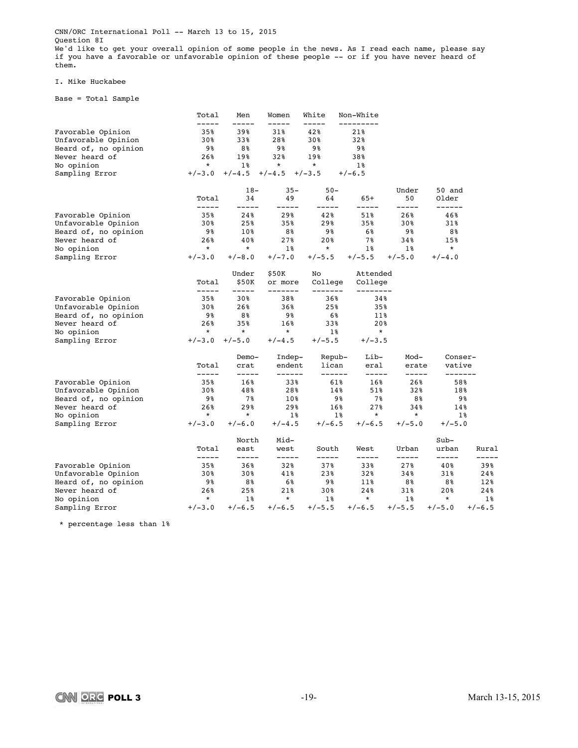CNN/ORC International Poll -- March 13 to 15, 2015

Question 8I

We'd like to get your overall opinion of some people in the news. As I read each name, please say if you have a favorable or unfavorable opinion of these people -- or if you have never heard of them.

I. Mike Huckabee

Base = Total Sample

| | Total | Men | Women | White | Non-White |
|---|---|---|---|---|---|
| Favorable Opinion | 35% | 39% | 31% | 42% | 21% |
| Unfavorable Opinion | 30% | 33% | 28% | 30% | 32% |
| Heard of, no opinion | 9% | 8% | 9% | 9% | 9% |
| Never heard of | 26% | 19% | 32% | 19% | 38% |
| No opinion | * | 1% | * | * | 1% |
| Sampling Error | +/-3.0 | +/-4.5 | +/-4.5 | +/-3.5 | +/-6.5 |

| | Total | 18-34 | 35-49 | 50-64 | 65+ | Under 50 | 50 and Older |
|---|---|---|---|---|---|---|---|
| Favorable Opinion | 35% | 24% | 29% | 42% | 51% | 26% | 46% |
| Unfavorable Opinion | 30% | 25% | 35% | 29% | 35% | 30% | 31% |
| Heard of, no opinion | 9% | 10% | 8% | 9% | 6% | 9% | 8% |
| Never heard of | 26% | 40% | 27% | 20% | 7% | 34% | 15% |
| No opinion | * | * | 1% | * | 1% | 1% | * |
| Sampling Error | +/-3.0 | +/-8.0 | +/-7.0 | +/-5.5 | +/-5.5 | +/-5.0 | +/-4.0 |

| | Total | Under $50K | $50K or more | No College | Attended College |
|---|---|---|---|---|---|
| Favorable Opinion | 35% | 30% | 38% | 36% | 34% |
| Unfavorable Opinion | 30% | 26% | 36% | 25% | 35% |
| Heard of, no opinion | 9% | 8% | 9% | 6% | 11% |
| Never heard of | 26% | 35% | 16% | 33% | 20% |
| No opinion | * | * | * | 1% | * |
| Sampling Error | +/-3.0 | +/-5.0 | +/-4.5 | +/-5.5 | +/-3.5 |

| | Total | Democrat | Independent | Republican | Liberal | Moderate | Conservative |
|---|---|---|---|---|---|---|---|
| Favorable Opinion | 35% | 16% | 33% | 61% | 16% | 26% | 58% |
| Unfavorable Opinion | 30% | 48% | 28% | 14% | 51% | 32% | 18% |
| Heard of, no opinion | 9% | 7% | 10% | 9% | 7% | 8% | 9% |
| Never heard of | 26% | 29% | 29% | 16% | 27% | 34% | 14% |
| No opinion | * | * | 1% | 1% | * | * | 1% |
| Sampling Error | +/-3.0 | +/-6.0 | +/-4.5 | +/-6.5 | +/-6.5 | +/-5.0 | +/-5.0 |

| | Total | North east | Midwest | South | West | Urban | Suburban | Rural |
|---|---|---|---|---|---|---|---|---|
| Favorable Opinion | 35% | 36% | 32% | 37% | 33% | 27% | 40% | 39% |
| Unfavorable Opinion | 30% | 30% | 41% | 23% | 32% | 34% | 31% | 24% |
| Heard of, no opinion | 9% | 8% | 6% | 9% | 11% | 8% | 8% | 12% |
| Never heard of | 26% | 25% | 21% | 30% | 24% | 31% | 20% | 24% |
| No opinion | * | 1% | * | 1% | * | 1% | * | 1% |
| Sampling Error | +/-3.0 | +/-6.5 | +/-6.5 | +/-5.5 | +/-6.5 | +/-5.5 | +/-5.0 | +/-6.5 |

\* percentage less than 1%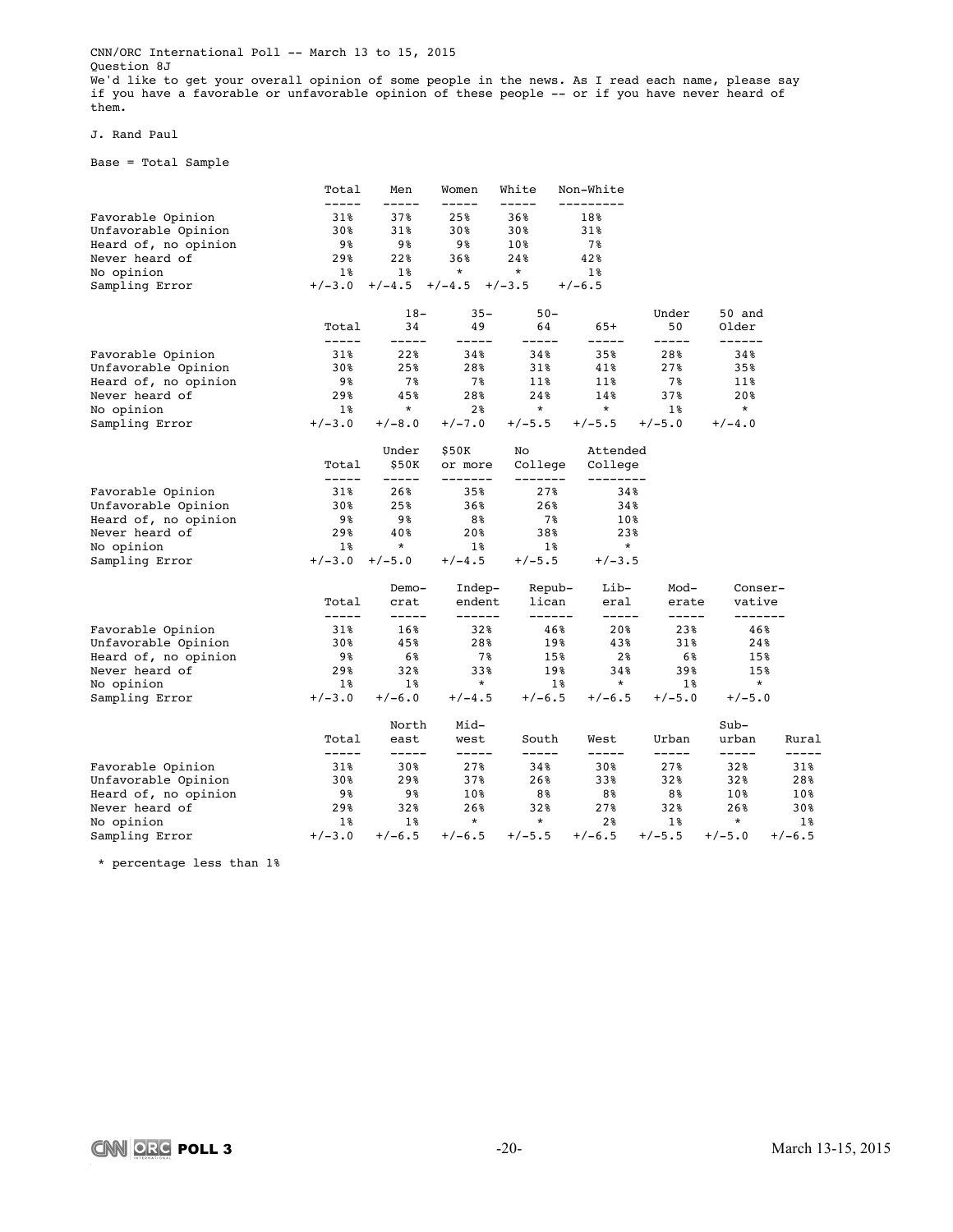CNN/ORC International Poll -- March 13 to 15, 2015

Question 8J

We'd like to get your overall opinion of some people in the news. As I read each name, please say if you have a favorable or unfavorable opinion of these people -- or if you have never heard of them.

J. Rand Paul

Base = Total Sample

| | Total | Men | Women | White | Non-White |
|---|---|---|---|---|---|
| Favorable Opinion | 31% | 37% | 25% | 36% | 18% |
| Unfavorable Opinion | 30% | 31% | 30% | 30% | 31% |
| Heard of, no opinion | 9% | 9% | 9% | 10% | 7% |
| Never heard of | 29% | 22% | 36% | 24% | 42% |
| No opinion | 1% | 1% | * | * | 1% |
| Sampling Error | +/-3.0 | +/-4.5 | +/-4.5 | +/-3.5 | +/-6.5 |

| | Total | 18-34 | 35-49 | 50-64 | 65+ | Under 50 | 50 and Older |
|---|---|---|---|---|---|---|---|
| Favorable Opinion | 31% | 22% | 34% | 34% | 35% | 28% | 34% |
| Unfavorable Opinion | 30% | 25% | 28% | 31% | 41% | 27% | 35% |
| Heard of, no opinion | 9% | 7% | 7% | 11% | 11% | 7% | 11% |
| Never heard of | 29% | 45% | 28% | 24% | 14% | 37% | 20% |
| No opinion | 1% | * | 2% | * | * | 1% | * |
| Sampling Error | +/-3.0 | +/-8.0 | +/-7.0 | +/-5.5 | +/-5.5 | +/-5.0 | +/-4.0 |

| | Total | Under $50K | $50K or more | No College | Attended College |
|---|---|---|---|---|---|
| Favorable Opinion | 31% | 26% | 35% | 27% | 34% |
| Unfavorable Opinion | 30% | 25% | 36% | 26% | 34% |
| Heard of, no opinion | 9% | 9% | 8% | 7% | 10% |
| Never heard of | 29% | 40% | 20% | 38% | 23% |
| No opinion | 1% | * | 1% | 1% | * |
| Sampling Error | +/-3.0 | +/-5.0 | +/-4.5 | +/-5.5 | +/-3.5 |

| | Total | Democrat | Independent | Republican | Liberal | Moderate | Conservative |
|---|---|---|---|---|---|---|---|
| Favorable Opinion | 31% | 16% | 32% | 46% | 20% | 23% | 46% |
| Unfavorable Opinion | 30% | 45% | 28% | 19% | 43% | 31% | 24% |
| Heard of, no opinion | 9% | 6% | 7% | 15% | 2% | 6% | 15% |
| Never heard of | 29% | 32% | 33% | 19% | 34% | 39% | 15% |
| No opinion | 1% | 1% | * | 1% | * | 1% | * |
| Sampling Error | +/-3.0 | +/-6.0 | +/-4.5 | +/-6.5 | +/-6.5 | +/-5.0 | +/-5.0 |

| | Total | North east | Midwest | South | West | Urban | Suburban | Rural |
|---|---|---|---|---|---|---|---|---|
| Favorable Opinion | 31% | 30% | 27% | 34% | 30% | 27% | 32% | 31% |
| Unfavorable Opinion | 30% | 29% | 37% | 26% | 33% | 32% | 32% | 28% |
| Heard of, no opinion | 9% | 9% | 10% | 8% | 8% | 8% | 10% | 10% |
| Never heard of | 29% | 32% | 26% | 32% | 27% | 32% | 26% | 30% |
| No opinion | 1% | 1% | * | * | 2% | 1% | * | 1% |
| Sampling Error | +/-3.0 | +/-6.5 | +/-6.5 | +/-5.5 | +/-6.5 | +/-5.5 | +/-5.0 | +/-6.5 |

* percentage less than 1%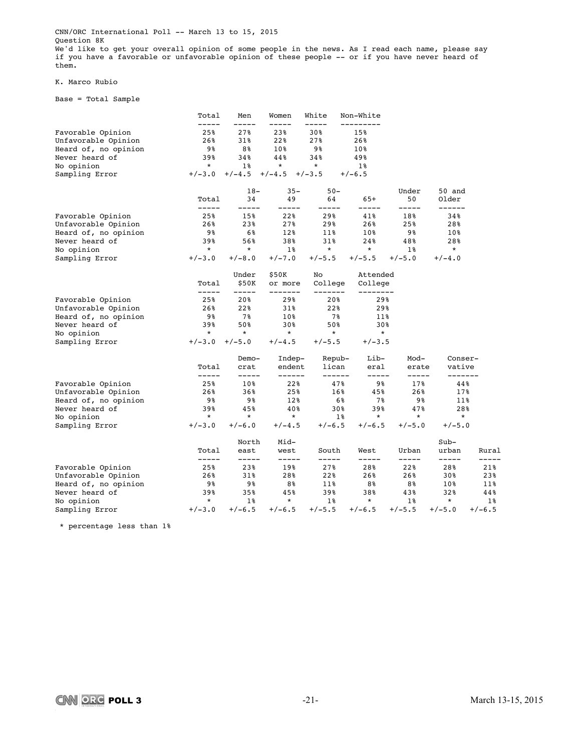CNN/ORC International Poll -- March 13 to 15, 2015
Question 8K
We'd like to get your overall opinion of some people in the news. As I read each name, please say if you have a favorable or unfavorable opinion of these people -- or if you have never heard of them.

K. Marco Rubio

Base = Total Sample

| | Total | Men | Women | White | Non-White |
|---|---|---|---|---|---|
| Favorable Opinion | 25% | 27% | 23% | 30% | 15% |
| Unfavorable Opinion | 26% | 31% | 22% | 27% | 26% |
| Heard of, no opinion | 9% | 8% | 10% | 9% | 10% |
| Never heard of | 39% | 34% | 44% | 34% | 49% |
| No opinion | * | 1% | * | * | 1% |
| Sampling Error | +/-3.0 | +/-4.5 | +/-4.5 | +/-3.5 | +/-6.5 |

| | Total | 18-34 | 35-49 | 50-64 | 65+ | Under 50 | 50 and Older |
|---|---|---|---|---|---|---|---|
| Favorable Opinion | 25% | 15% | 22% | 29% | 41% | 18% | 34% |
| Unfavorable Opinion | 26% | 23% | 27% | 29% | 26% | 25% | 28% |
| Heard of, no opinion | 9% | 6% | 12% | 11% | 10% | 9% | 10% |
| Never heard of | 39% | 56% | 38% | 31% | 24% | 48% | 28% |
| No opinion | * | * | 1% | * | * | 1% | * |
| Sampling Error | +/-3.0 | +/-8.0 | +/-7.0 | +/-5.5 | +/-5.5 | +/-5.0 | +/-4.0 |

| | Total | Under $50K | $50K or more | No College | Attended College |
|---|---|---|---|---|---|
| Favorable Opinion | 25% | 20% | 29% | 20% | 29% |
| Unfavorable Opinion | 26% | 22% | 31% | 22% | 29% |
| Heard of, no opinion | 9% | 7% | 10% | 7% | 11% |
| Never heard of | 39% | 50% | 30% | 50% | 30% |
| No opinion | * | * | * | * | * |
| Sampling Error | +/-3.0 | +/-5.0 | +/-4.5 | +/-5.5 | +/-3.5 |

| | Total | Democrat | Independent | Republican | Liberal | Moderate | Conservative |
|---|---|---|---|---|---|---|---|
| Favorable Opinion | 25% | 10% | 22% | 47% | 9% | 17% | 44% |
| Unfavorable Opinion | 26% | 36% | 25% | 16% | 45% | 26% | 17% |
| Heard of, no opinion | 9% | 9% | 12% | 6% | 7% | 9% | 11% |
| Never heard of | 39% | 45% | 40% | 30% | 39% | 47% | 28% |
| No opinion | * | * | * | 1% | * | * | * |
| Sampling Error | +/-3.0 | +/-6.0 | +/-4.5 | +/-6.5 | +/-6.5 | +/-5.0 | +/-5.0 |

| | Total | North east | Midwest | South | West | Urban | Suburban | Rural |
|---|---|---|---|---|---|---|---|---|
| Favorable Opinion | 25% | 23% | 19% | 27% | 28% | 22% | 28% | 21% |
| Unfavorable Opinion | 26% | 31% | 28% | 22% | 26% | 26% | 30% | 23% |
| Heard of, no opinion | 9% | 9% | 8% | 11% | 8% | 8% | 10% | 11% |
| Never heard of | 39% | 35% | 45% | 39% | 38% | 43% | 32% | 44% |
| No opinion | * | 1% | * | 1% | * | 1% | * | 1% |
| Sampling Error | +/-3.0 | +/-6.5 | +/-6.5 | +/-5.5 | +/-6.5 | +/-5.5 | +/-5.0 | +/-6.5 |

* percentage less than 1%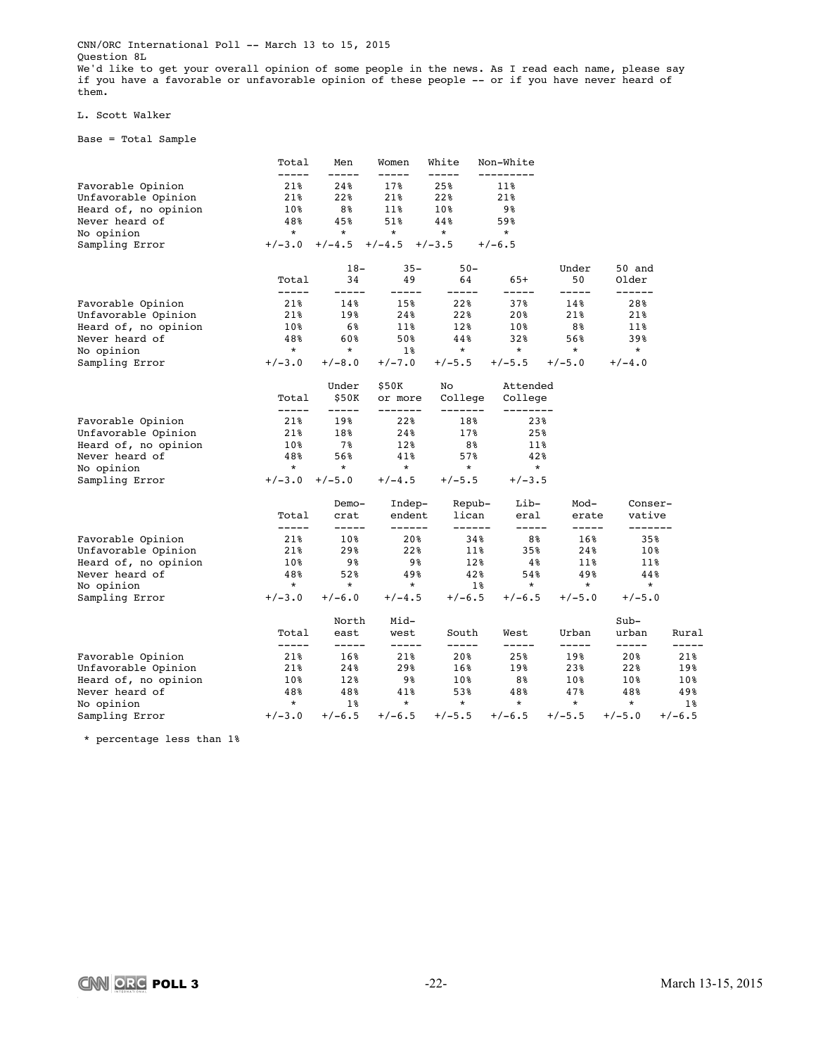CNN/ORC International Poll -- March 13 to 15, 2015

Question 8L

We'd like to get your overall opinion of some people in the news. As I read each name, please say if you have a favorable or unfavorable opinion of these people -- or if you have never heard of them.

L. Scott Walker

Base = Total Sample

| | Total | Men | Women | White | Non-White |
|---|---|---|---|---|---|
| Favorable Opinion | 21% | 24% | 17% | 25% | 11% |
| Unfavorable Opinion | 21% | 22% | 21% | 22% | 21% |
| Heard of, no opinion | 10% | 8% | 11% | 10% | 9% |
| Never heard of | 48% | 45% | 51% | 44% | 59% |
| No opinion | * | * | * | * | * |
| Sampling Error | +/-3.0 | +/-4.5 | +/-4.5 | +/-3.5 | +/-6.5 |

| | Total | 18-34 | 35-49 | 50-64 | 65+ | Under 50 | 50 and Older |
|---|---|---|---|---|---|---|---|
| Favorable Opinion | 21% | 14% | 15% | 22% | 37% | 14% | 28% |
| Unfavorable Opinion | 21% | 19% | 24% | 22% | 20% | 21% | 21% |
| Heard of, no opinion | 10% | 6% | 11% | 12% | 10% | 8% | 11% |
| Never heard of | 48% | 60% | 50% | 44% | 32% | 56% | 39% |
| No opinion | * | * | 1% | * | * | * | * |
| Sampling Error | +/-3.0 | +/-8.0 | +/-7.0 | +/-5.5 | +/-5.5 | +/-5.0 | +/-4.0 |

| | Total | Under $50K | $50K or more | No College | Attended College |
|---|---|---|---|---|---|
| Favorable Opinion | 21% | 19% | 22% | 18% | 23% |
| Unfavorable Opinion | 21% | 18% | 24% | 17% | 25% |
| Heard of, no opinion | 10% | 7% | 12% | 8% | 11% |
| Never heard of | 48% | 56% | 41% | 57% | 42% |
| No opinion | * | * | * | * | * |
| Sampling Error | +/-3.0 | +/-5.0 | +/-4.5 | +/-5.5 | +/-3.5 |

| | Total | Democrat | Independent | Republican | Liberal | Moderate | Conservative |
|---|---|---|---|---|---|---|---|
| Favorable Opinion | 21% | 10% | 20% | 34% | 8% | 16% | 35% |
| Unfavorable Opinion | 21% | 29% | 22% | 11% | 35% | 24% | 10% |
| Heard of, no opinion | 10% | 9% | 9% | 12% | 4% | 11% | 11% |
| Never heard of | 48% | 52% | 49% | 42% | 54% | 49% | 44% |
| No opinion | * | * | * | 1% | * | * | * |
| Sampling Error | +/-3.0 | +/-6.0 | +/-4.5 | +/-6.5 | +/-6.5 | +/-5.0 | +/-5.0 |

| | Total | North east | Midwest | South | West | Urban | Suburban | Rural |
|---|---|---|---|---|---|---|---|---|
| Favorable Opinion | 21% | 16% | 21% | 20% | 25% | 19% | 20% | 21% |
| Unfavorable Opinion | 21% | 24% | 29% | 16% | 19% | 23% | 22% | 19% |
| Heard of, no opinion | 10% | 12% | 9% | 10% | 8% | 10% | 10% | 10% |
| Never heard of | 48% | 48% | 41% | 53% | 48% | 47% | 48% | 49% |
| No opinion | * | 1% | * | * | * | * | * | 1% |
| Sampling Error | +/-3.0 | +/-6.5 | +/-6.5 | +/-5.5 | +/-6.5 | +/-5.5 | +/-5.0 | +/-6.5 |

\* percentage less than 1%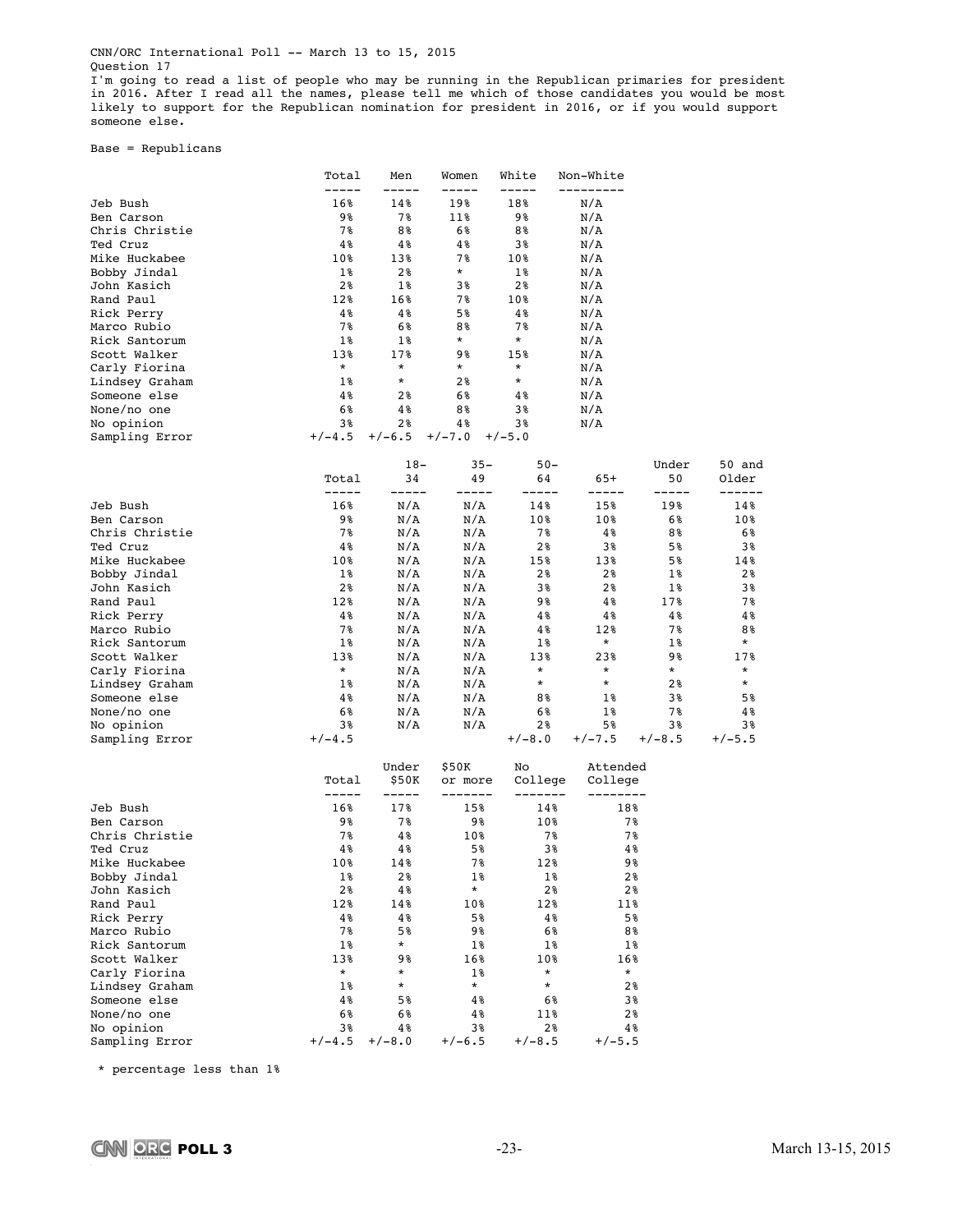CNN/ORC International Poll -- March 13 to 15, 2015
Question 17
I'm going to read a list of people who may be running in the Republican primaries for president in 2016. After I read all the names, please tell me which of those candidates you would be most likely to support for the Republican nomination for president in 2016, or if you would support someone else.

Base = Republicans

| | Total | Men | Women | White | Non-White |
|---|---|---|---|---|---|
| Jeb Bush | 16% | 14% | 19% | 18% | N/A |
| Ben Carson | 9% | 7% | 11% | 9% | N/A |
| Chris Christie | 7% | 8% | 6% | 8% | N/A |
| Ted Cruz | 4% | 4% | 4% | 3% | N/A |
| Mike Huckabee | 10% | 13% | 7% | 10% | N/A |
| Bobby Jindal | 1% | 2% | * | 1% | N/A |
| John Kasich | 2% | 1% | 3% | 2% | N/A |
| Rand Paul | 12% | 16% | 7% | 10% | N/A |
| Rick Perry | 4% | 4% | 5% | 4% | N/A |
| Marco Rubio | 7% | 6% | 8% | 7% | N/A |
| Rick Santorum | 1% | 1% | * | * | N/A |
| Scott Walker | 13% | 17% | 9% | 15% | N/A |
| Carly Fiorina | * | * | * | * | N/A |
| Lindsey Graham | 1% | * | 2% | * | N/A |
| Someone else | 4% | 2% | 6% | 4% | N/A |
| None/no one | 6% | 4% | 8% | 3% | N/A |
| No opinion | 3% | 2% | 4% | 3% | N/A |
| Sampling Error | +/-4.5 | +/-6.5 | +/-7.0 | +/-5.0 | |

| | Total | 18-34 | 35-49 | 50-64 | 65+ | Under 50 | 50 and Older |
|---|---|---|---|---|---|---|---|
| Jeb Bush | 16% | N/A | N/A | 14% | 15% | 19% | 14% |
| Ben Carson | 9% | N/A | N/A | 10% | 10% | 6% | 10% |
| Chris Christie | 7% | N/A | N/A | 7% | 4% | 8% | 6% |
| Ted Cruz | 4% | N/A | N/A | 2% | 3% | 5% | 3% |
| Mike Huckabee | 10% | N/A | N/A | 15% | 13% | 5% | 14% |
| Bobby Jindal | 1% | N/A | N/A | 2% | 2% | 1% | 2% |
| John Kasich | 2% | N/A | N/A | 3% | 2% | 1% | 3% |
| Rand Paul | 12% | N/A | N/A | 9% | 4% | 17% | 7% |
| Rick Perry | 4% | N/A | N/A | 4% | 4% | 4% | 4% |
| Marco Rubio | 7% | N/A | N/A | 4% | 12% | 7% | 8% |
| Rick Santorum | 1% | N/A | N/A | 1% | * | 1% | * |
| Scott Walker | 13% | N/A | N/A | 13% | 23% | 9% | 17% |
| Carly Fiorina | * | N/A | N/A | * | * | * | * |
| Lindsey Graham | 1% | N/A | N/A | * | * | 2% | * |
| Someone else | 4% | N/A | N/A | 8% | 1% | 3% | 5% |
| None/no one | 6% | N/A | N/A | 6% | 1% | 7% | 4% |
| No opinion | 3% | N/A | N/A | 2% | 5% | 3% | 3% |
| Sampling Error | +/-4.5 | | | +/-8.0 | +/-7.5 | +/-8.5 | +/-5.5 |

| | Total | Under $50K | $50K or more | No College | Attended College |
|---|---|---|---|---|---|
| Jeb Bush | 16% | 17% | 15% | 14% | 18% |
| Ben Carson | 9% | 7% | 9% | 10% | 7% |
| Chris Christie | 7% | 4% | 10% | 7% | 7% |
| Ted Cruz | 4% | 4% | 5% | 3% | 4% |
| Mike Huckabee | 10% | 14% | 7% | 12% | 9% |
| Bobby Jindal | 1% | 2% | 1% | 1% | 2% |
| John Kasich | 2% | 4% | * | 2% | 2% |
| Rand Paul | 12% | 14% | 10% | 12% | 11% |
| Rick Perry | 4% | 4% | 5% | 4% | 5% |
| Marco Rubio | 7% | 5% | 9% | 6% | 8% |
| Rick Santorum | 1% | * | 1% | 1% | 1% |
| Scott Walker | 13% | 9% | 16% | 10% | 16% |
| Carly Fiorina | * | * | 1% | * | * |
| Lindsey Graham | 1% | * | * | * | 2% |
| Someone else | 4% | 5% | 4% | 6% | 3% |
| None/no one | 6% | 6% | 4% | 11% | 2% |
| No opinion | 3% | 4% | 3% | 2% | 4% |
| Sampling Error | +/-4.5 | +/-8.0 | +/-6.5 | +/-8.5 | +/-5.5 |

\* percentage less than 1%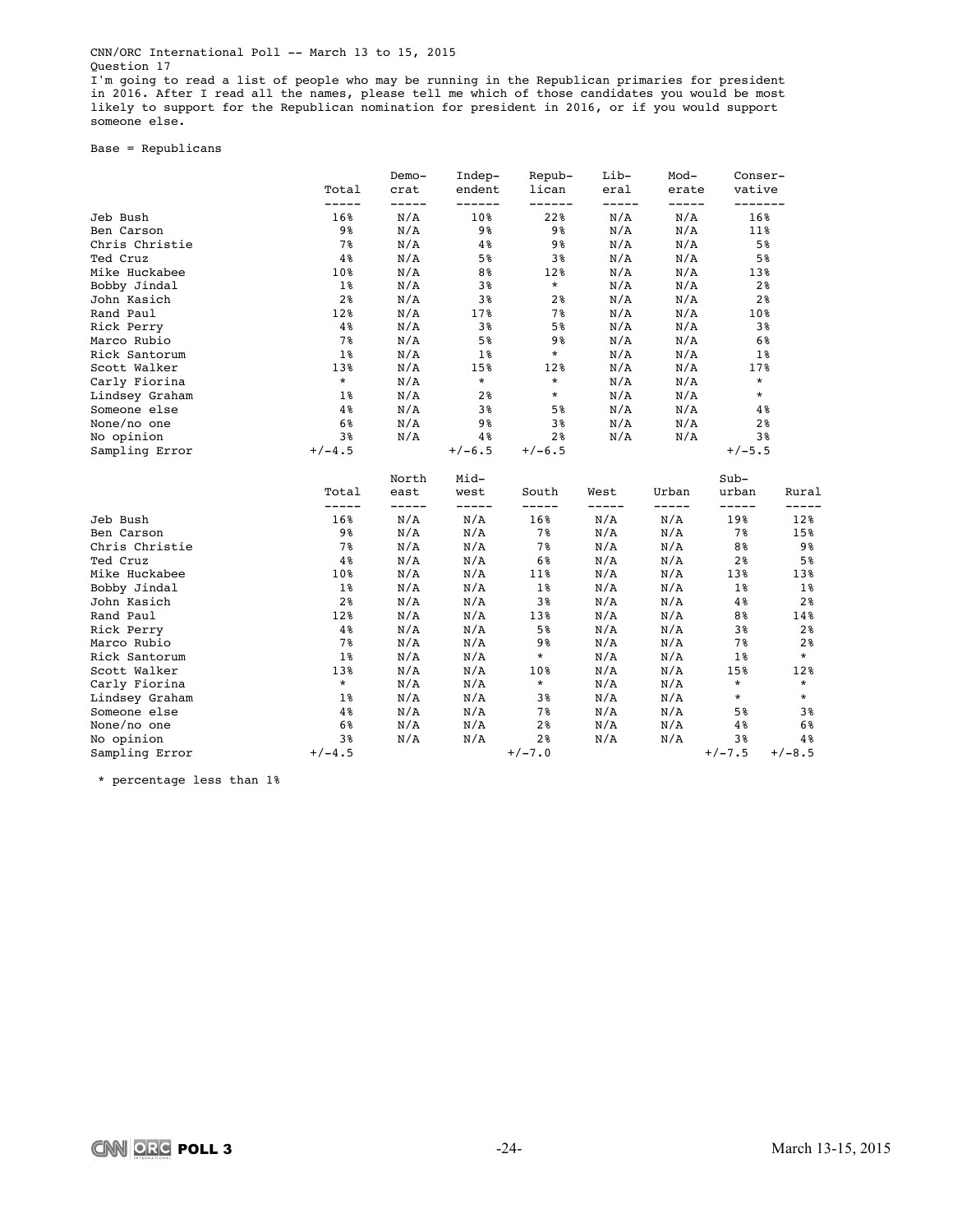CNN/ORC International Poll -- March 13 to 15, 2015
Question 17
I'm going to read a list of people who may be running in the Republican primaries for president in 2016. After I read all the names, please tell me which of those candidates you would be most likely to support for the Republican nomination for president in 2016, or if you would support someone else.

Base = Republicans

| | Total | Demo-crat | Indep-endent | Repub-lican | Lib-eral | Mod-erate | Conser-vative |
|---|---|---|---|---|---|---|---|
| Jeb Bush | 16% | N/A | 10% | 22% | N/A | N/A | 16% |
| Ben Carson | 9% | N/A | 9% | 9% | N/A | N/A | 11% |
| Chris Christie | 7% | N/A | 4% | 9% | N/A | N/A | 5% |
| Ted Cruz | 4% | N/A | 5% | 3% | N/A | N/A | 5% |
| Mike Huckabee | 10% | N/A | 8% | 12% | N/A | N/A | 13% |
| Bobby Jindal | 1% | N/A | 3% | * | N/A | N/A | 2% |
| John Kasich | 2% | N/A | 3% | 2% | N/A | N/A | 2% |
| Rand Paul | 12% | N/A | 17% | 7% | N/A | N/A | 10% |
| Rick Perry | 4% | N/A | 3% | 5% | N/A | N/A | 3% |
| Marco Rubio | 7% | N/A | 5% | 9% | N/A | N/A | 6% |
| Rick Santorum | 1% | N/A | 1% | * | N/A | N/A | 1% |
| Scott Walker | 13% | N/A | 15% | 12% | N/A | N/A | 17% |
| Carly Fiorina | * | N/A | * | * | N/A | N/A | * |
| Lindsey Graham | 1% | N/A | 2% | * | N/A | N/A | * |
| Someone else | 4% | N/A | 3% | 5% | N/A | N/A | 4% |
| None/no one | 6% | N/A | 9% | 3% | N/A | N/A | 2% |
| No opinion | 3% | N/A | 4% | 2% | N/A | N/A | 3% |
| Sampling Error | +/-4.5 | | +/-6.5 | +/-6.5 | | | +/-5.5 |

| | Total | North east | Mid-west | South | West | Urban | Sub-urban | Rural |
|---|---|---|---|---|---|---|---|---|
| Jeb Bush | 16% | N/A | N/A | 16% | N/A | N/A | 19% | 12% |
| Ben Carson | 9% | N/A | N/A | 7% | N/A | N/A | 7% | 15% |
| Chris Christie | 7% | N/A | N/A | 7% | N/A | N/A | 8% | 9% |
| Ted Cruz | 4% | N/A | N/A | 6% | N/A | N/A | 2% | 5% |
| Mike Huckabee | 10% | N/A | N/A | 11% | N/A | N/A | 13% | 13% |
| Bobby Jindal | 1% | N/A | N/A | 1% | N/A | N/A | 1% | 1% |
| John Kasich | 2% | N/A | N/A | 3% | N/A | N/A | 4% | 2% |
| Rand Paul | 12% | N/A | N/A | 13% | N/A | N/A | 8% | 14% |
| Rick Perry | 4% | N/A | N/A | 5% | N/A | N/A | 3% | 2% |
| Marco Rubio | 7% | N/A | N/A | 9% | N/A | N/A | 7% | 2% |
| Rick Santorum | 1% | N/A | N/A | * | N/A | N/A | 1% | * |
| Scott Walker | 13% | N/A | N/A | 10% | N/A | N/A | 15% | 12% |
| Carly Fiorina | * | N/A | N/A | * | N/A | N/A | * | * |
| Lindsey Graham | 1% | N/A | N/A | 3% | N/A | N/A | * | * |
| Someone else | 4% | N/A | N/A | 7% | N/A | N/A | 5% | 3% |
| None/no one | 6% | N/A | N/A | 2% | N/A | N/A | 4% | 6% |
| No opinion | 3% | N/A | N/A | 2% | N/A | N/A | 3% | 4% |
| Sampling Error | +/-4.5 | | | +/-7.0 | | | +/-7.5 | +/-8.5 |

\* percentage less than 1%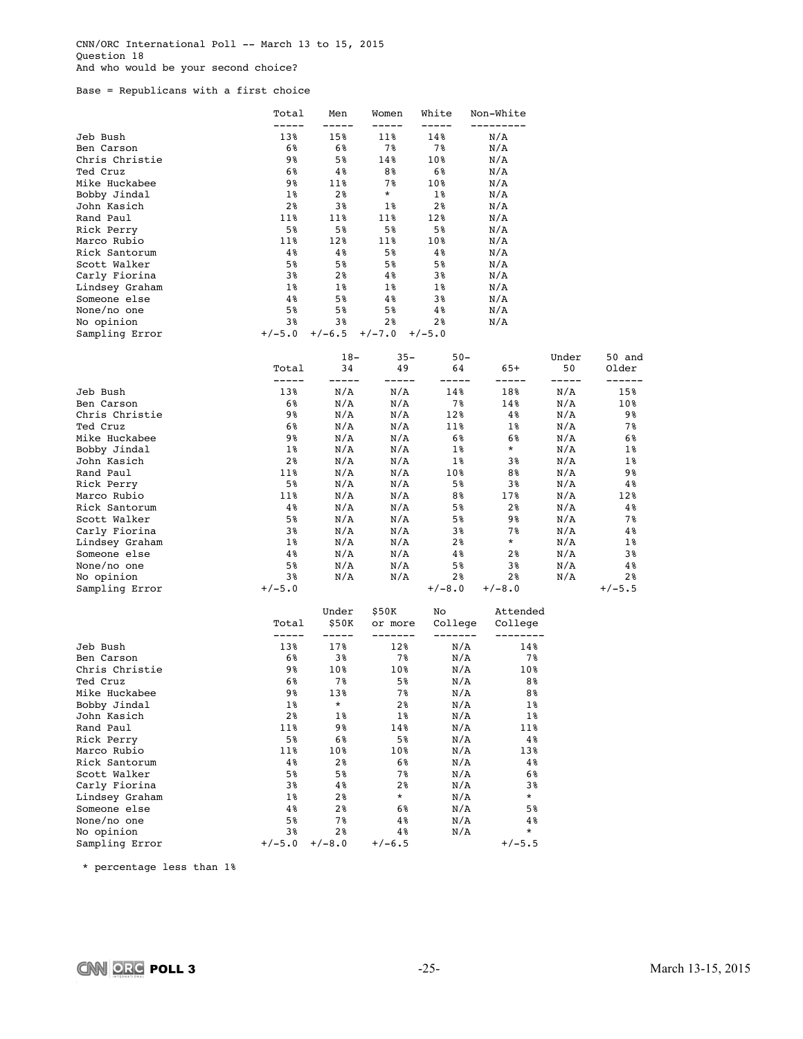CNN/ORC International Poll -- March 13 to 15, 2015
Question 18
And who would be your second choice?

Base = Republicans with a first choice

| | Total | Men | Women | White | Non-White |
|---|---|---|---|---|---|
| Jeb Bush | 13% | 15% | 11% | 14% | N/A |
| Ben Carson | 6% | 6% | 7% | 7% | N/A |
| Chris Christie | 9% | 5% | 14% | 10% | N/A |
| Ted Cruz | 6% | 4% | 8% | 6% | N/A |
| Mike Huckabee | 9% | 11% | 7% | 10% | N/A |
| Bobby Jindal | 1% | 2% | * | 1% | N/A |
| John Kasich | 2% | 3% | 1% | 2% | N/A |
| Rand Paul | 11% | 11% | 11% | 12% | N/A |
| Rick Perry | 5% | 5% | 5% | 5% | N/A |
| Marco Rubio | 11% | 12% | 11% | 10% | N/A |
| Rick Santorum | 4% | 4% | 5% | 4% | N/A |
| Scott Walker | 5% | 5% | 5% | 5% | N/A |
| Carly Fiorina | 3% | 2% | 4% | 3% | N/A |
| Lindsey Graham | 1% | 1% | 1% | 1% | N/A |
| Someone else | 4% | 5% | 4% | 3% | N/A |
| None/no one | 5% | 5% | 5% | 4% | N/A |
| No opinion | 3% | 3% | 2% | 2% | N/A |
| Sampling Error | +/-5.0 | +/-6.5 | +/-7.0 | +/-5.0 | |

| | Total | 18-34 | 35-49 | 50-64 | 65+ | Under 50 | 50 and Older |
|---|---|---|---|---|---|---|---|
| Jeb Bush | 13% | N/A | N/A | 14% | 18% | N/A | 15% |
| Ben Carson | 6% | N/A | N/A | 7% | 14% | N/A | 10% |
| Chris Christie | 9% | N/A | N/A | 12% | 4% | N/A | 9% |
| Ted Cruz | 6% | N/A | N/A | 11% | 1% | N/A | 7% |
| Mike Huckabee | 9% | N/A | N/A | 6% | 6% | N/A | 6% |
| Bobby Jindal | 1% | N/A | N/A | 1% | * | N/A | 1% |
| John Kasich | 2% | N/A | N/A | 1% | 3% | N/A | 1% |
| Rand Paul | 11% | N/A | N/A | 10% | 8% | N/A | 9% |
| Rick Perry | 5% | N/A | N/A | 5% | 3% | N/A | 4% |
| Marco Rubio | 11% | N/A | N/A | 8% | 17% | N/A | 12% |
| Rick Santorum | 4% | N/A | N/A | 5% | 2% | N/A | 4% |
| Scott Walker | 5% | N/A | N/A | 5% | 9% | N/A | 7% |
| Carly Fiorina | 3% | N/A | N/A | 3% | 7% | N/A | 4% |
| Lindsey Graham | 1% | N/A | N/A | 2% | * | N/A | 1% |
| Someone else | 4% | N/A | N/A | 4% | 2% | N/A | 3% |
| None/no one | 5% | N/A | N/A | 5% | 3% | N/A | 4% |
| No opinion | 3% | N/A | N/A | 2% | 2% | N/A | 2% |
| Sampling Error | +/-5.0 | | | +/-8.0 | +/-8.0 | | +/-5.5 |

| | Total | Under $50K | $50K or more | No College | Attended College |
|---|---|---|---|---|---|
| Jeb Bush | 13% | 17% | 12% | N/A | 14% |
| Ben Carson | 6% | 3% | 7% | N/A | 7% |
| Chris Christie | 9% | 10% | 10% | N/A | 10% |
| Ted Cruz | 6% | 7% | 5% | N/A | 8% |
| Mike Huckabee | 9% | 13% | 7% | N/A | 8% |
| Bobby Jindal | 1% | * | 2% | N/A | 1% |
| John Kasich | 2% | 1% | 1% | N/A | 1% |
| Rand Paul | 11% | 9% | 14% | N/A | 11% |
| Rick Perry | 5% | 6% | 5% | N/A | 4% |
| Marco Rubio | 11% | 10% | 10% | N/A | 13% |
| Rick Santorum | 4% | 2% | 6% | N/A | 4% |
| Scott Walker | 5% | 5% | 7% | N/A | 6% |
| Carly Fiorina | 3% | 4% | 2% | N/A | 3% |
| Lindsey Graham | 1% | 2% | * | N/A | * |
| Someone else | 4% | 2% | 6% | N/A | 5% |
| None/no one | 5% | 7% | 4% | N/A | 4% |
| No opinion | 3% | 2% | 4% | N/A | * |
| Sampling Error | +/-5.0 | +/-8.0 | +/-6.5 | | +/-5.5 |

* percentage less than 1%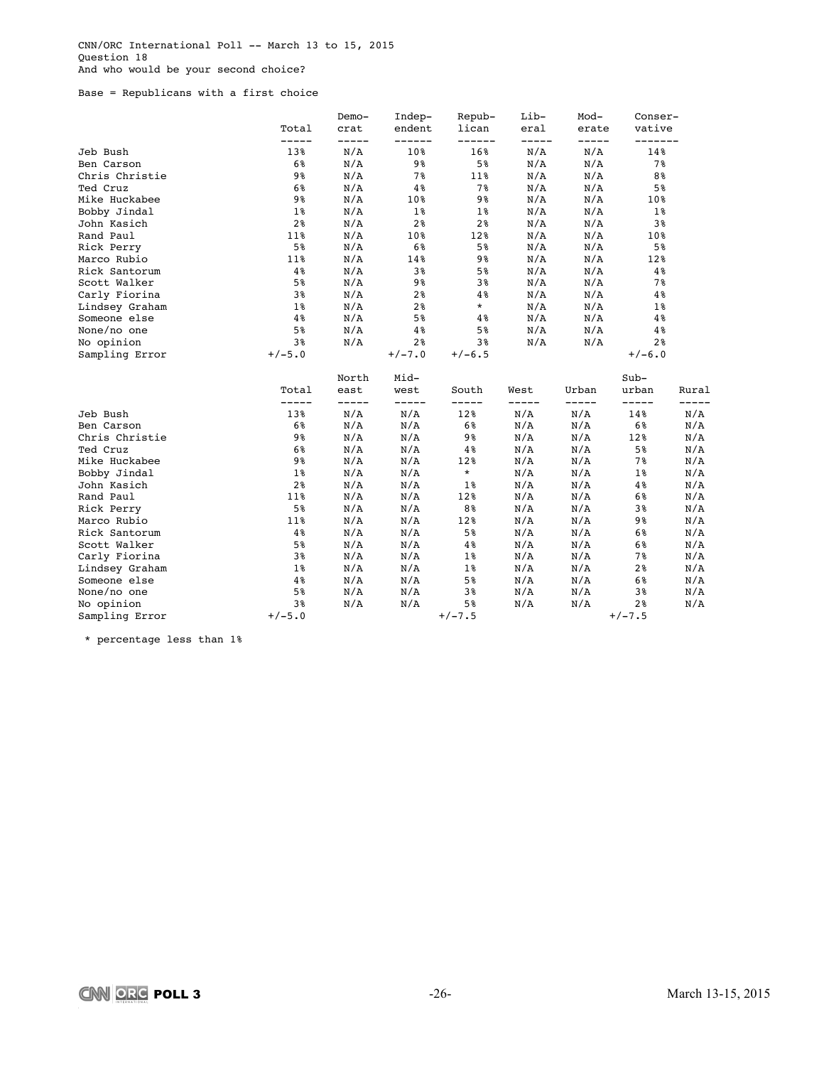CNN/ORC International Poll -- March 13 to 15, 2015
Question 18
And who would be your second choice?

Base = Republicans with a first choice

| | Total | Demo-crat | Indep-endent | Repub-lican | Lib-eral | Mod-erate | Conser-vative |
|---|---|---|---|---|---|---|---|
| Jeb Bush | 13% | N/A | 10% | 16% | N/A | N/A | 14% |
| Ben Carson | 6% | N/A | 9% | 5% | N/A | N/A | 7% |
| Chris Christie | 9% | N/A | 7% | 11% | N/A | N/A | 8% |
| Ted Cruz | 6% | N/A | 4% | 7% | N/A | N/A | 5% |
| Mike Huckabee | 9% | N/A | 10% | 9% | N/A | N/A | 10% |
| Bobby Jindal | 1% | N/A | 1% | 1% | N/A | N/A | 1% |
| John Kasich | 2% | N/A | 2% | 2% | N/A | N/A | 3% |
| Rand Paul | 11% | N/A | 10% | 12% | N/A | N/A | 10% |
| Rick Perry | 5% | N/A | 6% | 5% | N/A | N/A | 5% |
| Marco Rubio | 11% | N/A | 14% | 9% | N/A | N/A | 12% |
| Rick Santorum | 4% | N/A | 3% | 5% | N/A | N/A | 4% |
| Scott Walker | 5% | N/A | 9% | 3% | N/A | N/A | 7% |
| Carly Fiorina | 3% | N/A | 2% | 4% | N/A | N/A | 4% |
| Lindsey Graham | 1% | N/A | 2% | * | N/A | N/A | 1% |
| Someone else | 4% | N/A | 5% | 4% | N/A | N/A | 4% |
| None/no one | 5% | N/A | 4% | 5% | N/A | N/A | 4% |
| No opinion | 3% | N/A | 2% | 3% | N/A | N/A | 2% |
| Sampling Error | +/-5.0 | | +/-7.0 | +/-6.5 | | | +/-6.0 |

| | Total | North east | Mid-west | South | West | Urban | Sub-urban | Rural |
|---|---|---|---|---|---|---|---|---|
| Jeb Bush | 13% | N/A | N/A | 12% | N/A | N/A | 14% | N/A |
| Ben Carson | 6% | N/A | N/A | 6% | N/A | N/A | 6% | N/A |
| Chris Christie | 9% | N/A | N/A | 9% | N/A | N/A | 12% | N/A |
| Ted Cruz | 6% | N/A | N/A | 4% | N/A | N/A | 5% | N/A |
| Mike Huckabee | 9% | N/A | N/A | 12% | N/A | N/A | 7% | N/A |
| Bobby Jindal | 1% | N/A | N/A | * | N/A | N/A | 1% | N/A |
| John Kasich | 2% | N/A | N/A | 1% | N/A | N/A | 4% | N/A |
| Rand Paul | 11% | N/A | N/A | 12% | N/A | N/A | 6% | N/A |
| Rick Perry | 5% | N/A | N/A | 8% | N/A | N/A | 3% | N/A |
| Marco Rubio | 11% | N/A | N/A | 12% | N/A | N/A | 9% | N/A |
| Rick Santorum | 4% | N/A | N/A | 5% | N/A | N/A | 6% | N/A |
| Scott Walker | 5% | N/A | N/A | 4% | N/A | N/A | 6% | N/A |
| Carly Fiorina | 3% | N/A | N/A | 1% | N/A | N/A | 7% | N/A |
| Lindsey Graham | 1% | N/A | N/A | 1% | N/A | N/A | 2% | N/A |
| Someone else | 4% | N/A | N/A | 5% | N/A | N/A | 6% | N/A |
| None/no one | 5% | N/A | N/A | 3% | N/A | N/A | 3% | N/A |
| No opinion | 3% | N/A | N/A | 5% | N/A | N/A | 2% | N/A |
| Sampling Error | +/-5.0 | | | +/-7.5 | | | +/-7.5 | |

\* percentage less than 1%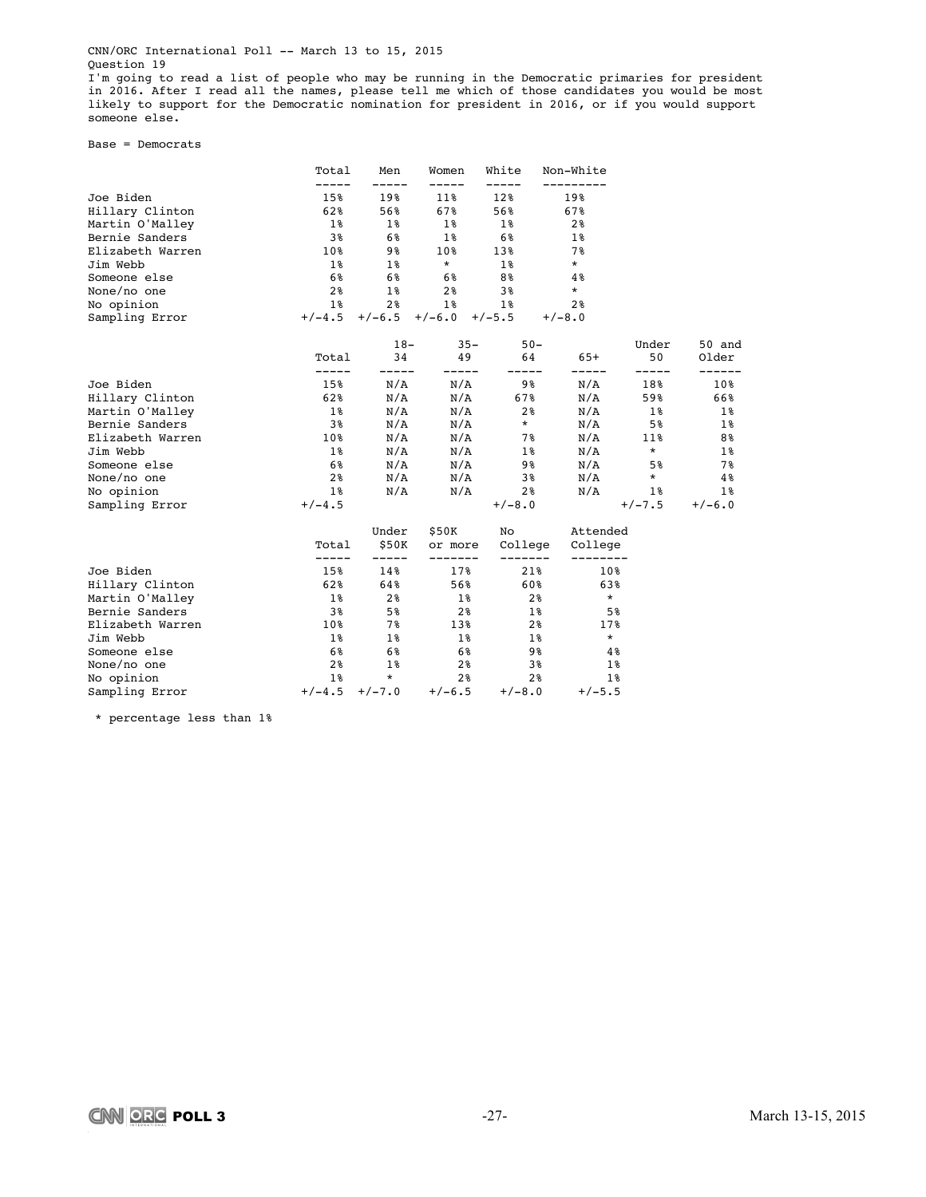CNN/ORC International Poll -- March 13 to 15, 2015
Question 19
I'm going to read a list of people who may be running in the Democratic primaries for president in 2016. After I read all the names, please tell me which of those candidates you would be most likely to support for the Democratic nomination for president in 2016, or if you would support someone else.

Base = Democrats

| | Total | Men | Women | White | Non-White |
|---|---|---|---|---|---|
| Joe Biden | 15% | 19% | 11% | 12% | 19% |
| Hillary Clinton | 62% | 56% | 67% | 56% | 67% |
| Martin O'Malley | 1% | 1% | 1% | 1% | 2% |
| Bernie Sanders | 3% | 6% | 1% | 6% | 1% |
| Elizabeth Warren | 10% | 9% | 10% | 13% | 7% |
| Jim Webb | 1% | 1% | * | 1% | * |
| Someone else | 6% | 6% | 6% | 8% | 4% |
| None/no one | 2% | 1% | 2% | 3% | * |
| No opinion | 1% | 2% | 1% | 1% | 2% |
| Sampling Error | +/-4.5 | +/-6.5 | +/-6.0 | +/-5.5 | +/-8.0 |

| | Total | 18-34 | 35-49 | 50-64 | 65+ | Under 50 | 50 and Older |
|---|---|---|---|---|---|---|---|
| Joe Biden | 15% | N/A | N/A | 9% | N/A | 18% | 10% |
| Hillary Clinton | 62% | N/A | N/A | 67% | N/A | 59% | 66% |
| Martin O'Malley | 1% | N/A | N/A | 2% | N/A | 1% | 1% |
| Bernie Sanders | 3% | N/A | N/A | * | N/A | 5% | 1% |
| Elizabeth Warren | 10% | N/A | N/A | 7% | N/A | 11% | 8% |
| Jim Webb | 1% | N/A | N/A | 1% | N/A | * | 1% |
| Someone else | 6% | N/A | N/A | 9% | N/A | 5% | 7% |
| None/no one | 2% | N/A | N/A | 3% | N/A | * | 4% |
| No opinion | 1% | N/A | N/A | 2% | N/A | 1% | 1% |
| Sampling Error | +/-4.5 | | | +/-8.0 | | +/-7.5 | +/-6.0 |

| | Total | Under $50K | $50K or more | No College | Attended College |
|---|---|---|---|---|---|
| Joe Biden | 15% | 14% | 17% | 21% | 10% |
| Hillary Clinton | 62% | 64% | 56% | 60% | 63% |
| Martin O'Malley | 1% | 2% | 1% | 2% | * |
| Bernie Sanders | 3% | 5% | 2% | 1% | 5% |
| Elizabeth Warren | 10% | 7% | 13% | 2% | 17% |
| Jim Webb | 1% | 1% | 1% | 1% | * |
| Someone else | 6% | 6% | 6% | 9% | 4% |
| None/no one | 2% | 1% | 2% | 3% | 1% |
| No opinion | 1% | * | 2% | 2% | 1% |
| Sampling Error | +/-4.5 | +/-7.0 | +/-6.5 | +/-8.0 | +/-5.5 |

* percentage less than 1%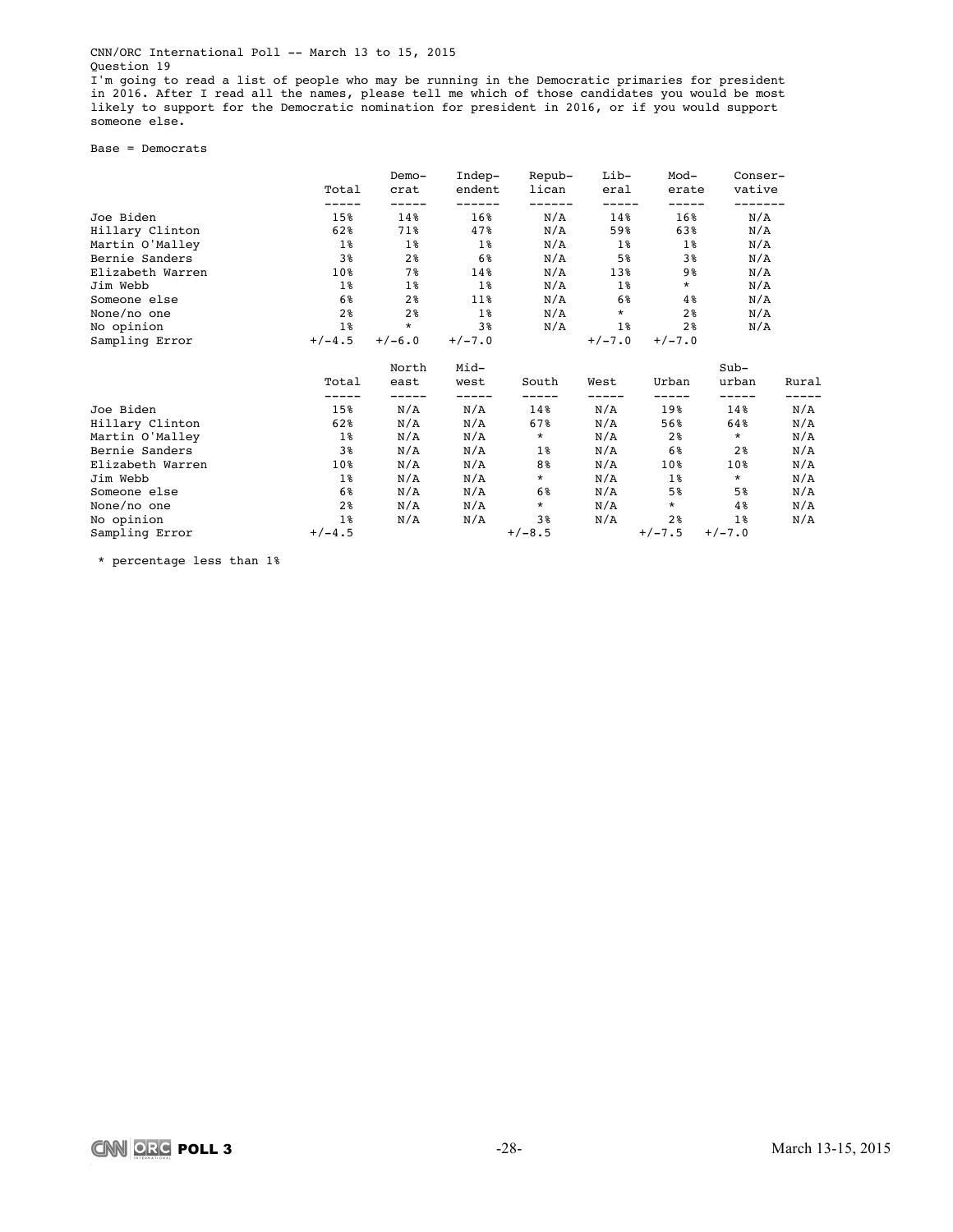CNN/ORC International Poll -- March 13 to 15, 2015

Question 19

I'm going to read a list of people who may be running in the Democratic primaries for president in 2016. After I read all the names, please tell me which of those candidates you would be most likely to support for the Democratic nomination for president in 2016, or if you would support someone else.

Base = Democrats

| | Total | Democrat | Independent | Republican | Liberal | Moderate | Conservative |
|---|---|---|---|---|---|---|---|
| Joe Biden | 15% | 14% | 16% | N/A | 14% | 16% | N/A |
| Hillary Clinton | 62% | 71% | 47% | N/A | 59% | 63% | N/A |
| Martin O'Malley | 1% | 1% | 1% | N/A | 1% | 1% | N/A |
| Bernie Sanders | 3% | 2% | 6% | N/A | 5% | 3% | N/A |
| Elizabeth Warren | 10% | 7% | 14% | N/A | 13% | 9% | N/A |
| Jim Webb | 1% | 1% | 1% | N/A | 1% | * | N/A |
| Someone else | 6% | 2% | 11% | N/A | 6% | 4% | N/A |
| None/no one | 2% | 2% | 1% | N/A | * | 2% | N/A |
| No opinion | 1% | * | 3% | N/A | 1% | 2% | N/A |
| Sampling Error | +/-4.5 | +/-6.0 | +/-7.0 | | +/-7.0 | +/-7.0 | |

| | Total | North east | Midwest | South | West | Urban | Suburban | Rural |
|---|---|---|---|---|---|---|---|---|
| Joe Biden | 15% | N/A | N/A | 14% | N/A | 19% | 14% | N/A |
| Hillary Clinton | 62% | N/A | N/A | 67% | N/A | 56% | 64% | N/A |
| Martin O'Malley | 1% | N/A | N/A | * | N/A | 2% | * | N/A |
| Bernie Sanders | 3% | N/A | N/A | 1% | N/A | 6% | 2% | N/A |
| Elizabeth Warren | 10% | N/A | N/A | 8% | N/A | 10% | 10% | N/A |
| Jim Webb | 1% | N/A | N/A | * | N/A | 1% | * | N/A |
| Someone else | 6% | N/A | N/A | 6% | N/A | 5% | 5% | N/A |
| None/no one | 2% | N/A | N/A | * | N/A | * | 4% | N/A |
| No opinion | 1% | N/A | N/A | 3% | N/A | 2% | 1% | N/A |
| Sampling Error | +/-4.5 | | | +/-8.5 | | +/-7.5 | +/-7.0 | |

\* percentage less than 1%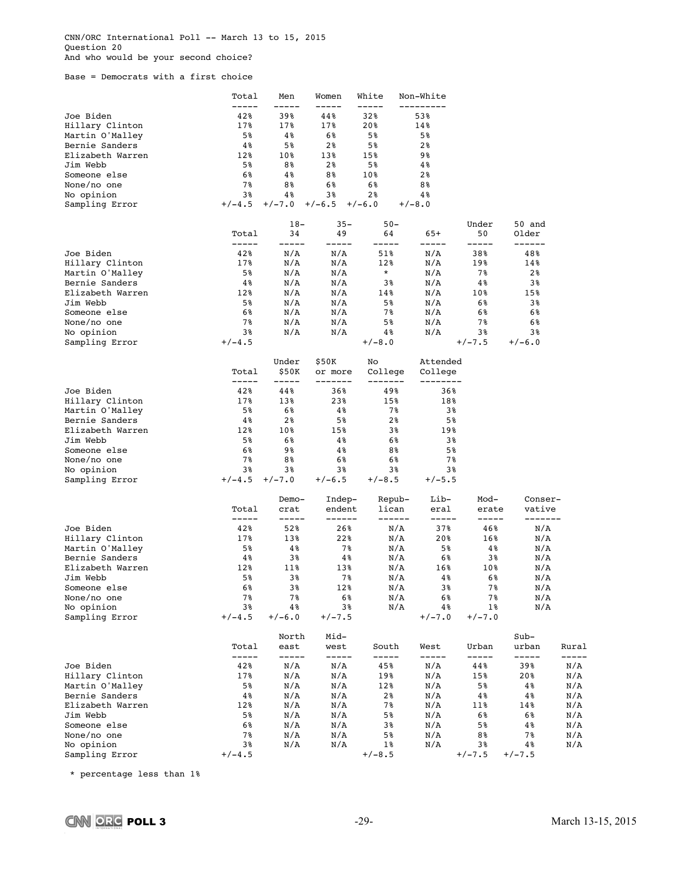CNN/ORC International Poll -- March 13 to 15, 2015
Question 20
And who would be your second choice?

Base = Democrats with a first choice

| | Total | Men | Women | White | Non-White |
|---|---|---|---|---|---|
| Joe Biden | 42% | 39% | 44% | 32% | 53% |
| Hillary Clinton | 17% | 17% | 17% | 20% | 14% |
| Martin O'Malley | 5% | 4% | 6% | 5% | 5% |
| Bernie Sanders | 4% | 5% | 2% | 5% | 2% |
| Elizabeth Warren | 12% | 10% | 13% | 15% | 9% |
| Jim Webb | 5% | 8% | 2% | 5% | 4% |
| Someone else | 6% | 4% | 8% | 10% | 2% |
| None/no one | 7% | 8% | 6% | 6% | 8% |
| No opinion | 3% | 4% | 3% | 2% | 4% |
| Sampling Error | +/-4.5 | +/-7.0 | +/-6.5 | +/-6.0 | +/-8.0 |

| | Total | 18-34 | 35-49 | 50-64 | 65+ | Under 50 | 50 and Older |
|---|---|---|---|---|---|---|---|
| Joe Biden | 42% | N/A | N/A | 51% | N/A | 38% | 48% |
| Hillary Clinton | 17% | N/A | N/A | 12% | N/A | 19% | 14% |
| Martin O'Malley | 5% | N/A | N/A | * | N/A | 7% | 2% |
| Bernie Sanders | 4% | N/A | N/A | 3% | N/A | 4% | 3% |
| Elizabeth Warren | 12% | N/A | N/A | 14% | N/A | 10% | 15% |
| Jim Webb | 5% | N/A | N/A | 5% | N/A | 6% | 3% |
| Someone else | 6% | N/A | N/A | 7% | N/A | 6% | 6% |
| None/no one | 7% | N/A | N/A | 5% | N/A | 7% | 6% |
| No opinion | 3% | N/A | N/A | 4% | N/A | 3% | 3% |
| Sampling Error | +/-4.5 | | | +/-8.0 | | +/-7.5 | +/-6.0 |

| | Total | Under $50K | $50K or more | No College | Attended College |
|---|---|---|---|---|---|
| Joe Biden | 42% | 44% | 36% | 49% | 36% |
| Hillary Clinton | 17% | 13% | 23% | 15% | 18% |
| Martin O'Malley | 5% | 6% | 4% | 7% | 3% |
| Bernie Sanders | 4% | 2% | 5% | 2% | 5% |
| Elizabeth Warren | 12% | 10% | 15% | 3% | 19% |
| Jim Webb | 5% | 6% | 4% | 6% | 3% |
| Someone else | 6% | 9% | 4% | 8% | 5% |
| None/no one | 7% | 8% | 6% | 6% | 7% |
| No opinion | 3% | 3% | 3% | 3% | 3% |
| Sampling Error | +/-4.5 | +/-7.0 | +/-6.5 | +/-8.5 | +/-5.5 |

| | Total | Democrat | Independent | Republican | Liberal | Moderate | Conservative |
|---|---|---|---|---|---|---|---|
| Joe Biden | 42% | 52% | 26% | N/A | 37% | 46% | N/A |
| Hillary Clinton | 17% | 13% | 22% | N/A | 20% | 16% | N/A |
| Martin O'Malley | 5% | 4% | 7% | N/A | 5% | 4% | N/A |
| Bernie Sanders | 4% | 3% | 4% | N/A | 6% | 3% | N/A |
| Elizabeth Warren | 12% | 11% | 13% | N/A | 16% | 10% | N/A |
| Jim Webb | 5% | 3% | 7% | N/A | 4% | 6% | N/A |
| Someone else | 6% | 3% | 12% | N/A | 3% | 7% | N/A |
| None/no one | 7% | 7% | 6% | N/A | 6% | 7% | N/A |
| No opinion | 3% | 4% | 3% | N/A | 4% | 1% | N/A |
| Sampling Error | +/-4.5 | +/-6.0 | +/-7.5 | | +/-7.0 | +/-7.0 | |

| | Total | North east | Midwest | South | West | Urban | Suburban | Rural |
|---|---|---|---|---|---|---|---|---|
| Joe Biden | 42% | N/A | N/A | 45% | N/A | 44% | 39% | N/A |
| Hillary Clinton | 17% | N/A | N/A | 19% | N/A | 15% | 20% | N/A |
| Martin O'Malley | 5% | N/A | N/A | 12% | N/A | 5% | 4% | N/A |
| Bernie Sanders | 4% | N/A | N/A | 2% | N/A | 4% | 4% | N/A |
| Elizabeth Warren | 12% | N/A | N/A | 7% | N/A | 11% | 14% | N/A |
| Jim Webb | 5% | N/A | N/A | 5% | N/A | 6% | 6% | N/A |
| Someone else | 6% | N/A | N/A | 3% | N/A | 5% | 4% | N/A |
| None/no one | 7% | N/A | N/A | 5% | N/A | 8% | 7% | N/A |
| No opinion | 3% | N/A | N/A | 1% | N/A | 3% | 4% | N/A |
| Sampling Error | +/-4.5 | | | +/-8.5 | | +/-7.5 | +/-7.5 | |

\* percentage less than 1%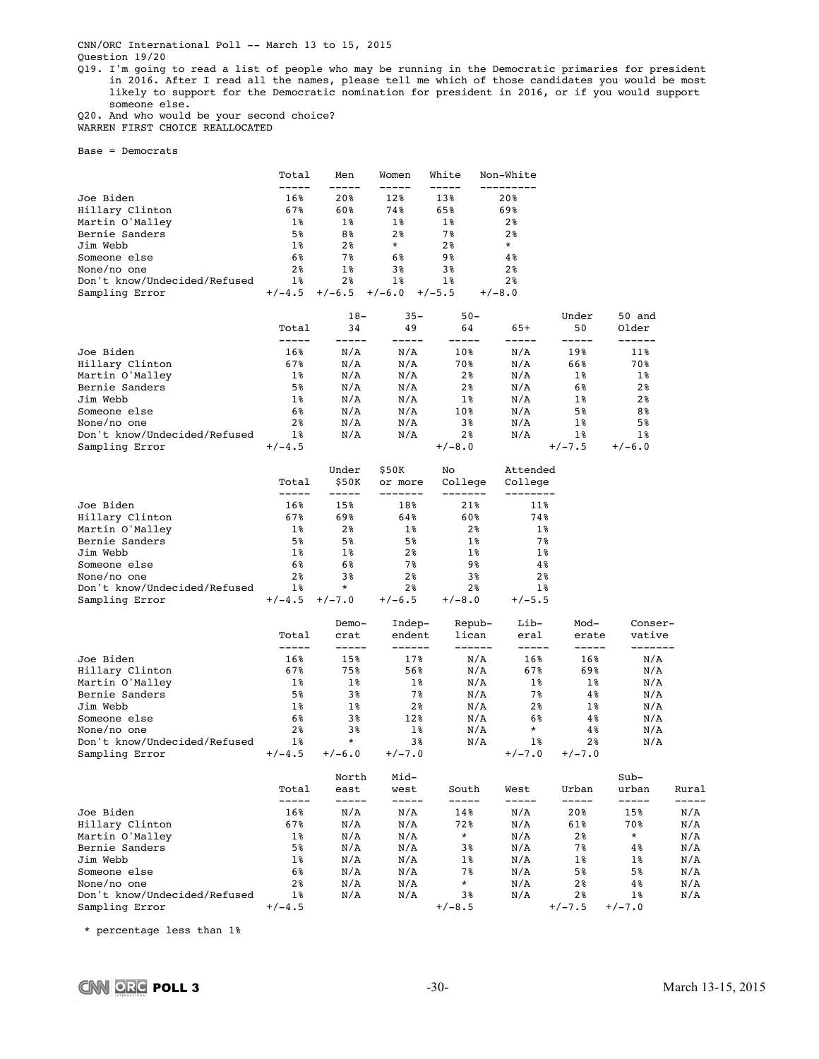CNN/ORC International Poll -- March 13 to 15, 2015
Question 19/20

Q19. I'm going to read a list of people who may be running in the Democratic primaries for president in 2016. After I read all the names, please tell me which of those candidates you would be most likely to support for the Democratic nomination for president in 2016, or if you would support someone else.

Q20. And who would be your second choice?

WARREN FIRST CHOICE REALLOCATED

Base = Democrats

| | Total | Men | Women | White | Non-White |
|---|---|---|---|---|---|
| Joe Biden | 16% | 20% | 12% | 13% | 20% |
| Hillary Clinton | 67% | 60% | 74% | 65% | 69% |
| Martin O'Malley | 1% | 1% | 1% | 1% | 2% |
| Bernie Sanders | 5% | 8% | 2% | 7% | 2% |
| Jim Webb | 1% | 2% | * | 2% | * |
| Someone else | 6% | 7% | 6% | 9% | 4% |
| None/no one | 2% | 1% | 3% | 3% | 2% |
| Don't know/Undecided/Refused | 1% | 2% | 1% | 1% | 2% |
| Sampling Error | +/-4.5 | +/-6.5 | +/-6.0 | +/-5.5 | +/-8.0 |

| | Total | 18-34 | 35-49 | 50-64 | 65+ | Under 50 | 50 and Older |
|---|---|---|---|---|---|---|---|
| Joe Biden | 16% | N/A | N/A | 10% | N/A | 19% | 11% |
| Hillary Clinton | 67% | N/A | N/A | 70% | N/A | 66% | 70% |
| Martin O'Malley | 1% | N/A | N/A | 2% | N/A | 1% | 1% |
| Bernie Sanders | 5% | N/A | N/A | 2% | N/A | 6% | 2% |
| Jim Webb | 1% | N/A | N/A | 1% | N/A | 1% | 2% |
| Someone else | 6% | N/A | N/A | 10% | N/A | 5% | 8% |
| None/no one | 2% | N/A | N/A | 3% | N/A | 1% | 5% |
| Don't know/Undecided/Refused | 1% | N/A | N/A | 2% | N/A | 1% | 1% |
| Sampling Error | +/-4.5 | | | +/-8.0 | | +/-7.5 | +/-6.0 |

| | Total | Under $50K | $50K or more | No College | Attended College |
|---|---|---|---|---|---|
| Joe Biden | 16% | 15% | 18% | 21% | 11% |
| Hillary Clinton | 67% | 69% | 64% | 60% | 74% |
| Martin O'Malley | 1% | 2% | 1% | 2% | 1% |
| Bernie Sanders | 5% | 5% | 5% | 1% | 7% |
| Jim Webb | 1% | 1% | 2% | 1% | 1% |
| Someone else | 6% | 6% | 7% | 9% | 4% |
| None/no one | 2% | 3% | 2% | 3% | 2% |
| Don't know/Undecided/Refused | 1% | * | 2% | 2% | 1% |
| Sampling Error | +/-4.5 | +/-7.0 | +/-6.5 | +/-8.0 | +/-5.5 |

| | Total | Democrat | Independent | Republican | Liberal | Moderate | Conservative |
|---|---|---|---|---|---|---|---|
| Joe Biden | 16% | 15% | 17% | N/A | 16% | 16% | N/A |
| Hillary Clinton | 67% | 75% | 56% | N/A | 67% | 69% | N/A |
| Martin O'Malley | 1% | 1% | 1% | N/A | 1% | 1% | N/A |
| Bernie Sanders | 5% | 3% | 7% | N/A | 7% | 4% | N/A |
| Jim Webb | 1% | 1% | 2% | N/A | 2% | 1% | N/A |
| Someone else | 6% | 3% | 12% | N/A | 6% | 4% | N/A |
| None/no one | 2% | 3% | 1% | N/A | * | 4% | N/A |
| Don't know/Undecided/Refused | 1% | * | 3% | N/A | 1% | 2% | N/A |
| Sampling Error | +/-4.5 | +/-6.0 | +/-7.0 | | +/-7.0 | +/-7.0 | |

| | Total | North east | Mid-west | South | West | Urban | Sub-urban | Rural |
|---|---|---|---|---|---|---|---|---|
| Joe Biden | 16% | N/A | N/A | 14% | N/A | 20% | 15% | N/A |
| Hillary Clinton | 67% | N/A | N/A | 72% | N/A | 61% | 70% | N/A |
| Martin O'Malley | 1% | N/A | N/A | * | N/A | 2% | * | N/A |
| Bernie Sanders | 5% | N/A | N/A | 3% | N/A | 7% | 4% | N/A |
| Jim Webb | 1% | N/A | N/A | 1% | N/A | 1% | 1% | N/A |
| Someone else | 6% | N/A | N/A | 7% | N/A | 5% | 5% | N/A |
| None/no one | 2% | N/A | N/A | * | N/A | 2% | 4% | N/A |
| Don't know/Undecided/Refused | 1% | N/A | N/A | 3% | N/A | 2% | 1% | N/A |
| Sampling Error | +/-4.5 | | | +/-8.5 | | +/-7.5 | +/-7.0 | |

\* percentage less than 1%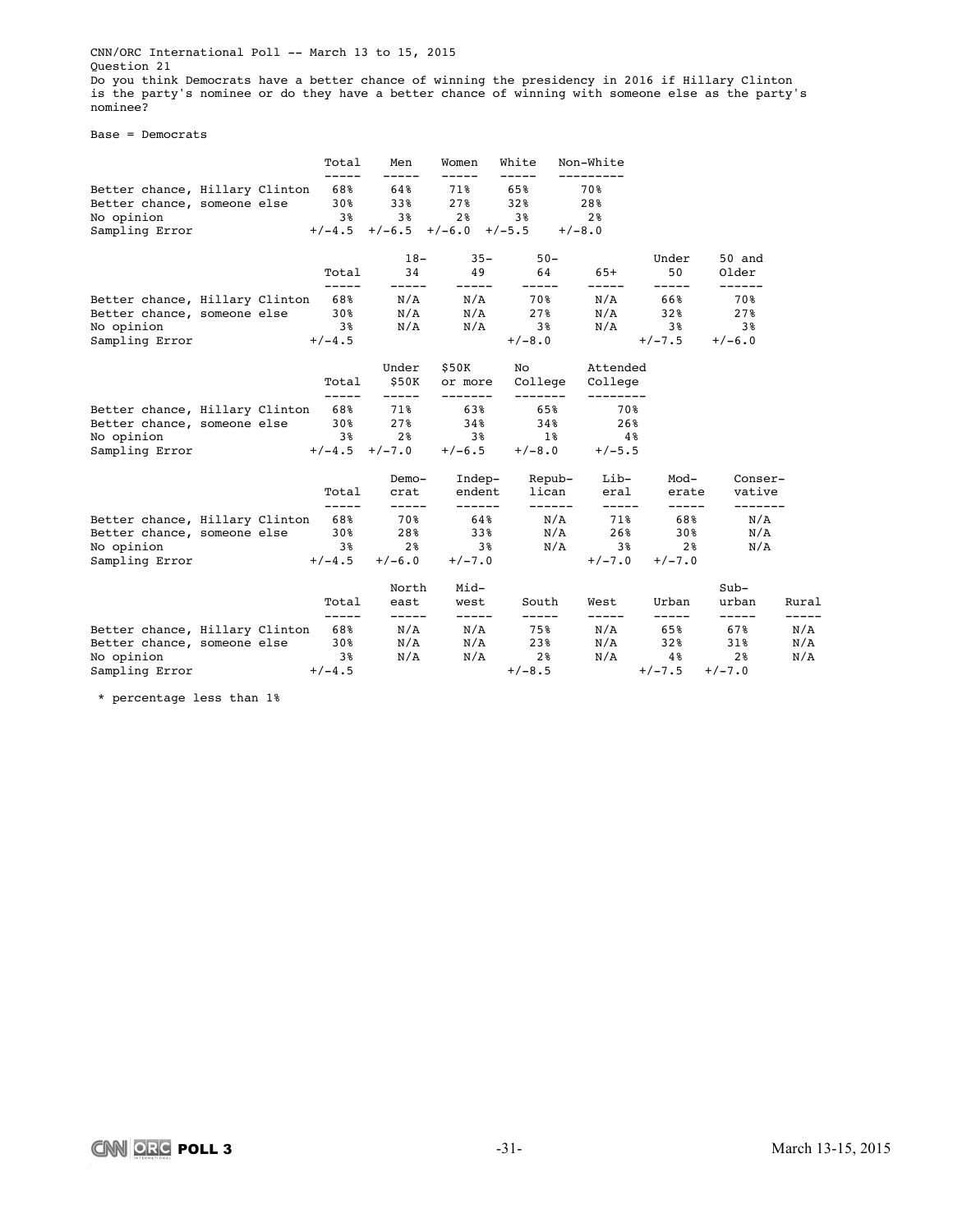CNN/ORC International Poll -- March 13 to 15, 2015
Question 21
Do you think Democrats have a better chance of winning the presidency in 2016 if Hillary Clinton is the party's nominee or do they have a better chance of winning with someone else as the party's nominee?

Base = Democrats

| | Total | Men | Women | White | Non-White |
|---|---|---|---|---|---|
| Better chance, Hillary Clinton | 68% | 64% | 71% | 65% | 70% |
| Better chance, someone else | 30% | 33% | 27% | 32% | 28% |
| No opinion | 3% | 3% | 2% | 3% | 2% |
| Sampling Error | +/-4.5 | +/-6.5 | +/-6.0 | +/-5.5 | +/-8.0 |

| | Total | 18-34 | 35-49 | 50-64 | 65+ | Under 50 | 50 and Older |
|---|---|---|---|---|---|---|---|
| Better chance, Hillary Clinton | 68% | N/A | N/A | 70% | N/A | 66% | 70% |
| Better chance, someone else | 30% | N/A | N/A | 27% | N/A | 32% | 27% |
| No opinion | 3% | N/A | N/A | 3% | N/A | 3% | 3% |
| Sampling Error | +/-4.5 | | | +/-8.0 | | +/-7.5 | +/-6.0 |

| | Total | Under $50K | $50K or more | No College | Attended College |
|---|---|---|---|---|---|
| Better chance, Hillary Clinton | 68% | 71% | 63% | 65% | 70% |
| Better chance, someone else | 30% | 27% | 34% | 34% | 26% |
| No opinion | 3% | 2% | 3% | 1% | 4% |
| Sampling Error | +/-4.5 | +/-7.0 | +/-6.5 | +/-8.0 | +/-5.5 |

| | Total | Democrat | Independent | Republican | Liberal | Moderate | Conservative |
|---|---|---|---|---|---|---|---|
| Better chance, Hillary Clinton | 68% | 70% | 64% | N/A | 71% | 68% | N/A |
| Better chance, someone else | 30% | 28% | 33% | N/A | 26% | 30% | N/A |
| No opinion | 3% | 2% | 3% | N/A | 3% | 2% | N/A |
| Sampling Error | +/-4.5 | +/-6.0 | +/-7.0 | | +/-7.0 | +/-7.0 | |

| | Total | North east | Midwest | South | West | Urban | Suburban | Rural |
|---|---|---|---|---|---|---|---|---|
| Better chance, Hillary Clinton | 68% | N/A | N/A | 75% | N/A | 65% | 67% | N/A |
| Better chance, someone else | 30% | N/A | N/A | 23% | N/A | 32% | 31% | N/A |
| No opinion | 3% | N/A | N/A | 2% | N/A | 4% | 2% | N/A |
| Sampling Error | +/-4.5 | | | +/-8.5 | | +/-7.5 | +/-7.0 | |

* percentage less than 1%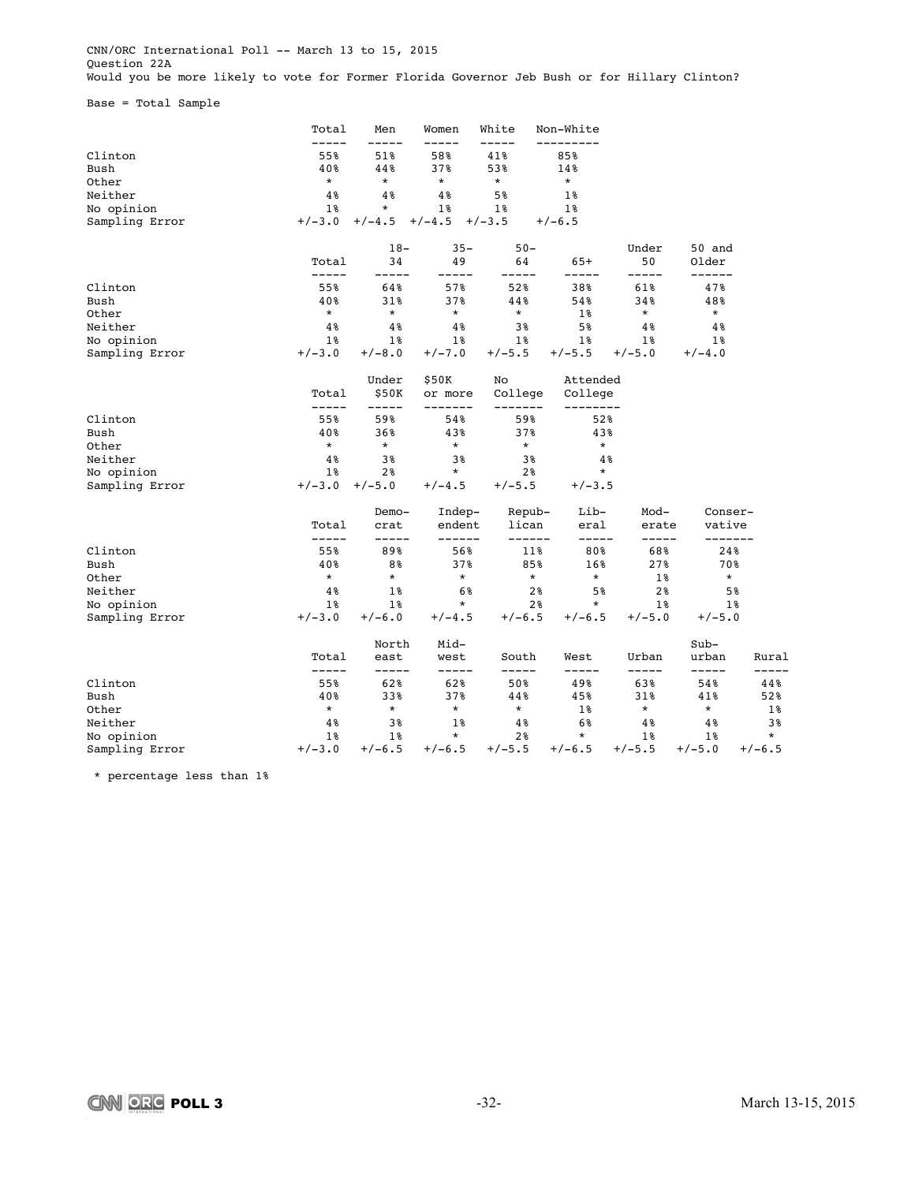CNN/ORC International Poll -- March 13 to 15, 2015
Question 22A
Would you be more likely to vote for Former Florida Governor Jeb Bush or for Hillary Clinton?

Base = Total Sample

| | Total | Men | Women | White | Non-White |
|---|---|---|---|---|---|
| Clinton | 55% | 51% | 58% | 41% | 85% |
| Bush | 40% | 44% | 37% | 53% | 14% |
| Other | * | * | * | * | * |
| Neither | 4% | 4% | 4% | 5% | 1% |
| No opinion | 1% | * | 1% | 1% | 1% |
| Sampling Error | +/-3.0 | +/-4.5 | +/-4.5 | +/-3.5 | +/-6.5 |

| | Total | 18-34 | 35-49 | 50-64 | 65+ | Under 50 | 50 and Older |
|---|---|---|---|---|---|---|---|
| Clinton | 55% | 64% | 57% | 52% | 38% | 61% | 47% |
| Bush | 40% | 31% | 37% | 44% | 54% | 34% | 48% |
| Other | * | * | * | * | 1% | * | * |
| Neither | 4% | 4% | 4% | 3% | 5% | 4% | 4% |
| No opinion | 1% | 1% | 1% | 1% | 1% | 1% | 1% |
| Sampling Error | +/-3.0 | +/-8.0 | +/-7.0 | +/-5.5 | +/-5.5 | +/-5.0 | +/-4.0 |

| | Total | Under $50K | $50K or more | No College | Attended College |
|---|---|---|---|---|---|
| Clinton | 55% | 59% | 54% | 59% | 52% |
| Bush | 40% | 36% | 43% | 37% | 43% |
| Other | * | * | * | * | * |
| Neither | 4% | 3% | 3% | 3% | 4% |
| No opinion | 1% | 2% | * | 2% | * |
| Sampling Error | +/-3.0 | +/-5.0 | +/-4.5 | +/-5.5 | +/-3.5 |

| | Total | Democrat | Independent | Republican | Liberal | Moderate | Conservative |
|---|---|---|---|---|---|---|---|
| Clinton | 55% | 89% | 56% | 11% | 80% | 68% | 24% |
| Bush | 40% | 8% | 37% | 85% | 16% | 27% | 70% |
| Other | * | * | * | * | * | 1% | * |
| Neither | 4% | 1% | 6% | 2% | 5% | 2% | 5% |
| No opinion | 1% | 1% | 1% | 1% | * | 1% | 1% |
| Sampling Error | +/-3.0 | +/-6.0 | +/-4.5 | +/-6.5 | +/-6.5 | +/-5.0 | +/-5.0 |

| | Total | North east | Midwest | South | West | Urban | Suburban | Rural |
|---|---|---|---|---|---|---|---|---|
| Clinton | 55% | 62% | 62% | 50% | 49% | 63% | 54% | 44% |
| Bush | 40% | 33% | 37% | 44% | 45% | 31% | 41% | 52% |
| Other | * | * | * | * | 1% | * | * | 1% |
| Neither | 4% | 3% | 1% | 4% | 6% | 4% | 4% | 3% |
| No opinion | 1% | 1% | * | 2% | * | 1% | 1% | * |
| Sampling Error | +/-3.0 | +/-6.5 | +/-6.5 | +/-5.5 | +/-6.5 | +/-5.5 | +/-5.0 | +/-6.5 |

* percentage less than 1%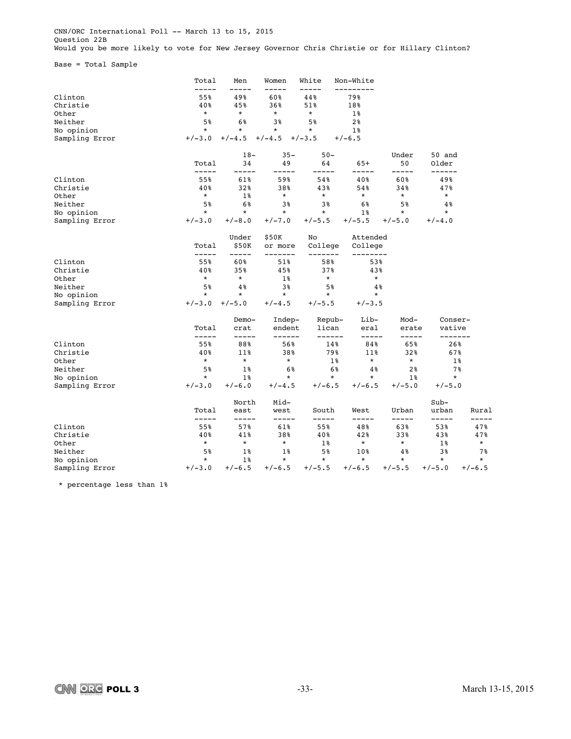CNN/ORC International Poll -- March 13 to 15, 2015
Question 22B
Would you be more likely to vote for New Jersey Governor Chris Christie or for Hillary Clinton?

Base = Total Sample

| | Total | Men | Women | White | Non-White |
|---|---|---|---|---|---|
| Clinton | 55% | 49% | 60% | 44% | 79% |
| Christie | 40% | 45% | 36% | 51% | 18% |
| Other | * | * | * | * | 1% |
| Neither | 5% | 6% | 3% | 5% | 2% |
| No opinion | * | * | * | * | 1% |
| Sampling Error | +/-3.0 | +/-4.5 | +/-4.5 | +/-3.5 | +/-6.5 |

| | Total | 18-34 | 35-49 | 50-64 | 65+ | Under 50 | 50 and Older |
|---|---|---|---|---|---|---|---|
| Clinton | 55% | 61% | 59% | 54% | 40% | 60% | 49% |
| Christie | 40% | 32% | 38% | 43% | 54% | 34% | 47% |
| Other | * | 1% | * | * | * | * | * |
| Neither | 5% | 6% | 3% | 3% | 6% | 5% | 4% |
| No opinion | * | * | * | * | 1% | * | * |
| Sampling Error | +/-3.0 | +/-8.0 | +/-7.0 | +/-5.5 | +/-5.5 | +/-5.0 | +/-4.0 |

| | Total | Under $50K | $50K or more | No College | Attended College |
|---|---|---|---|---|---|
| Clinton | 55% | 60% | 51% | 58% | 53% |
| Christie | 40% | 35% | 45% | 37% | 43% |
| Other | * | * | 1% | * | * |
| Neither | 5% | 4% | 3% | 5% | 4% |
| No opinion | * | * | * | * | * |
| Sampling Error | +/-3.0 | +/-5.0 | +/-4.5 | +/-5.5 | +/-3.5 |

| | Total | Democrat | Independent | Republican | Liberal | Moderate | Conservative |
|---|---|---|---|---|---|---|---|
| Clinton | 55% | 88% | 56% | 14% | 84% | 65% | 26% |
| Christie | 40% | 11% | 38% | 79% | 11% | 32% | 67% |
| Other | * | * | * | 1% | * | * | 1% |
| Neither | 5% | 1% | 6% | 6% | 4% | 2% | 7% |
| No opinion | * | 1% | * | * | * | 1% | * |
| Sampling Error | +/-3.0 | +/-6.0 | +/-4.5 | +/-6.5 | +/-6.5 | +/-5.0 | +/-5.0 |

| | Total | North east | Midwest | South | West | Urban | Suburban | Rural |
|---|---|---|---|---|---|---|---|---|
| Clinton | 55% | 57% | 61% | 55% | 48% | 63% | 53% | 47% |
| Christie | 40% | 41% | 38% | 40% | 42% | 33% | 43% | 47% |
| Other | * | * | * | 1% | * | * | 1% | * |
| Neither | 5% | 1% | 1% | 5% | 10% | 4% | 3% | 7% |
| No opinion | * | 1% | * | * | * | * | * | * |
| Sampling Error | +/-3.0 | +/-6.5 | +/-6.5 | +/-5.5 | +/-6.5 | +/-5.5 | +/-5.0 | +/-6.5 |

* percentage less than 1%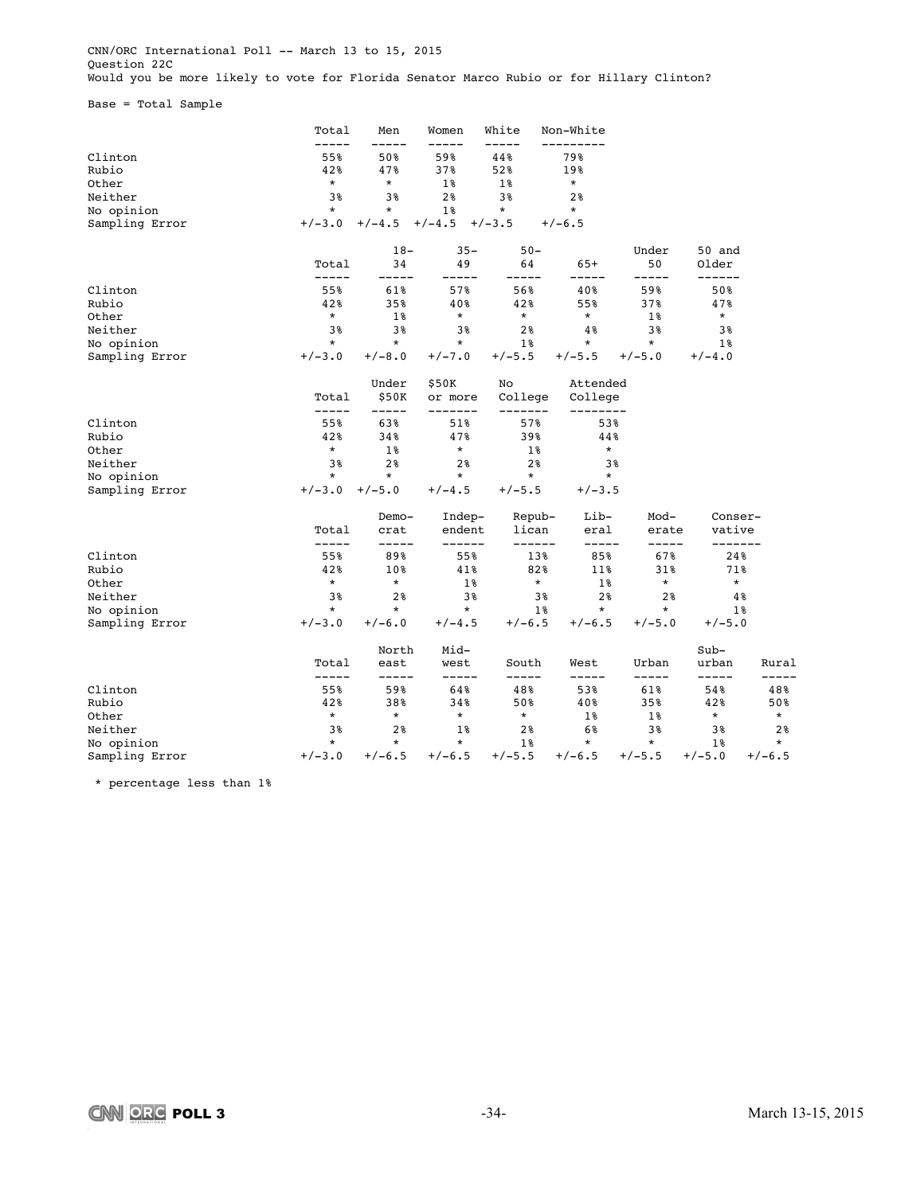CNN/ORC International Poll -- March 13 to 15, 2015
Question 22C
Would you be more likely to vote for Florida Senator Marco Rubio or for Hillary Clinton?

Base = Total Sample

| | Total | Men | Women | White | Non-White |
|---|---|---|---|---|---|
| Clinton | 55% | 50% | 59% | 44% | 79% |
| Rubio | 42% | 47% | 37% | 52% | 19% |
| Other | * | * | 1% | 1% | * |
| Neither | 3% | 3% | 2% | 3% | 2% |
| No opinion | * | * | 1% | * | * |
| Sampling Error | +/-3.0 | +/-4.5 | +/-4.5 | +/-3.5 | +/-6.5 |

| | Total | 18-34 | 35-49 | 50-64 | 65+ | Under 50 | 50 and Older |
|---|---|---|---|---|---|---|---|
| Clinton | 55% | 61% | 57% | 56% | 40% | 59% | 50% |
| Rubio | 42% | 35% | 40% | 42% | 55% | 37% | 47% |
| Other | * | 1% | * | * | * | 1% | * |
| Neither | 3% | 3% | 3% | 2% | 4% | 3% | 3% |
| No opinion | * | * | * | 1% | * | * | 1% |
| Sampling Error | +/-3.0 | +/-8.0 | +/-7.0 | +/-5.5 | +/-5.5 | +/-5.0 | +/-4.0 |

| | Total | Under $50K | $50K or more | No College | Attended College |
|---|---|---|---|---|---|
| Clinton | 55% | 63% | 51% | 57% | 53% |
| Rubio | 42% | 34% | 47% | 39% | 44% |
| Other | * | 1% | * | 1% | * |
| Neither | 3% | 2% | 2% | 2% | 3% |
| No opinion | * | * | * | * | * |
| Sampling Error | +/-3.0 | +/-5.0 | +/-4.5 | +/-5.5 | +/-3.5 |

| | Total | Democrat | Independent | Republican | Liberal | Moderate | Conservative |
|---|---|---|---|---|---|---|---|
| Clinton | 55% | 89% | 55% | 13% | 85% | 67% | 24% |
| Rubio | 42% | 10% | 41% | 82% | 11% | 31% | 71% |
| Other | * | * | 1% | * | 1% | * | * |
| Neither | 3% | 2% | 3% | 3% | 2% | 2% | 4% |
| No opinion | * | * | * | 1% | * | * | 1% |
| Sampling Error | +/-3.0 | +/-6.0 | +/-4.5 | +/-6.5 | +/-6.5 | +/-5.0 | +/-5.0 |

| | Total | North east | Midwest | South | West | Urban | Suburban | Rural |
|---|---|---|---|---|---|---|---|---|
| Clinton | 55% | 59% | 64% | 48% | 53% | 61% | 54% | 48% |
| Rubio | 42% | 38% | 34% | 50% | 40% | 35% | 42% | 50% |
| Other | * | * | * | * | 1% | 1% | * | * |
| Neither | 3% | 2% | 1% | 2% | 6% | 3% | 3% | 2% |
| No opinion | * | * | * | 1% | * | * | 1% | * |
| Sampling Error | +/-3.0 | +/-6.5 | +/-6.5 | +/-5.5 | +/-6.5 | +/-5.5 | +/-5.0 | +/-6.5 |

\* percentage less than 1%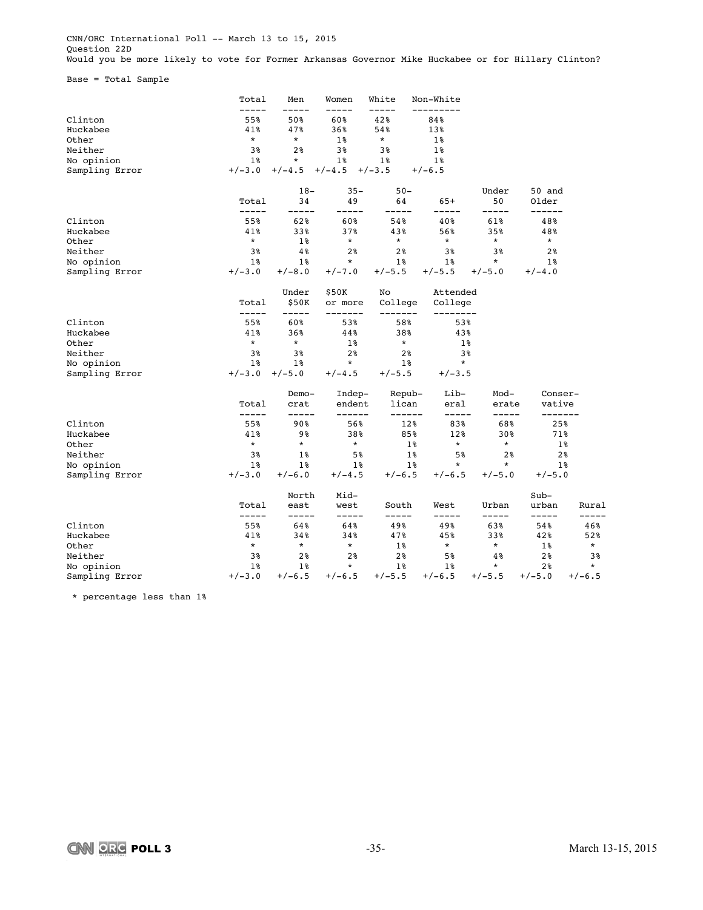CNN/ORC International Poll -- March 13 to 15, 2015
Question 22D
Would you be more likely to vote for Former Arkansas Governor Mike Huckabee or for Hillary Clinton?

Base = Total Sample

| | Total | Men | Women | White | Non-White |
|---|---|---|---|---|---|
| Clinton | 55% | 50% | 60% | 42% | 84% |
| Huckabee | 41% | 47% | 36% | 54% | 13% |
| Other | * | * | 1% | * | 1% |
| Neither | 3% | 2% | 3% | 3% | 1% |
| No opinion | 1% | * | 1% | 1% | 1% |
| Sampling Error | +/-3.0 | +/-4.5 | +/-4.5 | +/-3.5 | +/-6.5 |

| | Total | 18-34 | 35-49 | 50-64 | 65+ | Under 50 | 50 and Older |
|---|---|---|---|---|---|---|---|
| Clinton | 55% | 62% | 60% | 54% | 40% | 61% | 48% |
| Huckabee | 41% | 33% | 37% | 43% | 56% | 35% | 48% |
| Other | * | 1% | * | * | * | * | * |
| Neither | 3% | 4% | 2% | 2% | 3% | 3% | 2% |
| No opinion | 1% | 1% | * | 1% | 1% | * | 1% |
| Sampling Error | +/-3.0 | +/-8.0 | +/-7.0 | +/-5.5 | +/-5.5 | +/-5.0 | +/-4.0 |

| | Total | Under $50K | $50K or more | No College | Attended College |
|---|---|---|---|---|---|
| Clinton | 55% | 60% | 53% | 58% | 53% |
| Huckabee | 41% | 36% | 44% | 38% | 43% |
| Other | * | * | 1% | * | 1% |
| Neither | 3% | 3% | 2% | 2% | 3% |
| No opinion | 1% | 1% | * | 1% | * |
| Sampling Error | +/-3.0 | +/-5.0 | +/-4.5 | +/-5.5 | +/-3.5 |

| | Total | Democrat | Independent | Republican | Liberal | Moderate | Conservative |
|---|---|---|---|---|---|---|---|
| Clinton | 55% | 90% | 56% | 12% | 83% | 68% | 25% |
| Huckabee | 41% | 9% | 38% | 85% | 12% | 30% | 71% |
| Other | * | * | * | 1% | * | * | 1% |
| Neither | 3% | 1% | 5% | 1% | 5% | 2% | 2% |
| No opinion | 1% | 1% | 1% | 1% | * | * | 1% |
| Sampling Error | +/-3.0 | +/-6.0 | +/-4.5 | +/-6.5 | +/-6.5 | +/-5.0 | +/-5.0 |

| | Total | North east | Midwest | South | West | Urban | Suburban | Rural |
|---|---|---|---|---|---|---|---|---|
| Clinton | 55% | 64% | 64% | 49% | 49% | 63% | 54% | 46% |
| Huckabee | 41% | 34% | 34% | 47% | 45% | 33% | 42% | 52% |
| Other | * | * | * | 1% | * | * | 1% | * |
| Neither | 3% | 2% | 2% | 2% | 5% | 4% | 2% | 3% |
| No opinion | 1% | 1% | * | 1% | 1% | * | 2% | * |
| Sampling Error | +/-3.0 | +/-6.5 | +/-6.5 | +/-5.5 | +/-6.5 | +/-5.5 | +/-5.0 | +/-6.5 |

* percentage less than 1%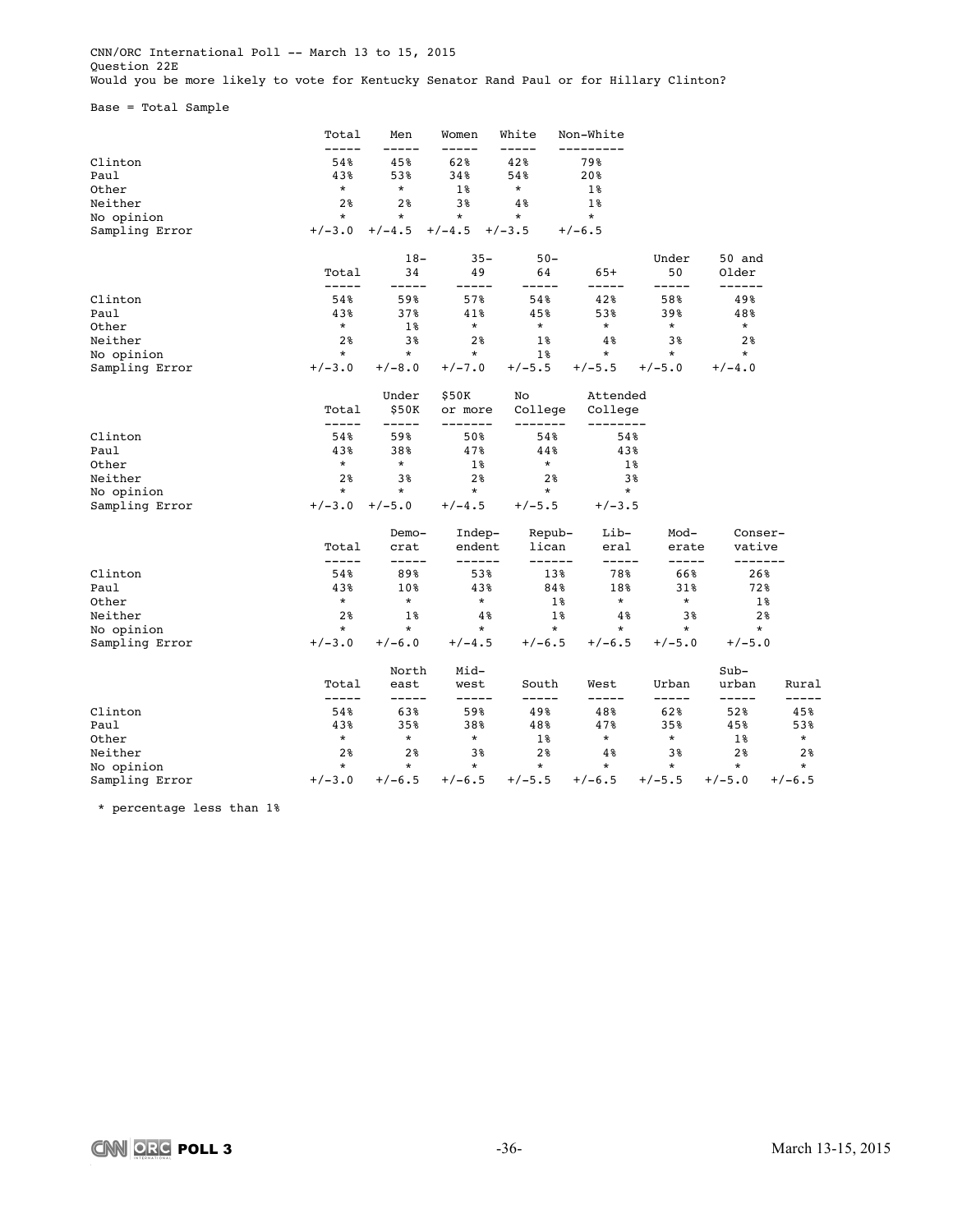CNN/ORC International Poll -- March 13 to 15, 2015
Question 22E
Would you be more likely to vote for Kentucky Senator Rand Paul or for Hillary Clinton?

Base = Total Sample

| | Total | Men | Women | White | Non-White |
|---|---|---|---|---|---|
| Clinton | 54% | 45% | 62% | 42% | 79% |
| Paul | 43% | 53% | 34% | 54% | 20% |
| Other | * | * | 1% | * | 1% |
| Neither | 2% | 2% | 3% | 4% | 1% |
| No opinion | * | * | * | * | * |
| Sampling Error | +/-3.0 | +/-4.5 | +/-4.5 | +/-3.5 | +/-6.5 |

| | Total | 18-34 | 35-49 | 50-64 | 65+ | Under 50 | 50 and Older |
|---|---|---|---|---|---|---|---|
| Clinton | 54% | 59% | 57% | 54% | 42% | 58% | 49% |
| Paul | 43% | 37% | 41% | 45% | 53% | 39% | 48% |
| Other | * | 1% | * | * | * | * | * |
| Neither | 2% | 3% | 2% | 1% | 4% | 3% | 2% |
| No opinion | * | * | * | 1% | * | * | * |
| Sampling Error | +/-3.0 | +/-8.0 | +/-7.0 | +/-5.5 | +/-5.5 | +/-5.0 | +/-4.0 |

| | Total | Under $50K | $50K or more | No College | Attended College |
|---|---|---|---|---|---|
| Clinton | 54% | 59% | 50% | 54% | 54% |
| Paul | 43% | 38% | 47% | 44% | 43% |
| Other | * | * | 1% | * | 1% |
| Neither | 2% | 3% | 2% | 2% | 3% |
| No opinion | * | * | * | * | * |
| Sampling Error | +/-3.0 | +/-5.0 | +/-4.5 | +/-5.5 | +/-3.5 |

| | Total | Democrat | Independent | Republican | Liberal | Moderate | Conservative |
|---|---|---|---|---|---|---|---|
| Clinton | 54% | 89% | 53% | 13% | 78% | 66% | 26% |
| Paul | 43% | 10% | 43% | 84% | 18% | 31% | 72% |
| Other | * | * | * | 1% | * | * | 1% |
| Neither | 2% | 1% | 4% | 1% | 4% | 3% | 2% |
| No opinion | * | * | * | * | * | * | * |
| Sampling Error | +/-3.0 | +/-6.0 | +/-4.5 | +/-6.5 | +/-6.5 | +/-5.0 | +/-5.0 |

| | Total | Northeast | Midwest | South | West | Urban | Suburban | Rural |
|---|---|---|---|---|---|---|---|---|
| Clinton | 54% | 63% | 59% | 49% | 48% | 62% | 52% | 45% |
| Paul | 43% | 35% | 38% | 48% | 47% | 35% | 45% | 53% |
| Other | * | * | * | 1% | * | * | 1% | * |
| Neither | 2% | 2% | 3% | 2% | 4% | 3% | 2% | 2% |
| No opinion | * | * | * | * | * | * | * | * |
| Sampling Error | +/-3.0 | +/-6.5 | +/-6.5 | +/-5.5 | +/-6.5 | +/-5.5 | +/-5.0 | +/-6.5 |

\* percentage less than 1%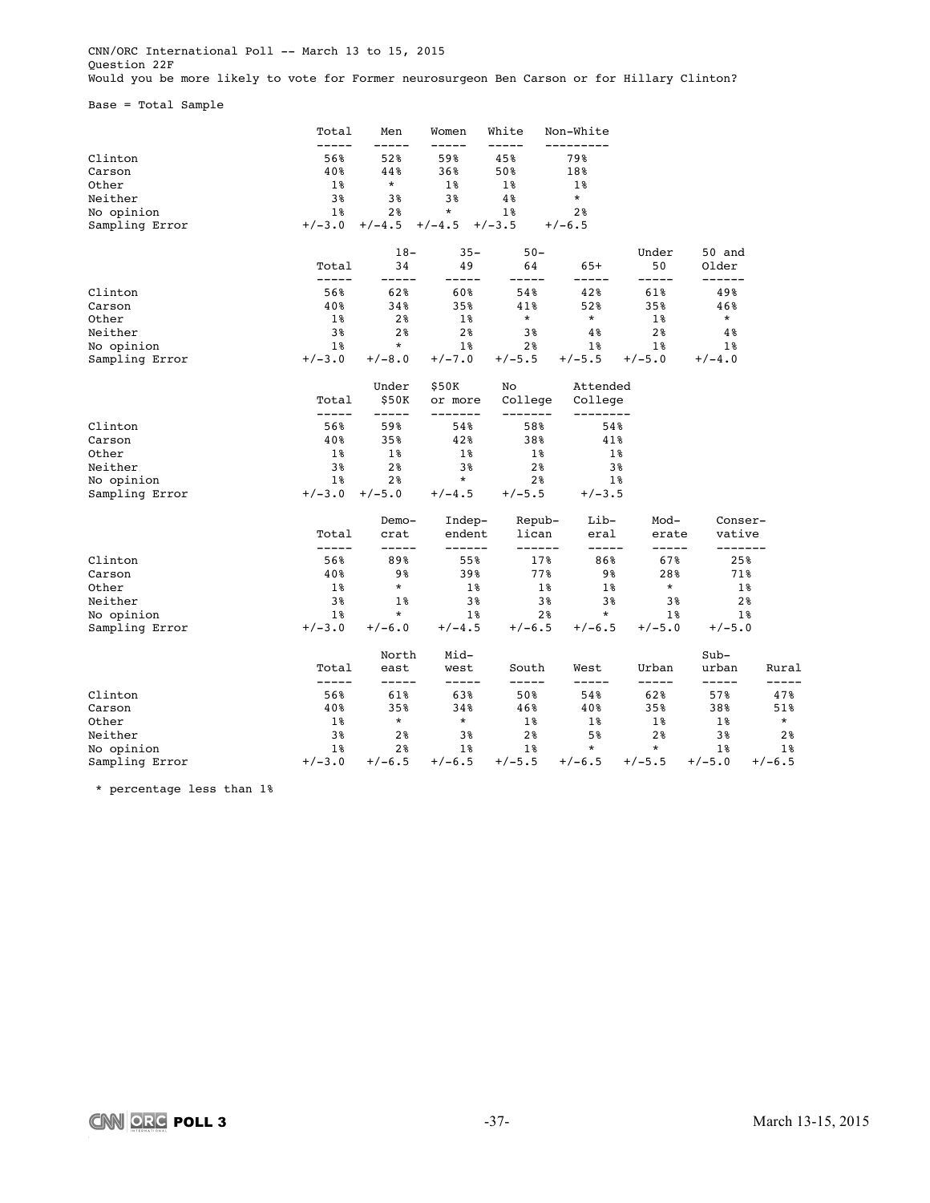CNN/ORC International Poll -- March 13 to 15, 2015
Question 22F
Would you be more likely to vote for Former neurosurgeon Ben Carson or for Hillary Clinton?

Base = Total Sample

| | Total | Men | Women | White | Non-White |
|---|---|---|---|---|---|
| Clinton | 56% | 52% | 59% | 45% | 79% |
| Carson | 40% | 44% | 36% | 50% | 18% |
| Other | 1% | * | 1% | 1% | 1% |
| Neither | 3% | 3% | 3% | 4% | * |
| No opinion | 1% | 2% | * | 1% | 2% |
| Sampling Error | +/-3.0 | +/-4.5 | +/-4.5 | +/-3.5 | +/-6.5 |

| | Total | 18-34 | 35-49 | 50-64 | 65+ | Under 50 | 50 and Older |
|---|---|---|---|---|---|---|---|
| Clinton | 56% | 62% | 60% | 54% | 42% | 61% | 49% |
| Carson | 40% | 34% | 35% | 41% | 52% | 35% | 46% |
| Other | 1% | 2% | 1% | * | * | 1% | * |
| Neither | 3% | 2% | 2% | 3% | 4% | 2% | 4% |
| No opinion | 1% | * | 1% | 2% | 1% | 1% | 1% |
| Sampling Error | +/-3.0 | +/-8.0 | +/-7.0 | +/-5.5 | +/-5.5 | +/-5.0 | +/-4.0 |

| | Total | Under $50K | $50K or more | No College | Attended College |
|---|---|---|---|---|---|
| Clinton | 56% | 59% | 54% | 58% | 54% |
| Carson | 40% | 35% | 42% | 38% | 41% |
| Other | 1% | 1% | 1% | 1% | 1% |
| Neither | 3% | 2% | 3% | 2% | 3% |
| No opinion | 1% | 2% | * | 2% | 1% |
| Sampling Error | +/-3.0 | +/-5.0 | +/-4.5 | +/-5.5 | +/-3.5 |

| | Total | Democrat | Independent | Republican | Liberal | Moderate | Conservative |
|---|---|---|---|---|---|---|---|
| Clinton | 56% | 89% | 55% | 17% | 86% | 67% | 25% |
| Carson | 40% | 9% | 39% | 77% | 9% | 28% | 71% |
| Other | 1% | * | 1% | 1% | 1% | * | 1% |
| Neither | 3% | 1% | 3% | 3% | 3% | 3% | 2% |
| No opinion | 1% | * | 1% | 2% | * | 1% | 1% |
| Sampling Error | +/-3.0 | +/-6.0 | +/-4.5 | +/-6.5 | +/-6.5 | +/-5.0 | +/-5.0 |

| | Total | North east | Midwest | South | West | Urban | Suburban | Rural |
|---|---|---|---|---|---|---|---|---|
| Clinton | 56% | 61% | 63% | 50% | 54% | 62% | 57% | 47% |
| Carson | 40% | 35% | 34% | 46% | 40% | 35% | 38% | 51% |
| Other | 1% | * | * | 1% | 1% | 1% | 1% | * |
| Neither | 3% | 2% | 3% | 2% | 5% | 2% | 3% | 2% |
| No opinion | 1% | 2% | 1% | 1% | * | * | 1% | 1% |
| Sampling Error | +/-3.0 | +/-6.5 | +/-6.5 | +/-5.5 | +/-6.5 | +/-5.5 | +/-5.0 | +/-6.5 |

\* percentage less than 1%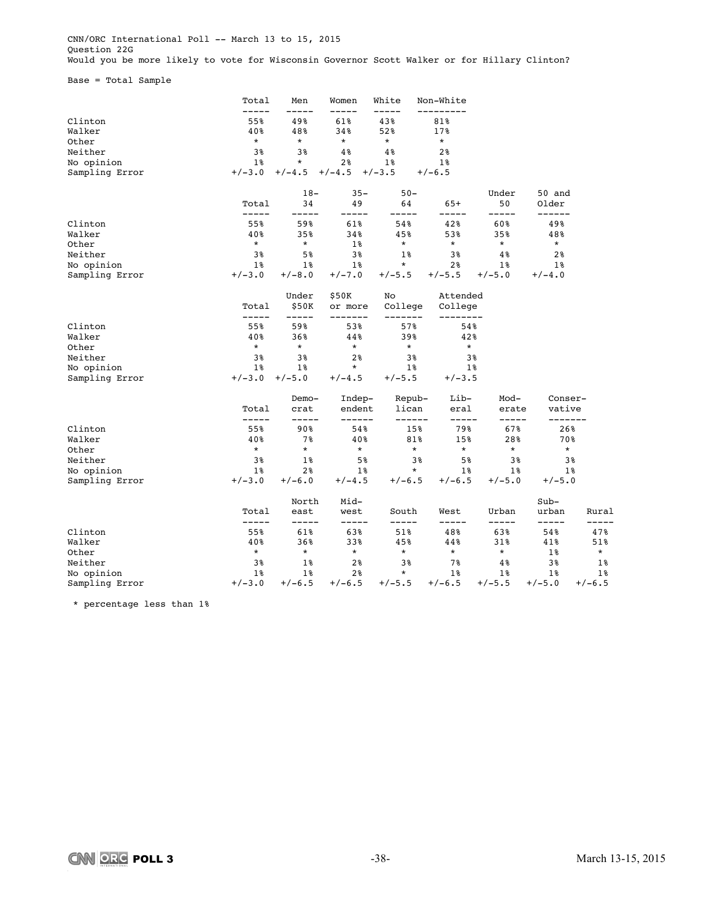CNN/ORC International Poll -- March 13 to 15, 2015
Question 22G
Would you be more likely to vote for Wisconsin Governor Scott Walker or for Hillary Clinton?

Base = Total Sample

| | Total | Men | Women | White | Non-White |
|---|---|---|---|---|---|
| Clinton | 55% | 49% | 61% | 43% | 81% |
| Walker | 40% | 48% | 34% | 52% | 17% |
| Other | * | * | * | * | * |
| Neither | 3% | 3% | 4% | 4% | 2% |
| No opinion | 1% | * | 2% | 1% | 1% |
| Sampling Error | +/-3.0 | +/-4.5 | +/-4.5 | +/-3.5 | +/-6.5 |

| | Total | 18-34 | 35-49 | 50-64 | 65+ | Under 50 | 50 and Older |
|---|---|---|---|---|---|---|---|
| Clinton | 55% | 59% | 61% | 54% | 42% | 60% | 49% |
| Walker | 40% | 35% | 34% | 45% | 53% | 35% | 48% |
| Other | * | * | 1% | * | * | * | * |
| Neither | 3% | 5% | 3% | 1% | 3% | 4% | 2% |
| No opinion | 1% | 1% | 1% | * | 2% | 1% | 1% |
| Sampling Error | +/-3.0 | +/-8.0 | +/-7.0 | +/-5.5 | +/-5.5 | +/-5.0 | +/-4.0 |

| | Total | Under $50K | $50K or more | No College | Attended College |
|---|---|---|---|---|---|
| Clinton | 55% | 59% | 53% | 57% | 54% |
| Walker | 40% | 36% | 44% | 39% | 42% |
| Other | * | * | * | * | * |
| Neither | 3% | 3% | 2% | 3% | 3% |
| No opinion | 1% | 1% | * | 1% | 1% |
| Sampling Error | +/-3.0 | +/-5.0 | +/-4.5 | +/-5.5 | +/-3.5 |

| | Total | Democrat | Independent | Republican | Liberal | Moderate | Conservative |
|---|---|---|---|---|---|---|---|
| Clinton | 55% | 90% | 54% | 15% | 79% | 67% | 26% |
| Walker | 40% | 7% | 40% | 81% | 15% | 28% | 70% |
| Other | * | * | * | * | * | * | * |
| Neither | 3% | 1% | 5% | 3% | 5% | 3% | 3% |
| No opinion | 1% | 2% | 1% | * | 1% | 1% | 1% |
| Sampling Error | +/-3.0 | +/-6.0 | +/-4.5 | +/-6.5 | +/-6.5 | +/-5.0 | +/-5.0 |

| | Total | North east | Midwest | South | West | Urban | Suburban | Rural |
|---|---|---|---|---|---|---|---|---|
| Clinton | 55% | 61% | 63% | 51% | 48% | 63% | 54% | 47% |
| Walker | 40% | 36% | 33% | 45% | 44% | 31% | 41% | 51% |
| Other | * | * | * | * | * | * | 1% | * |
| Neither | 3% | 1% | 2% | 3% | 7% | 4% | 3% | 1% |
| No opinion | 1% | 1% | 2% | * | 1% | 1% | 1% | 1% |
| Sampling Error | +/-3.0 | +/-6.5 | +/-6.5 | +/-5.5 | +/-6.5 | +/-5.5 | +/-5.0 | +/-6.5 |

* percentage less than 1%